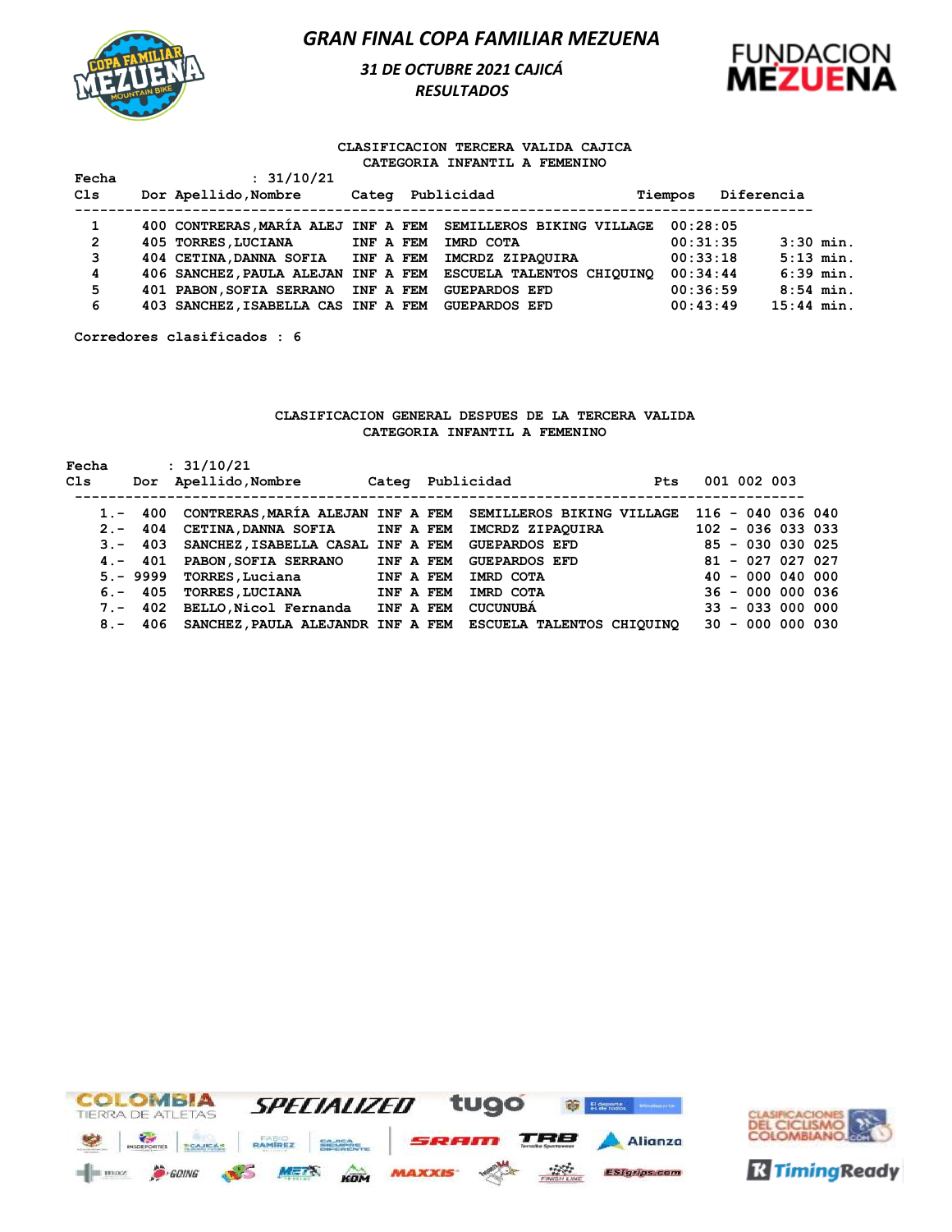# GRAN FINAL COPA FAMILIAR MEZUENA

## 31 DE OCTUBRE 2021 CAJICÁ
## RESULTADOS

### CLASIFICACION TERCERA VALIDA CAJICA
### CATEGORIA INFANTIL A FEMENINO

**Fecha : 31/10/21**

| Cls | Dor | Apellido,Nombre | Categ | Publicidad | Tiempos | Diferencia |
|---|---|---|---|---|---|---|
| 1 | 400 | CONTRERAS,MARÍA ALEJ | INF A FEM | SEMILLEROS BIKING VILLAGE | 00:28:05 | |
| 2 | 405 | TORRES,LUCIANA | INF A FEM | IMRD COTA | 00:31:35 | 3:30 min. |
| 3 | 404 | CETINA,DANNA SOFIA | INF A FEM | IMCRDZ ZIPAQUIRA | 00:33:18 | 5:13 min. |
| 4 | 406 | SANCHEZ,PAULA ALEJAN | INF A FEM | ESCUELA TALENTOS CHIQUINQ | 00:34:44 | 6:39 min. |
| 5 | 401 | PABON,SOFIA SERRANO | INF A FEM | GUEPARDOS EFD | 00:36:59 | 8:54 min. |
| 6 | 403 | SANCHEZ,ISABELLA CAS | INF A FEM | GUEPARDOS EFD | 00:43:49 | 15:44 min. |

**Corredores clasificados : 6**

### CLASIFICACION GENERAL DESPUES DE LA TERCERA VALIDA
### CATEGORIA INFANTIL A FEMENINO

**Fecha : 31/10/21**

| Cls | Dor | Apellido,Nombre | Categ | Publicidad | Pts | 001 | 002 | 003 |
|---|---|---|---|---|---|---|---|---|
| 1.- | 400 | CONTRERAS,MARÍA ALEJAN | INF A FEM | SEMILLEROS BIKING VILLAGE | 116 - | 040 | 036 | 040 |
| 2.- | 404 | CETINA,DANNA SOFIA | INF A FEM | IMCRDZ ZIPAQUIRA | 102 - | 036 | 033 | 033 |
| 3.- | 403 | SANCHEZ,ISABELLA CASAL | INF A FEM | GUEPARDOS EFD | 85 - | 030 | 030 | 025 |
| 4.- | 401 | PABON,SOFIA SERRANO | INF A FEM | GUEPARDOS EFD | 81 - | 027 | 027 | 027 |
| 5.- | 9999 | TORRES,Luciana | INF A FEM | IMRD COTA | 40 - | 000 | 040 | 000 |
| 6.- | 405 | TORRES,LUCIANA | INF A FEM | IMRD COTA | 36 - | 000 | 000 | 036 |
| 7.- | 402 | BELLO,Nicol Fernanda | INF A FEM | CUCUNUBÁ | 33 - | 033 | 000 | 000 |
| 8.- | 406 | SANCHEZ,PAULA ALEJANDR | INF A FEM | ESCUELA TALENTOS CHIQUINQ | 30 - | 000 | 000 | 030 |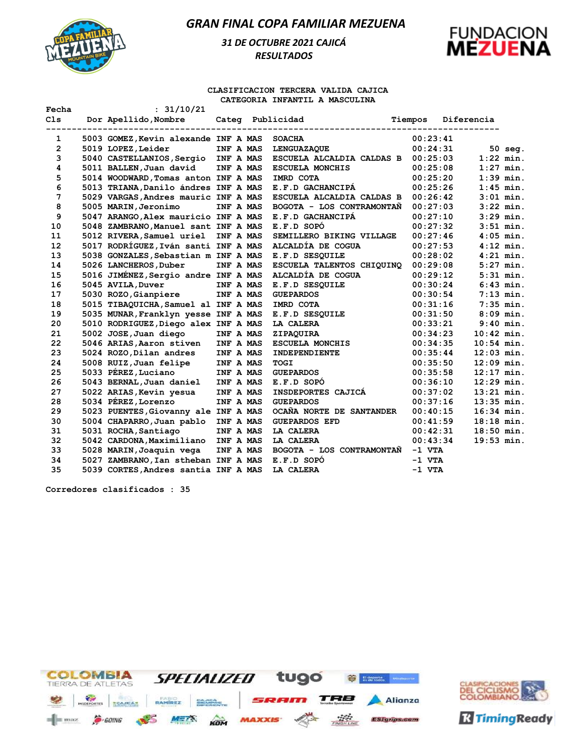# GRAN FINAL COPA FAMILIAR MEZUENA

## 31 DE OCTUBRE 2021 CAJICÁ

## RESULTADOS

**CLASIFICACION TERCERA VALIDA CAJICA**

**CATEGORIA INFANTIL A MASCULINA**

Fecha : 31/10/21

| Cls | Dor | Apellido,Nombre | Categ | Publicidad | Tiempos | Diferencia |
|---|---|---|---|---|---|---|
| 1 | 5003 | GOMEZ,Kevin alexande | INF A MAS | SOACHA | 00:23:41 | |
| 2 | 5019 | LOPEZ,Leider | INF A MAS | LENGUAZAQUE | 00:24:31 | 50 seg. |
| 3 | 5040 | CASTELLANIOS,Sergio | INF A MAS | ESCUELA ALCALDIA CALDAS B | 00:25:03 | 1:22 min. |
| 4 | 5011 | BALLEN,Juan david | INF A MAS | ESCUELA MONCHIS | 00:25:08 | 1:27 min. |
| 5 | 5014 | WOODWARD,Tomas anton | INF A MAS | IMRD COTA | 00:25:20 | 1:39 min. |
| 6 | 5013 | TRIANA,Danilo ándres | INF A MAS | E.F.D GACHANCIPÁ | 00:25:26 | 1:45 min. |
| 7 | 5029 | VARGAS,Andres mauric | INF A MAS | ESCUELA ALCALDIA CALDAS B | 00:26:42 | 3:01 min. |
| 8 | 5005 | MARIN,Jeronimo | INF A MAS | BOGOTA - LOS CONTRAMONTAÑ | 00:27:03 | 3:22 min. |
| 9 | 5047 | ARANGO,Alex mauricio | INF A MAS | E.F.D GACHANCIPÁ | 00:27:10 | 3:29 min. |
| 10 | 5048 | ZAMBRANO,Manuel sant | INF A MAS | E.F.D SOPÓ | 00:27:32 | 3:51 min. |
| 11 | 5012 | RIVERA,Samuel uriel | INF A MAS | SEMILLERO BIKING VILLAGE | 00:27:46 | 4:05 min. |
| 12 | 5017 | RODRÍGUEZ,Iván santi | INF A MAS | ALCALDÍA DE COGUA | 00:27:53 | 4:12 min. |
| 13 | 5038 | GONZALES,Sebastian m | INF A MAS | E.F.D SESQUILE | 00:28:02 | 4:21 min. |
| 14 | 5026 | LANCHEROS,Duber | INF A MAS | ESCUELA TALENTOS CHIQUINQ | 00:29:08 | 5:27 min. |
| 15 | 5016 | JIMÉNEZ,Sergio andre | INF A MAS | ALCALDÍA DE COGUA | 00:29:12 | 5:31 min. |
| 16 | 5045 | AVILA,Duver | INF A MAS | E.F.D SESQUILE | 00:30:24 | 6:43 min. |
| 17 | 5030 | ROZO,Gianpiere | INF A MAS | GUEPARDOS | 00:30:54 | 7:13 min. |
| 18 | 5015 | TIBAQUICHA,Samuel al | INF A MAS | IMRD COTA | 00:31:16 | 7:35 min. |
| 19 | 5035 | MUNAR,Franklyn yesse | INF A MAS | E.F.D SESQUILE | 00:31:50 | 8:09 min. |
| 20 | 5010 | RODRIGUEZ,Diego alex | INF A MAS | LA CALERA | 00:33:21 | 9:40 min. |
| 21 | 5002 | JOSE,Juan diego | INF A MAS | ZIPAQUIRA | 00:34:23 | 10:42 min. |
| 22 | 5046 | ARIAS,Aaron stiven | INF A MAS | ESCUELA MONCHIS | 00:34:35 | 10:54 min. |
| 23 | 5024 | ROZO,Dilan andres | INF A MAS | INDEPENDIENTE | 00:35:44 | 12:03 min. |
| 24 | 5008 | RUIZ,Juan felipe | INF A MAS | TOGI | 00:35:50 | 12:09 min. |
| 25 | 5033 | PÉREZ,Luciano | INF A MAS | GUEPARDOS | 00:35:58 | 12:17 min. |
| 26 | 5043 | BERNAL,Juan daniel | INF A MAS | E.F.D SOPÓ | 00:36:10 | 12:29 min. |
| 27 | 5022 | ARIAS,Kevin yesua | INF A MAS | INSDEPORTES CAJICÁ | 00:37:02 | 13:21 min. |
| 28 | 5034 | PÉREZ,Lorenzo | INF A MAS | GUEPARDOS | 00:37:16 | 13:35 min. |
| 29 | 5023 | PUENTES,Giovanny ale | INF A MAS | OCAÑA NORTE DE SANTANDER | 00:40:15 | 16:34 min. |
| 30 | 5004 | CHAPARRO,Juan pablo | INF A MAS | GUEPARDOS EFD | 00:41:59 | 18:18 min. |
| 31 | 5031 | ROCHA,Santiago | INF A MAS | LA CALERA | 00:42:31 | 18:50 min. |
| 32 | 5042 | CARDONA,Maximiliano | INF A MAS | LA CALERA | 00:43:34 | 19:53 min. |
| 33 | 5028 | MARIN,Joaquin vega | INF A MAS | BOGOTA - LOS CONTRAMONTAÑ | -1 VTA | |
| 34 | 5027 | ZAMBRANO,Ian stheban | INF A MAS | E.F.D SOPÓ | -1 VTA | |
| 35 | 5039 | CORTES,Andres santia | INF A MAS | LA CALERA | -1 VTA | |

Corredores clasificados : 35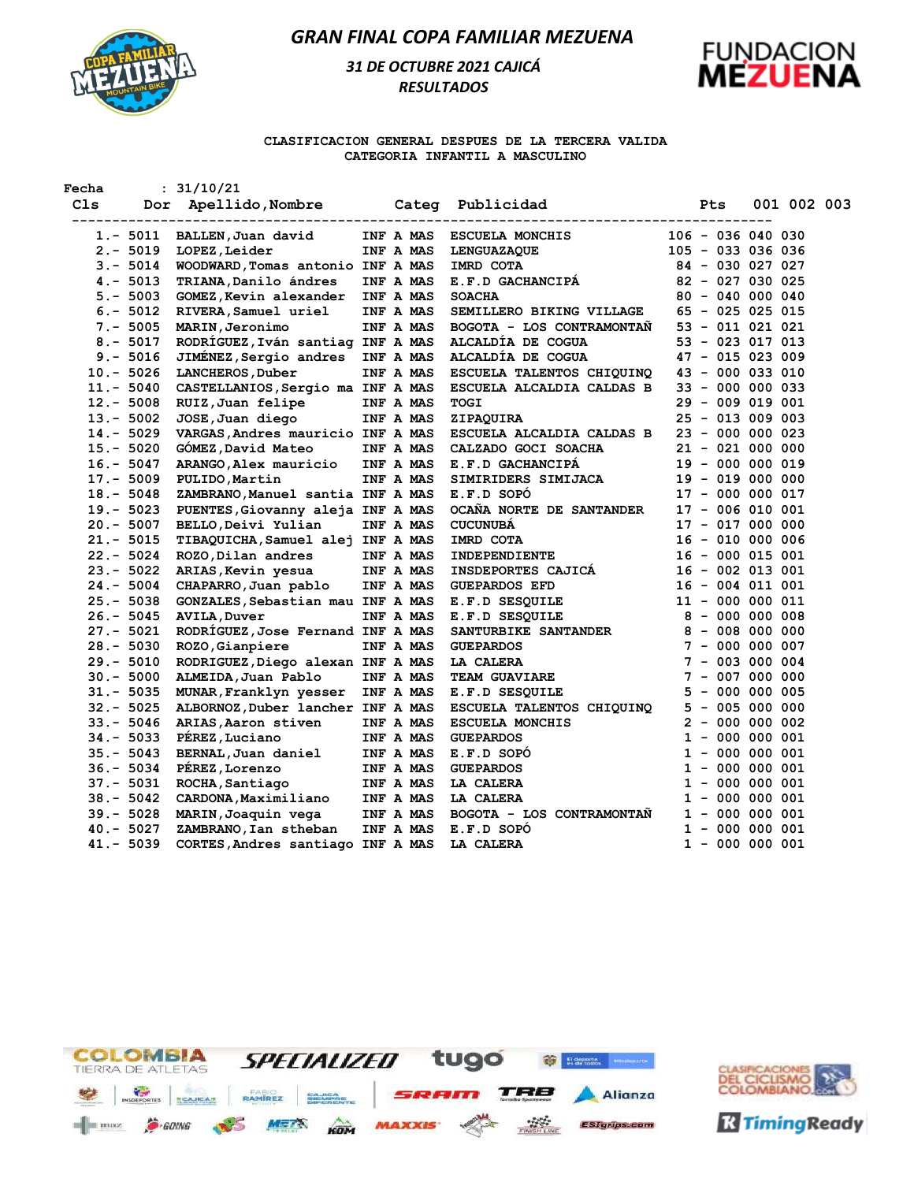# GRAN FINAL COPA FAMILIAR MEZUENA

## 31 DE OCTUBRE 2021 CAJICÁ

## RESULTADOS

**CLASIFICACION GENERAL DESPUES DE LA TERCERA VALIDA**
**CATEGORIA INFANTIL A MASCULINO**

Fecha : 31/10/21

| Cls | Dor | Apellido,Nombre | Categ | Publicidad | Pts | | 001 | 002 | 003 |
|---|---|---|---|---|---|---|---|---|---|
| 1.- | 5011 | BALLEN,Juan david | INF A MAS | ESCUELA MONCHIS | 106 | - | 036 | 040 | 030 |
| 2.- | 5019 | LOPEZ,Leider | INF A MAS | LENGUAZAQUE | 105 | - | 033 | 036 | 036 |
| 3.- | 5014 | WOODWARD,Tomas antonio | INF A MAS | IMRD COTA | 84 | - | 030 | 027 | 027 |
| 4.- | 5013 | TRIANA,Danilo ándres | INF A MAS | E.F.D GACHANCIPÁ | 82 | - | 027 | 030 | 025 |
| 5.- | 5003 | GOMEZ,Kevin alexander | INF A MAS | SOACHA | 80 | - | 040 | 000 | 040 |
| 6.- | 5012 | RIVERA,Samuel uriel | INF A MAS | SEMILLERO BIKING VILLAGE | 65 | - | 025 | 025 | 015 |
| 7.- | 5005 | MARIN,Jeronimo | INF A MAS | BOGOTA - LOS CONTRAMONTAÑ | 53 | - | 011 | 021 | 021 |
| 8.- | 5017 | RODRÍGUEZ,Iván santiag | INF A MAS | ALCALDÍA DE COGUA | 53 | - | 023 | 017 | 013 |
| 9.- | 5016 | JIMÉNEZ,Sergio andres | INF A MAS | ALCALDÍA DE COGUA | 47 | - | 015 | 023 | 009 |
| 10.- | 5026 | LANCHEROS,Duber | INF A MAS | ESCUELA TALENTOS CHIQUINQ | 43 | - | 000 | 033 | 010 |
| 11.- | 5040 | CASTELLANIOS,Sergio ma | INF A MAS | ESCUELA ALCALDIA CALDAS B | 33 | - | 000 | 000 | 033 |
| 12.- | 5008 | RUIZ,Juan felipe | INF A MAS | TOGI | 29 | - | 009 | 019 | 001 |
| 13.- | 5002 | JOSE,Juan diego | INF A MAS | ZIPAQUIRA | 25 | - | 013 | 009 | 003 |
| 14.- | 5029 | VARGAS,Andres mauricio | INF A MAS | ESCUELA ALCALDIA CALDAS B | 23 | - | 000 | 000 | 023 |
| 15.- | 5020 | GÓMEZ,David Mateo | INF A MAS | CALZADO GOCI SOACHA | 21 | - | 021 | 000 | 000 |
| 16.- | 5047 | ARANGO,Alex mauricio | INF A MAS | E.F.D GACHANCIPÁ | 19 | - | 000 | 000 | 019 |
| 17.- | 5009 | PULIDO,Martin | INF A MAS | SIMIRIDERS SIMIJACA | 19 | - | 019 | 000 | 000 |
| 18.- | 5048 | ZAMBRANO,Manuel santia | INF A MAS | E.F.D SOPÓ | 17 | - | 000 | 000 | 017 |
| 19.- | 5023 | PUENTES,Giovanny aleja | INF A MAS | OCAÑA NORTE DE SANTANDER | 17 | - | 006 | 010 | 001 |
| 20.- | 5007 | BELLO,Deivi Yulian | INF A MAS | CUCUNUBÁ | 17 | - | 017 | 000 | 000 |
| 21.- | 5015 | TIBAQUICHA,Samuel alej | INF A MAS | IMRD COTA | 16 | - | 010 | 000 | 006 |
| 22.- | 5024 | ROZO,Dilan andres | INF A MAS | INDEPENDIENTE | 16 | - | 000 | 015 | 001 |
| 23.- | 5022 | ARIAS,Kevin yesua | INF A MAS | INSDEPORTES CAJICÁ | 16 | - | 002 | 013 | 001 |
| 24.- | 5004 | CHAPARRO,Juan pablo | INF A MAS | GUEPARDOS EFD | 16 | - | 004 | 011 | 001 |
| 25.- | 5038 | GONZALES,Sebastian mau | INF A MAS | E.F.D SESQUILE | 11 | - | 000 | 000 | 011 |
| 26.- | 5045 | AVILA,Duver | INF A MAS | E.F.D SESQUILE | 8 | - | 000 | 000 | 008 |
| 27.- | 5021 | RODRÍGUEZ,Jose Fernand | INF A MAS | SANTURBIKE SANTANDER | 8 | - | 008 | 000 | 000 |
| 28.- | 5030 | ROZO,Gianpiere | INF A MAS | GUEPARDOS | 7 | - | 000 | 000 | 007 |
| 29.- | 5010 | RODRIGUEZ,Diego alexan | INF A MAS | LA CALERA | 7 | - | 003 | 000 | 004 |
| 30.- | 5000 | ALMEIDA,Juan Pablo | INF A MAS | TEAM GUAVIARE | 7 | - | 007 | 000 | 000 |
| 31.- | 5035 | MUNAR,Franklyn yesser | INF A MAS | E.F.D SESQUILE | 5 | - | 000 | 000 | 005 |
| 32.- | 5025 | ALBORNOZ,Duber lancher | INF A MAS | ESCUELA TALENTOS CHIQUINQ | 5 | - | 005 | 000 | 000 |
| 33.- | 5046 | ARIAS,Aaron stiven | INF A MAS | ESCUELA MONCHIS | 2 | - | 000 | 000 | 002 |
| 34.- | 5033 | PÉREZ,Luciano | INF A MAS | GUEPARDOS | 1 | - | 000 | 000 | 001 |
| 35.- | 5043 | BERNAL,Juan daniel | INF A MAS | E.F.D SOPÓ | 1 | - | 000 | 000 | 001 |
| 36.- | 5034 | PÉREZ,Lorenzo | INF A MAS | GUEPARDOS | 1 | - | 000 | 000 | 001 |
| 37.- | 5031 | ROCHA,Santiago | INF A MAS | LA CALERA | 1 | - | 000 | 000 | 001 |
| 38.- | 5042 | CARDONA,Maximiliano | INF A MAS | LA CALERA | 1 | - | 000 | 000 | 001 |
| 39.- | 5028 | MARIN,Joaquin vega | INF A MAS | BOGOTA - LOS CONTRAMONTAÑ | 1 | - | 000 | 000 | 001 |
| 40.- | 5027 | ZAMBRANO,Ian stheban | INF A MAS | E.F.D SOPÓ | 1 | - | 000 | 000 | 001 |
| 41.- | 5039 | CORTES,Andres santiago | INF A MAS | LA CALERA | 1 | - | 000 | 000 | 001 |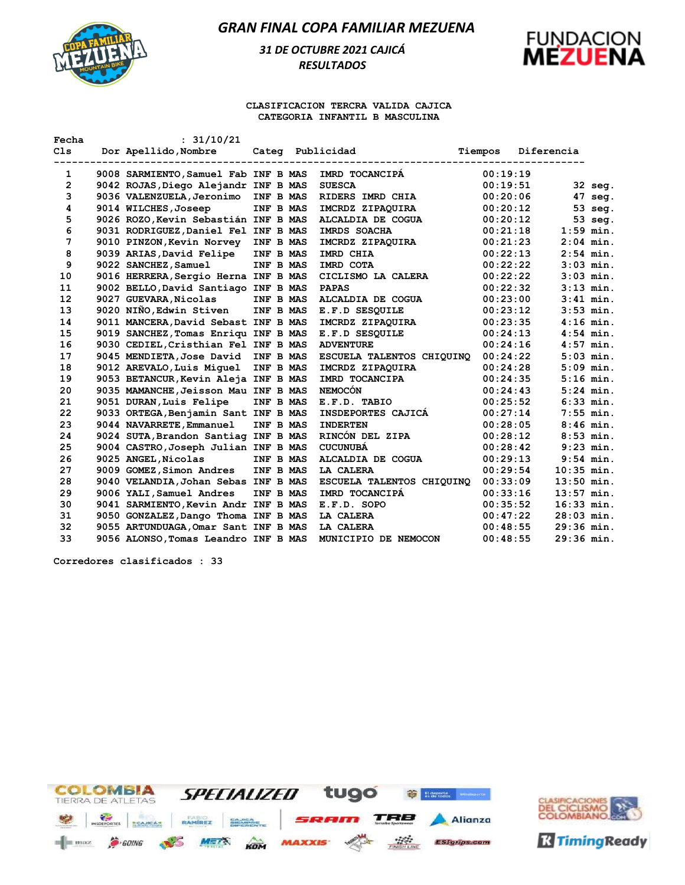# GRAN FINAL COPA FAMILIAR MEZUENA

## 31 DE OCTUBRE 2021 CAJICÁ

## RESULTADOS

**CLASIFICACION TERCRA VALIDA CAJICA**
**CATEGORIA INFANTIL B MASCULINA**

Fecha : 31/10/21

| Cls | Dor | Apellido,Nombre | Categ | Publicidad | Tiempos | Diferencia |
|---|---|---|---|---|---|---|
| 1 | 9008 | SARMIENTO,Samuel Fab | INF B MAS | IMRD TOCANCIPÁ | 00:19:19 | |
| 2 | 9042 | ROJAS,Diego Alejandr | INF B MAS | SUESCA | 00:19:51 | 32 seg. |
| 3 | 9036 | VALENZUELA,Jeronimo | INF B MAS | RIDERS IMRD CHIA | 00:20:06 | 47 seg. |
| 4 | 9014 | WILCHES,Joseep | INF B MAS | IMCRDZ ZIPAQUIRA | 00:20:12 | 53 seg. |
| 5 | 9026 | ROZO,Kevin Sebastián | INF B MAS | ALCALDIA DE COGUA | 00:20:12 | 53 seg. |
| 6 | 9031 | RODRIGUEZ,Daniel Fel | INF B MAS | IMRDS SOACHA | 00:21:18 | 1:59 min. |
| 7 | 9010 | PINZON,Kevin Norvey | INF B MAS | IMCRDZ ZIPAQUIRA | 00:21:23 | 2:04 min. |
| 8 | 9039 | ARIAS,David Felipe | INF B MAS | IMRD CHIA | 00:22:13 | 2:54 min. |
| 9 | 9022 | SANCHEZ,Samuel | INF B MAS | IMRD COTA | 00:22:22 | 3:03 min. |
| 10 | 9016 | HERRERA,Sergio Herna | INF B MAS | CICLISMO LA CALERA | 00:22:22 | 3:03 min. |
| 11 | 9002 | BELLO,David Santiago | INF B MAS | PAPAS | 00:22:32 | 3:13 min. |
| 12 | 9027 | GUEVARA,Nicolas | INF B MAS | ALCALDIA DE COGUA | 00:23:00 | 3:41 min. |
| 13 | 9020 | NIÑO,Edwin Stiven | INF B MAS | E.F.D SESQUILE | 00:23:12 | 3:53 min. |
| 14 | 9011 | MANCERA,David Sebast | INF B MAS | IMCRDZ ZIPAQUIRA | 00:23:35 | 4:16 min. |
| 15 | 9019 | SANCHEZ,Tomas Enriqu | INF B MAS | E.F.D SESQUILE | 00:24:13 | 4:54 min. |
| 16 | 9030 | CEDIEL,Cristhian Fel | INF B MAS | ADVENTURE | 00:24:16 | 4:57 min. |
| 17 | 9045 | MENDIETA,Jose David | INF B MAS | ESCUELA TALENTOS CHIQUINQ | 00:24:22 | 5:03 min. |
| 18 | 9012 | AREVALO,Luis Miguel | INF B MAS | IMCRDZ ZIPAQUIRA | 00:24:28 | 5:09 min. |
| 19 | 9053 | BETANCUR,Kevin Aleja | INF B MAS | IMRD TOCANCIPA | 00:24:35 | 5:16 min. |
| 20 | 9035 | MAMANCHE,Jeisson Mau | INF B MAS | NEMOCÓN | 00:24:43 | 5:24 min. |
| 21 | 9051 | DURAN,Luis Felipe | INF B MAS | E.F.D. TABIO | 00:25:52 | 6:33 min. |
| 22 | 9033 | ORTEGA,Benjamin Sant | INF B MAS | INSDEPORTES CAJICÁ | 00:27:14 | 7:55 min. |
| 23 | 9044 | NAVARRETE,Emmanuel | INF B MAS | INDERTEN | 00:28:05 | 8:46 min. |
| 24 | 9024 | SUTA,Brandon Santiag | INF B MAS | RINCÓN DEL ZIPA | 00:28:12 | 8:53 min. |
| 25 | 9004 | CASTRO,Joseph Julian | INF B MAS | CUCUNUBÁ | 00:28:42 | 9:23 min. |
| 26 | 9025 | ANGEL,Nicolas | INF B MAS | ALCALDIA DE COGUA | 00:29:13 | 9:54 min. |
| 27 | 9009 | GOMEZ,Simon Andres | INF B MAS | LA CALERA | 00:29:54 | 10:35 min. |
| 28 | 9040 | VELANDIA,Johan Sebas | INF B MAS | ESCUELA TALENTOS CHIQUINQ | 00:33:09 | 13:50 min. |
| 29 | 9006 | YALI,Samuel Andres | INF B MAS | IMRD TOCANCIPÁ | 00:33:16 | 13:57 min. |
| 30 | 9041 | SARMIENTO,Kevin Andr | INF B MAS | E.F.D. SOPO | 00:35:52 | 16:33 min. |
| 31 | 9050 | GONZALEZ,Dango Thoma | INF B MAS | LA CALERA | 00:47:22 | 28:03 min. |
| 32 | 9055 | ARTUNDUAGA,Omar Sant | INF B MAS | LA CALERA | 00:48:55 | 29:36 min. |
| 33 | 9056 | ALONSO,Tomas Leandro | INF B MAS | MUNICIPIO DE NEMOCON | 00:48:55 | 29:36 min. |

Corredores clasificados : 33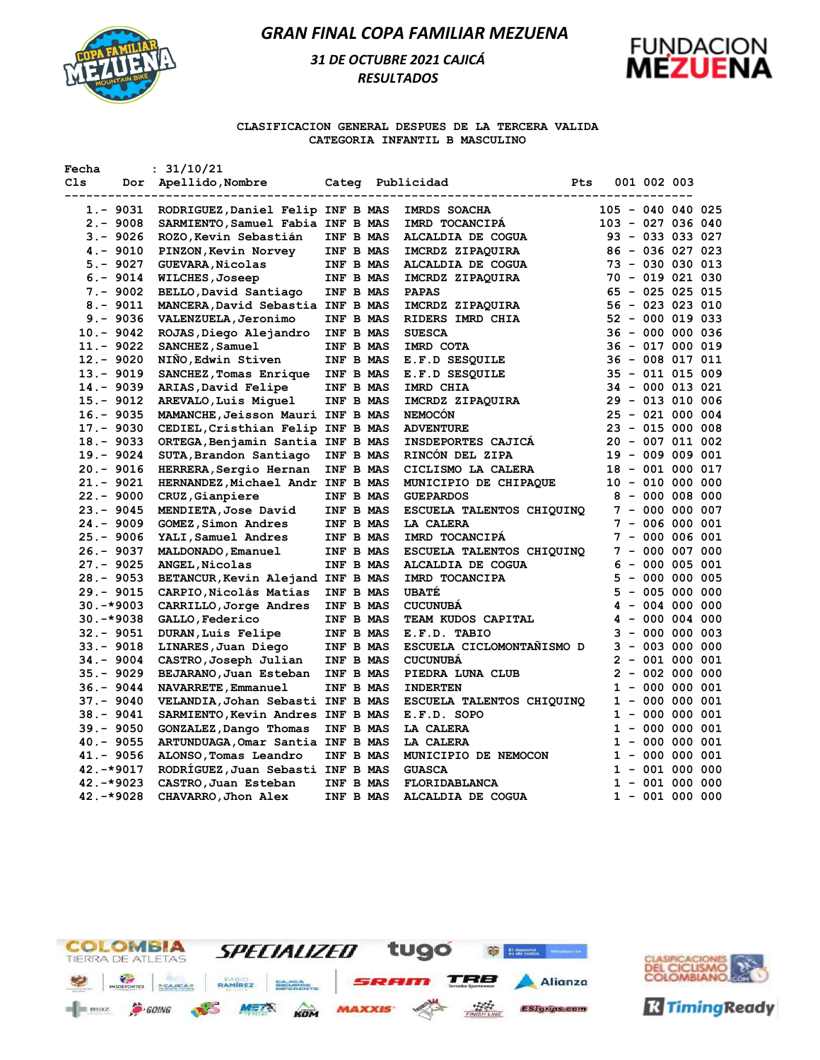# GRAN FINAL COPA FAMILIAR MEZUENA

## 31 DE OCTUBRE 2021 CAJICÁ

### RESULTADOS

**CLASIFICACION GENERAL DESPUES DE LA TERCERA VALIDA**
**CATEGORIA INFANTIL B MASCULINO**

Fecha : 31/10/21

| Cls | Dor | Apellido,Nombre | Categ | Publicidad | Pts | | 001 | 002 | 003 |
|---|---|---|---|---|---|---|---|---|---|
| 1.- | 9031 | RODRIGUEZ,Daniel Felip | INF B MAS | IMRDS SOACHA | 105 | - | 040 | 040 | 025 |
| 2.- | 9008 | SARMIENTO,Samuel Fabia | INF B MAS | IMRD TOCANCIPÁ | 103 | - | 027 | 036 | 040 |
| 3.- | 9026 | ROZO,Kevin Sebastián | INF B MAS | ALCALDIA DE COGUA | 93 | - | 033 | 033 | 027 |
| 4.- | 9010 | PINZON,Kevin Norvey | INF B MAS | IMCRDZ ZIPAQUIRA | 86 | - | 036 | 027 | 023 |
| 5.- | 9027 | GUEVARA,Nicolas | INF B MAS | ALCALDIA DE COGUA | 73 | - | 030 | 030 | 013 |
| 6.- | 9014 | WILCHES,Joseep | INF B MAS | IMCRDZ ZIPAQUIRA | 70 | - | 019 | 021 | 030 |
| 7.- | 9002 | BELLO,David Santiago | INF B MAS | PAPAS | 65 | - | 025 | 025 | 015 |
| 8.- | 9011 | MANCERA,David Sebastia | INF B MAS | IMCRDZ ZIPAQUIRA | 56 | - | 023 | 023 | 010 |
| 9.- | 9036 | VALENZUELA,Jeronimo | INF B MAS | RIDERS IMRD CHIA | 52 | - | 000 | 019 | 033 |
| 10.- | 9042 | ROJAS,Diego Alejandro | INF B MAS | SUESCA | 36 | - | 000 | 000 | 036 |
| 11.- | 9022 | SANCHEZ,Samuel | INF B MAS | IMRD COTA | 36 | - | 017 | 000 | 019 |
| 12.- | 9020 | NIÑO,Edwin Stiven | INF B MAS | E.F.D SESQUILE | 36 | - | 008 | 017 | 011 |
| 13.- | 9019 | SANCHEZ,Tomas Enrique | INF B MAS | E.F.D SESQUILE | 35 | - | 011 | 015 | 009 |
| 14.- | 9039 | ARIAS,David Felipe | INF B MAS | IMRD CHIA | 34 | - | 000 | 013 | 021 |
| 15.- | 9012 | AREVALO,Luis Miguel | INF B MAS | IMCRDZ ZIPAQUIRA | 29 | - | 013 | 010 | 006 |
| 16.- | 9035 | MAMANCHE,Jeisson Mauri | INF B MAS | NEMOCÓN | 25 | - | 021 | 000 | 004 |
| 17.- | 9030 | CEDIEL,Cristhian Felip | INF B MAS | ADVENTURE | 23 | - | 015 | 000 | 008 |
| 18.- | 9033 | ORTEGA,Benjamin Santia | INF B MAS | INSDEPORTES CAJICÁ | 20 | - | 007 | 011 | 002 |
| 19.- | 9024 | SUTA,Brandon Santiago | INF B MAS | RINCÓN DEL ZIPA | 19 | - | 009 | 009 | 001 |
| 20.- | 9016 | HERRERA,Sergio Hernan | INF B MAS | CICLISMO LA CALERA | 18 | - | 001 | 000 | 017 |
| 21.- | 9021 | HERNANDEZ,Michael Andr | INF B MAS | MUNICIPIO DE CHIPAQUE | 10 | - | 010 | 000 | 000 |
| 22.- | 9000 | CRUZ,Gianpiere | INF B MAS | GUEPARDOS | 8 | - | 000 | 008 | 000 |
| 23.- | 9045 | MENDIETA,Jose David | INF B MAS | ESCUELA TALENTOS CHIQUINQ | 7 | - | 000 | 000 | 007 |
| 24.- | 9009 | GOMEZ,Simon Andres | INF B MAS | LA CALERA | 7 | - | 006 | 000 | 001 |
| 25.- | 9006 | YALI,Samuel Andres | INF B MAS | IMRD TOCANCIPÁ | 7 | - | 000 | 006 | 001 |
| 26.- | 9037 | MALDONADO,Emanuel | INF B MAS | ESCUELA TALENTOS CHIQUINQ | 7 | - | 000 | 007 | 000 |
| 27.- | 9025 | ANGEL,Nicolas | INF B MAS | ALCALDIA DE COGUA | 6 | - | 000 | 005 | 001 |
| 28.- | 9053 | BETANCUR,Kevin Alejand | INF B MAS | IMRD TOCANCIPA | 5 | - | 000 | 000 | 005 |
| 29.- | 9015 | CARPIO,Nicolás Matías | INF B MAS | UBATÉ | 5 | - | 005 | 000 | 000 |
| 30.-* | 9003 | CARRILLO,Jorge Andres | INF B MAS | CUCUNUBÁ | 4 | - | 004 | 000 | 000 |
| 30.-* | 9038 | GALLO,Federico | INF B MAS | TEAM KUDOS CAPITAL | 4 | - | 000 | 004 | 000 |
| 32.- | 9051 | DURAN,Luis Felipe | INF B MAS | E.F.D. TABIO | 3 | - | 000 | 000 | 003 |
| 33.- | 9018 | LINARES,Juan Diego | INF B MAS | ESCUELA CICLOMONTAÑISMO D | 3 | - | 003 | 000 | 000 |
| 34.- | 9004 | CASTRO,Joseph Julian | INF B MAS | CUCUNUBÁ | 2 | - | 001 | 000 | 001 |
| 35.- | 9029 | BEJARANO,Juan Esteban | INF B MAS | PIEDRA LUNA CLUB | 2 | - | 002 | 000 | 000 |
| 36.- | 9044 | NAVARRETE,Emmanuel | INF B MAS | INDERTEN | 1 | - | 000 | 000 | 001 |
| 37.- | 9040 | VELANDIA,Johan Sebasti | INF B MAS | ESCUELA TALENTOS CHIQUINQ | 1 | - | 000 | 000 | 001 |
| 38.- | 9041 | SARMIENTO,Kevin Andres | INF B MAS | E.F.D. SOPO | 1 | - | 000 | 000 | 001 |
| 39.- | 9050 | GONZALEZ,Dango Thomas | INF B MAS | LA CALERA | 1 | - | 000 | 000 | 001 |
| 40.- | 9055 | ARTUNDUAGA,Omar Santia | INF B MAS | LA CALERA | 1 | - | 000 | 000 | 001 |
| 41.- | 9056 | ALONSO,Tomas Leandro | INF B MAS | MUNICIPIO DE NEMOCON | 1 | - | 000 | 000 | 001 |
| 42.-* | 9017 | RODRÍGUEZ,Juan Sebasti | INF B MAS | GUASCA | 1 | - | 001 | 000 | 000 |
| 42.-* | 9023 | CASTRO,Juan Esteban | INF B MAS | FLORIDABLANCA | 1 | - | 001 | 000 | 000 |
| 42.-* | 9028 | CHAVARRO,Jhon Alex | INF B MAS | ALCALDIA DE COGUA | 1 | - | 001 | 000 | 000 |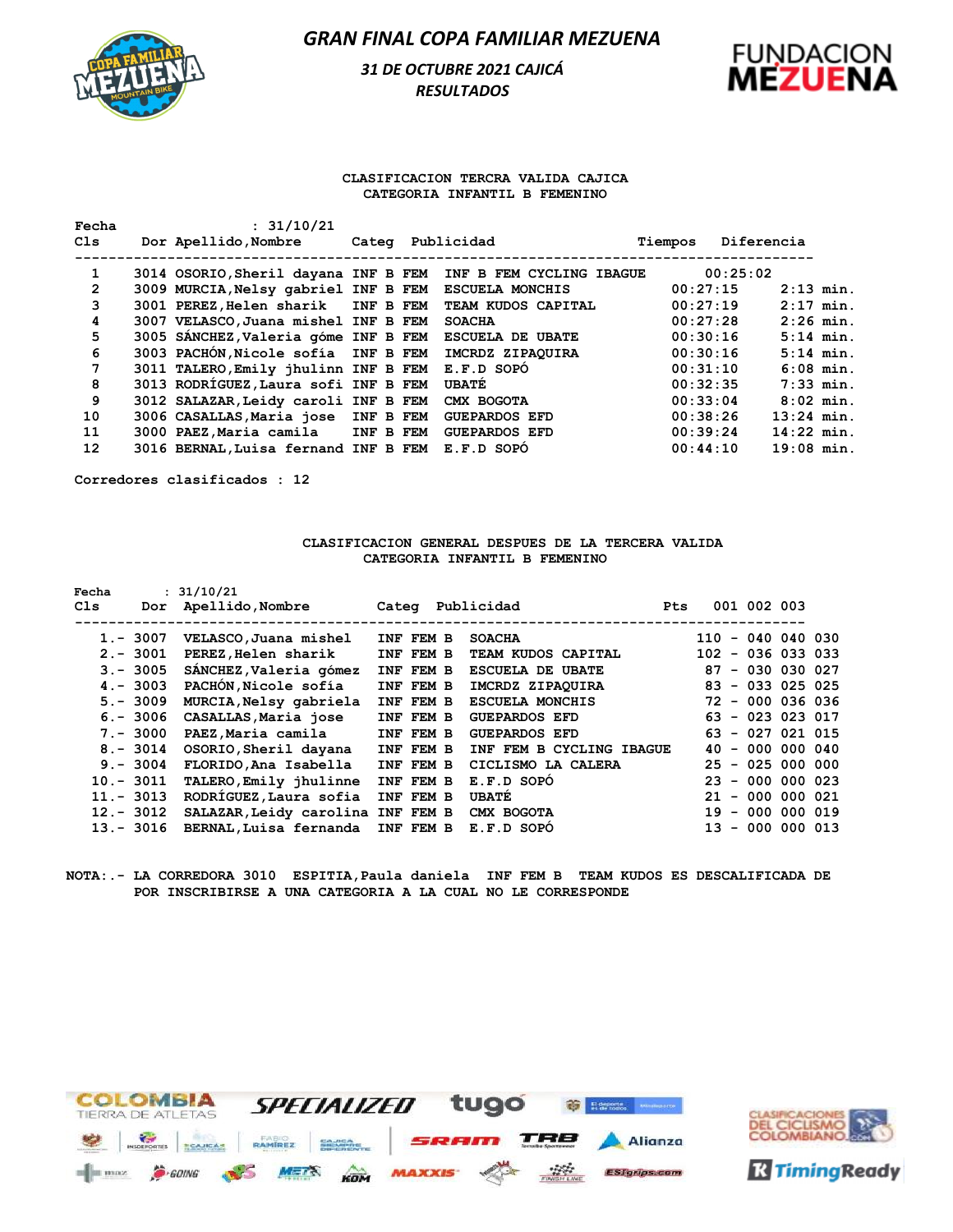# GRAN FINAL COPA FAMILIAR MEZUENA

### 31 DE OCTUBRE 2021 CAJICÁ
### RESULTADOS

FUNDACION MEZUENA

**CLASIFICACION TERCRA VALIDA CAJICA**
**CATEGORIA INFANTIL B FEMENINO**

Fecha : 31/10/21

| Cls | Dor | Apellido,Nombre | Categ | Publicidad | Tiempos | Diferencia |
|---|---|---|---|---|---|---|
| 1 | 3014 | OSORIO,Sheril dayana | INF B FEM | INF B FEM CYCLING IBAGUE | 00:25:02 | |
| 2 | 3009 | MURCIA,Nelsy gabriel | INF B FEM | ESCUELA MONCHIS | 00:27:15 | 2:13 min. |
| 3 | 3001 | PEREZ,Helen sharik | INF B FEM | TEAM KUDOS CAPITAL | 00:27:19 | 2:17 min. |
| 4 | 3007 | VELASCO,Juana mishel | INF B FEM | SOACHA | 00:27:28 | 2:26 min. |
| 5 | 3005 | SÁNCHEZ,Valeria góme | INF B FEM | ESCUELA DE UBATE | 00:30:16 | 5:14 min. |
| 6 | 3003 | PACHÓN,Nicole sofía | INF B FEM | IMCRDZ ZIPAQUIRA | 00:30:16 | 5:14 min. |
| 7 | 3011 | TALERO,Emily jhulinn | INF B FEM | E.F.D SOPÓ | 00:31:10 | 6:08 min. |
| 8 | 3013 | RODRÍGUEZ,Laura sofi | INF B FEM | UBATÉ | 00:32:35 | 7:33 min. |
| 9 | 3012 | SALAZAR,Leidy caroli | INF B FEM | CMX BOGOTA | 00:33:04 | 8:02 min. |
| 10 | 3006 | CASALLAS,Maria jose | INF B FEM | GUEPARDOS EFD | 00:38:26 | 13:24 min. |
| 11 | 3000 | PAEZ,Maria camila | INF B FEM | GUEPARDOS EFD | 00:39:24 | 14:22 min. |
| 12 | 3016 | BERNAL,Luisa fernand | INF B FEM | E.F.D SOPÓ | 00:44:10 | 19:08 min. |

Corredores clasificados : 12

**CLASIFICACION GENERAL DESPUES DE LA TERCERA VALIDA**
**CATEGORIA INFANTIL B FEMENINO**

Fecha : 31/10/21

| Cls | Dor | Apellido,Nombre | Categ | Publicidad | Pts | 001 | 002 | 003 |
|---|---|---|---|---|---|---|---|---|
| 1.- | 3007 | VELASCO,Juana mishel | INF FEM B | SOACHA | 110 - | 040 | 040 | 030 |
| 2.- | 3001 | PEREZ,Helen sharik | INF FEM B | TEAM KUDOS CAPITAL | 102 - | 036 | 033 | 033 |
| 3.- | 3005 | SÁNCHEZ,Valeria gómez | INF FEM B | ESCUELA DE UBATE | 87 - | 030 | 030 | 027 |
| 4.- | 3003 | PACHÓN,Nicole sofía | INF FEM B | IMCRDZ ZIPAQUIRA | 83 - | 033 | 025 | 025 |
| 5.- | 3009 | MURCIA,Nelsy gabriela | INF FEM B | ESCUELA MONCHIS | 72 - | 000 | 036 | 036 |
| 6.- | 3006 | CASALLAS,Maria jose | INF FEM B | GUEPARDOS EFD | 63 - | 023 | 023 | 017 |
| 7.- | 3000 | PAEZ,Maria camila | INF FEM B | GUEPARDOS EFD | 63 - | 027 | 021 | 015 |
| 8.- | 3014 | OSORIO,Sheril dayana | INF FEM B | INF FEM B CYCLING IBAGUE | 40 - | 000 | 000 | 040 |
| 9.- | 3004 | FLORIDO,Ana Isabella | INF FEM B | CICLISMO LA CALERA | 25 - | 025 | 000 | 000 |
| 10.- | 3011 | TALERO,Emily jhulinne | INF FEM B | E.F.D SOPÓ | 23 - | 000 | 000 | 023 |
| 11.- | 3013 | RODRÍGUEZ,Laura sofia | INF FEM B | UBATÉ | 21 - | 000 | 000 | 021 |
| 12.- | 3012 | SALAZAR,Leidy carolina | INF FEM B | CMX BOGOTA | 19 - | 000 | 000 | 019 |
| 13.- | 3016 | BERNAL,Luisa fernanda | INF FEM B | E.F.D SOPÓ | 13 - | 000 | 000 | 013 |

NOTA:.- LA CORREDORA 3010 ESPITIA,Paula daniela INF FEM B TEAM KUDOS ES DESCALIFICADA DE POR INSCRIBIRSE A UNA CATEGORIA A LA CUAL NO LE CORRESPONDE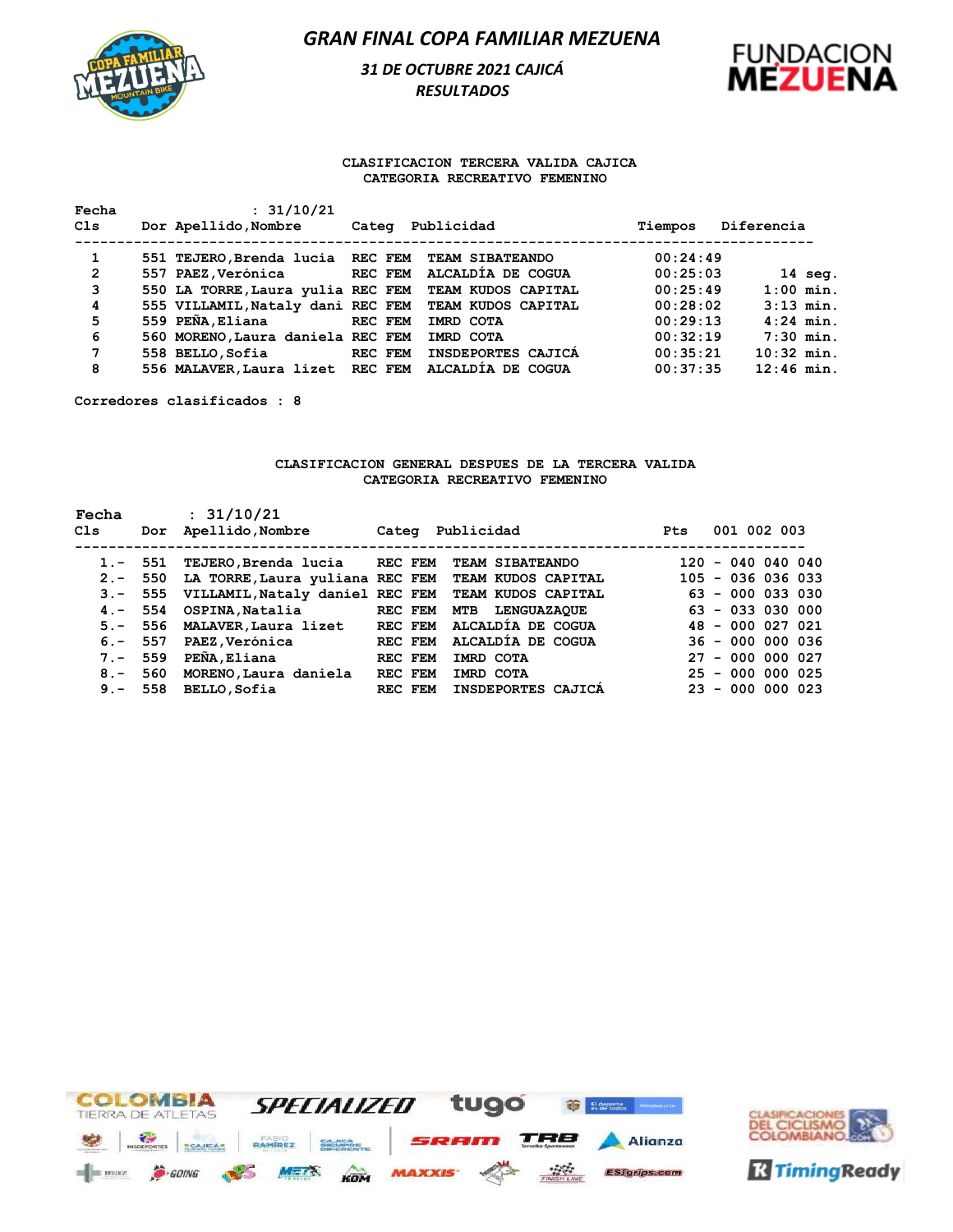# GRAN FINAL COPA FAMILIAR MEZUENA

## 31 DE OCTUBRE 2021 CAJICÁ

## RESULTADOS

### CLASIFICACION TERCERA VALIDA CAJICA
### CATEGORIA RECREATIVO FEMENINO

Fecha : 31/10/21

| Cls | Dor | Apellido,Nombre | Categ | Publicidad | Tiempos | Diferencia |
|---|---|---|---|---|---|---|
| 1 | 551 | TEJERO,Brenda lucia | REC FEM | TEAM SIBATEANDO | 00:24:49 | |
| 2 | 557 | PAEZ,Verónica | REC FEM | ALCALDÍA DE COGUA | 00:25:03 | 14 seg. |
| 3 | 550 | LA TORRE,Laura yulia | REC FEM | TEAM KUDOS CAPITAL | 00:25:49 | 1:00 min. |
| 4 | 555 | VILLAMIL,Nataly dani | REC FEM | TEAM KUDOS CAPITAL | 00:28:02 | 3:13 min. |
| 5 | 559 | PEÑA,Eliana | REC FEM | IMRD COTA | 00:29:13 | 4:24 min. |
| 6 | 560 | MORENO,Laura daniela | REC FEM | IMRD COTA | 00:32:19 | 7:30 min. |
| 7 | 558 | BELLO,Sofia | REC FEM | INSDEPORTES CAJICÁ | 00:35:21 | 10:32 min. |
| 8 | 556 | MALAVER,Laura lizet | REC FEM | ALCALDÍA DE COGUA | 00:37:35 | 12:46 min. |

Corredores clasificados : 8

### CLASIFICACION GENERAL DESPUES DE LA TERCERA VALIDA
### CATEGORIA RECREATIVO FEMENINO

Fecha : 31/10/21

| Cls | Dor | Apellido,Nombre | Categ | Publicidad | Pts | 001 | 002 | 003 |
|---|---|---|---|---|---|---|---|---|
| 1.- | 551 | TEJERO,Brenda lucia | REC FEM | TEAM SIBATEANDO | 120 - | 040 | 040 | 040 |
| 2.- | 550 | LA TORRE,Laura yuliana | REC FEM | TEAM KUDOS CAPITAL | 105 - | 036 | 036 | 033 |
| 3.- | 555 | VILLAMIL,Nataly daniel | REC FEM | TEAM KUDOS CAPITAL | 63 - | 000 | 033 | 030 |
| 4.- | 554 | OSPINA,Natalia | REC FEM | MTB LENGUAZAQUE | 63 - | 033 | 030 | 000 |
| 5.- | 556 | MALAVER,Laura lizet | REC FEM | ALCALDÍA DE COGUA | 48 - | 000 | 027 | 021 |
| 6.- | 557 | PAEZ,Verónica | REC FEM | ALCALDÍA DE COGUA | 36 - | 000 | 000 | 036 |
| 7.- | 559 | PEÑA,Eliana | REC FEM | IMRD COTA | 27 - | 000 | 000 | 027 |
| 8.- | 560 | MORENO,Laura daniela | REC FEM | IMRD COTA | 25 - | 000 | 000 | 025 |
| 9.- | 558 | BELLO,Sofia | REC FEM | INSDEPORTES CAJICÁ | 23 - | 000 | 000 | 023 |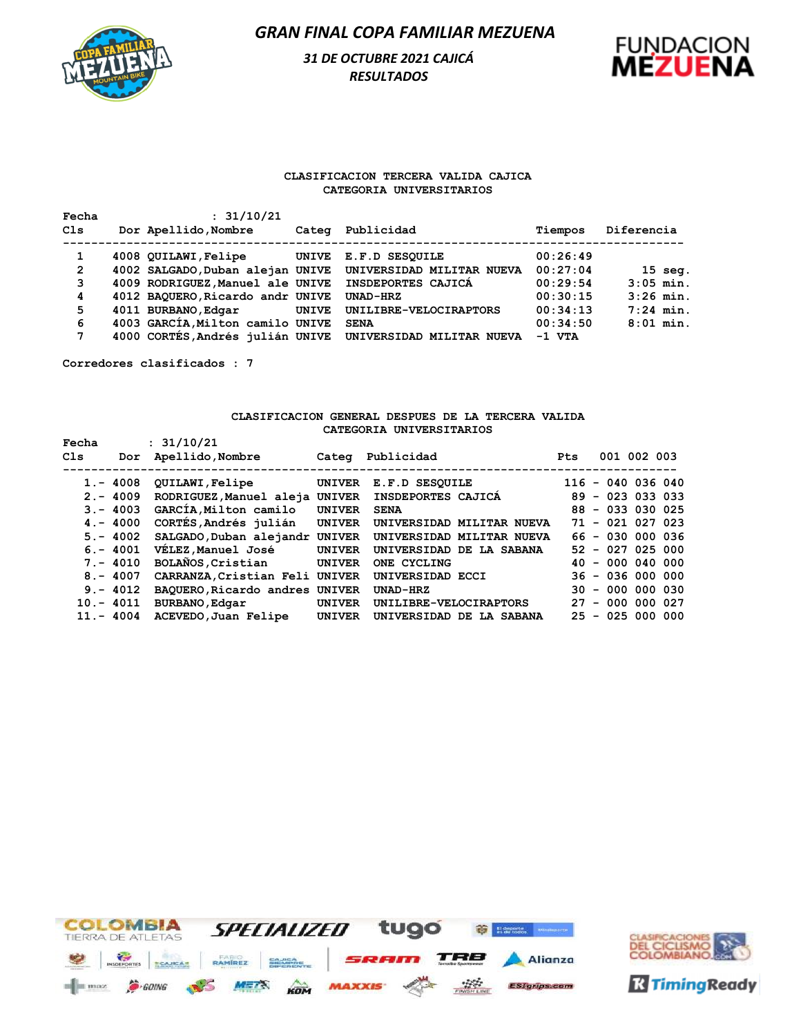# GRAN FINAL COPA FAMILIAR MEZUENA

**31 DE OCTUBRE 2021 CAJICÁ**

**RESULTADOS**

**FUNDACION MEZUENA**

### CLASIFICACION TERCERA VALIDA CAJICA
### CATEGORIA UNIVERSITARIOS

Fecha : 31/10/21

| Cls | Dor | Apellido,Nombre | Categ | Publicidad | Tiempos | Diferencia |
|---|---|---|---|---|---|---|
| 1 | 4008 | QUILAWI,Felipe | UNIVE | E.F.D SESQUILE | 00:26:49 | |
| 2 | 4002 | SALGADO,Duban alejan | UNIVE | UNIVERSIDAD MILITAR NUEVA | 00:27:04 | 15 seg. |
| 3 | 4009 | RODRIGUEZ,Manuel ale | UNIVE | INSDEPORTES CAJICÁ | 00:29:54 | 3:05 min. |
| 4 | 4012 | BAQUERO,Ricardo andr | UNIVE | UNAD-HRZ | 00:30:15 | 3:26 min. |
| 5 | 4011 | BURBANO,Edgar | UNIVE | UNILIBRE-VELOCIRAPTORS | 00:34:13 | 7:24 min. |
| 6 | 4003 | GARCÍA,Milton camilo | UNIVE | SENA | 00:34:50 | 8:01 min. |
| 7 | 4000 | CORTÉS,Andrés julián | UNIVE | UNIVERSIDAD MILITAR NUEVA | -1 VTA | |

Corredores clasificados : 7

### CLASIFICACION GENERAL DESPUES DE LA TERCERA VALIDA
### CATEGORIA UNIVERSITARIOS

Fecha : 31/10/21

| Cls | Dor | Apellido,Nombre | Categ | Publicidad | Pts | 001 | 002 | 003 |
|---|---|---|---|---|---|---|---|---|
| 1.- | 4008 | QUILAWI,Felipe | UNIVER | E.F.D SESQUILE | 116 - | 040 | 036 | 040 |
| 2.- | 4009 | RODRIGUEZ,Manuel aleja | UNIVER | INSDEPORTES CAJICÁ | 89 - | 023 | 033 | 033 |
| 3.- | 4003 | GARCÍA,Milton camilo | UNIVER | SENA | 88 - | 033 | 030 | 025 |
| 4.- | 4000 | CORTÉS,Andrés julián | UNIVER | UNIVERSIDAD MILITAR NUEVA | 71 - | 021 | 027 | 023 |
| 5.- | 4002 | SALGADO,Duban alejandr | UNIVER | UNIVERSIDAD MILITAR NUEVA | 66 - | 030 | 000 | 036 |
| 6.- | 4001 | VÉLEZ,Manuel José | UNIVER | UNIVERSIDAD DE LA SABANA | 52 - | 027 | 025 | 000 |
| 7.- | 4010 | BOLAÑOS,Cristian | UNIVER | ONE CYCLING | 40 - | 000 | 040 | 000 |
| 8.- | 4007 | CARRANZA,Cristian Feli | UNIVER | UNIVERSIDAD ECCI | 36 - | 036 | 000 | 000 |
| 9.- | 4012 | BAQUERO,Ricardo andres | UNIVER | UNAD-HRZ | 30 - | 000 | 000 | 030 |
| 10.- | 4011 | BURBANO,Edgar | UNIVER | UNILIBRE-VELOCIRAPTORS | 27 - | 000 | 000 | 027 |
| 11.- | 4004 | ACEVEDO,Juan Felipe | UNIVER | UNIVERSIDAD DE LA SABANA | 25 - | 025 | 000 | 000 |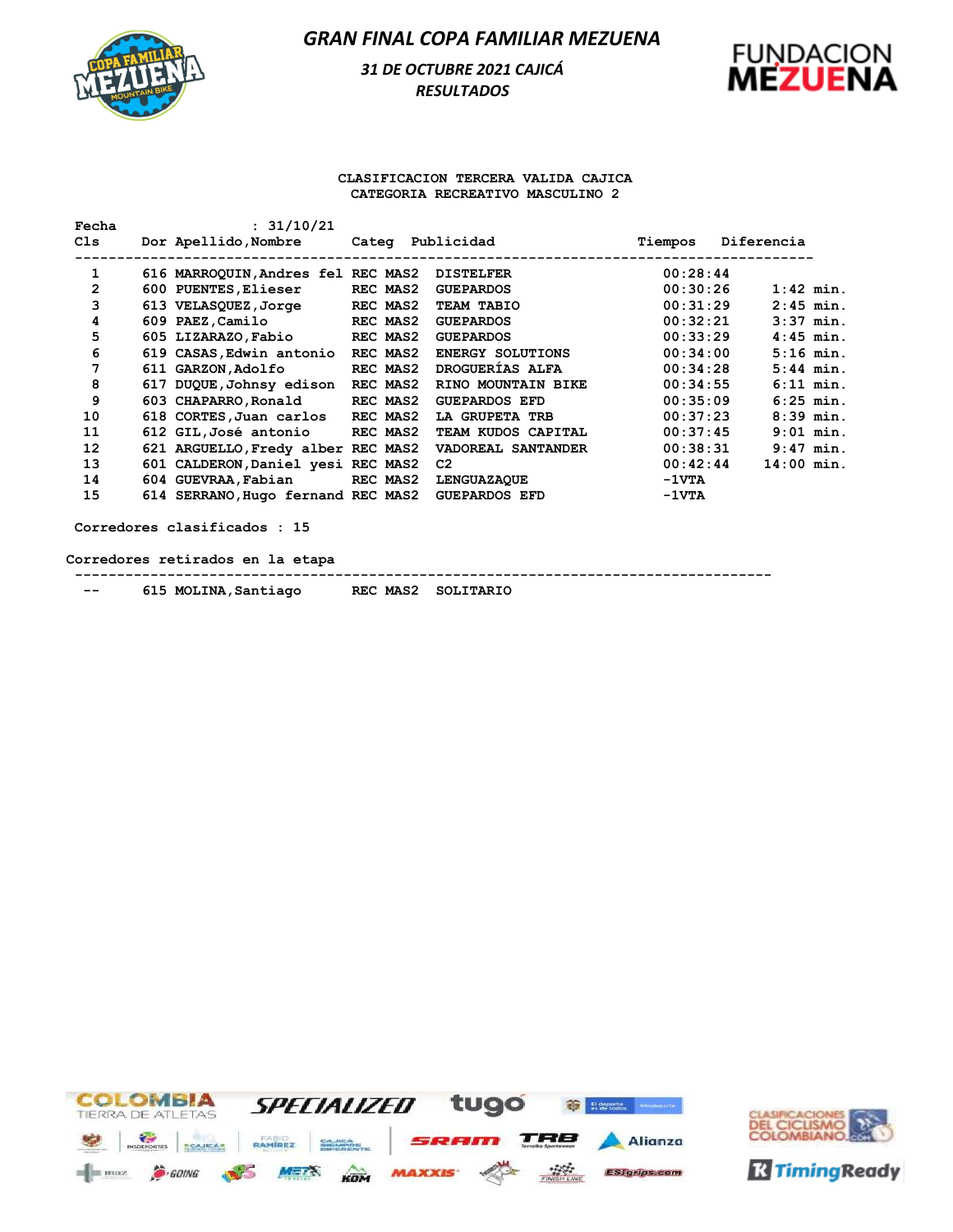# GRAN FINAL COPA FAMILIAR MEZUENA

## 31 DE OCTUBRE 2021 CAJICÁ

## RESULTADOS

**CLASIFICACION TERCERA VALIDA CAJICA**
**CATEGORIA RECREATIVO MASCULINO 2**

Fecha : 31/10/21

| Cls | Dor | Apellido,Nombre | Categ | Publicidad | Tiempos | Diferencia |
|---|---|---|---|---|---|---|
| 1 | 616 | MARROQUIN,Andres fel | REC MAS2 | DISTELFER | 00:28:44 | |
| 2 | 600 | PUENTES,Elieser | REC MAS2 | GUEPARDOS | 00:30:26 | 1:42 min. |
| 3 | 613 | VELASQUEZ,Jorge | REC MAS2 | TEAM TABIO | 00:31:29 | 2:45 min. |
| 4 | 609 | PAEZ,Camilo | REC MAS2 | GUEPARDOS | 00:32:21 | 3:37 min. |
| 5 | 605 | LIZARAZO,Fabio | REC MAS2 | GUEPARDOS | 00:33:29 | 4:45 min. |
| 6 | 619 | CASAS,Edwin antonio | REC MAS2 | ENERGY SOLUTIONS | 00:34:00 | 5:16 min. |
| 7 | 611 | GARZON,Adolfo | REC MAS2 | DROGUERÍAS ALFA | 00:34:28 | 5:44 min. |
| 8 | 617 | DUQUE,Johnsy edison | REC MAS2 | RINO MOUNTAIN BIKE | 00:34:55 | 6:11 min. |
| 9 | 603 | CHAPARRO,Ronald | REC MAS2 | GUEPARDOS EFD | 00:35:09 | 6:25 min. |
| 10 | 618 | CORTES,Juan carlos | REC MAS2 | LA GRUPETA TRB | 00:37:23 | 8:39 min. |
| 11 | 612 | GIL,José antonio | REC MAS2 | TEAM KUDOS CAPITAL | 00:37:45 | 9:01 min. |
| 12 | 621 | ARGUELLO,Fredy alber | REC MAS2 | VADOREAL SANTANDER | 00:38:31 | 9:47 min. |
| 13 | 601 | CALDERON,Daniel yesi | REC MAS2 | C2 | 00:42:44 | 14:00 min. |
| 14 | 604 | GUEVRAA,Fabian | REC MAS2 | LENGUAZAQUE | -1VTA | |
| 15 | 614 | SERRANO,Hugo fernand | REC MAS2 | GUEPARDOS EFD | -1VTA | |

Corredores clasificados : 15

Corredores retirados en la etapa

| | Dor | Apellido,Nombre | Categ | Publicidad |
|---|---|---|---|---|
| -- | 615 | MOLINA,Santiago | REC MAS2 | SOLITARIO |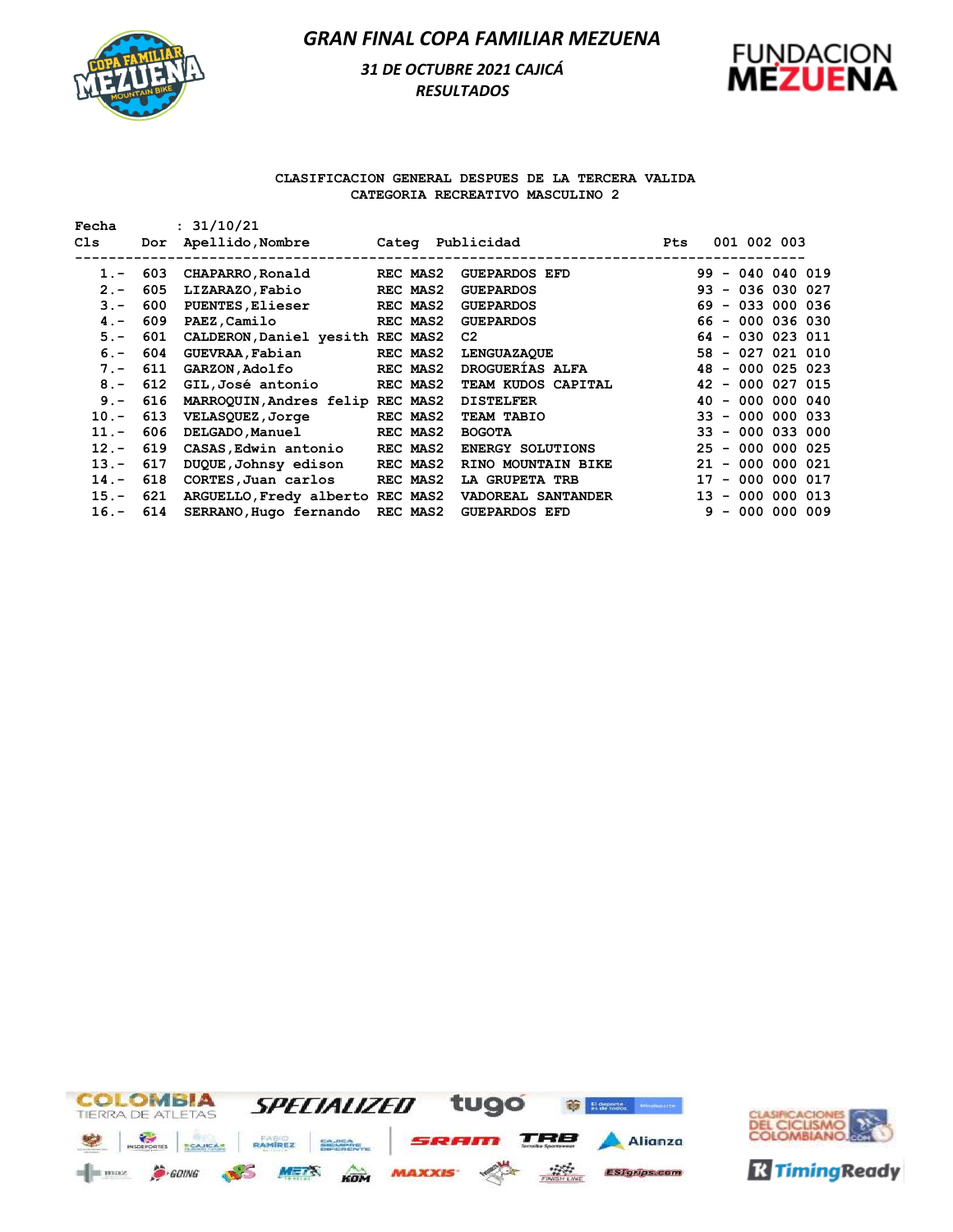# GRAN FINAL COPA FAMILIAR MEZUENA

*31 DE OCTUBRE 2021 CAJICÁ*

*RESULTADOS*

**CLASIFICACION GENERAL DESPUES DE LA TERCERA VALIDA**

**CATEGORIA RECREATIVO MASCULINO 2**

**Fecha** : 31/10/21

| Cls | Dor | Apellido,Nombre | Categ | Publicidad | Pts | 001 | 002 | 003 |
|---|---|---|---|---|---|---|---|---|
| 1.- | 603 | CHAPARRO,Ronald | REC MAS2 | GUEPARDOS EFD | 99 - | 040 | 040 | 019 |
| 2.- | 605 | LIZARAZO,Fabio | REC MAS2 | GUEPARDOS | 93 - | 036 | 030 | 027 |
| 3.- | 600 | PUENTES,Elieser | REC MAS2 | GUEPARDOS | 69 - | 033 | 000 | 036 |
| 4.- | 609 | PAEZ,Camilo | REC MAS2 | GUEPARDOS | 66 - | 000 | 036 | 030 |
| 5.- | 601 | CALDERON,Daniel yesith | REC MAS2 | C2 | 64 - | 030 | 023 | 011 |
| 6.- | 604 | GUEVRAA,Fabian | REC MAS2 | LENGUAZAQUE | 58 - | 027 | 021 | 010 |
| 7.- | 611 | GARZON,Adolfo | REC MAS2 | DROGUERÍAS ALFA | 48 - | 000 | 025 | 023 |
| 8.- | 612 | GIL,José antonio | REC MAS2 | TEAM KUDOS CAPITAL | 42 - | 000 | 027 | 015 |
| 9.- | 616 | MARROQUIN,Andres felip | REC MAS2 | DISTELFER | 40 - | 000 | 000 | 040 |
| 10.- | 613 | VELASQUEZ,Jorge | REC MAS2 | TEAM TABIO | 33 - | 000 | 000 | 033 |
| 11.- | 606 | DELGADO,Manuel | REC MAS2 | BOGOTA | 33 - | 000 | 033 | 000 |
| 12.- | 619 | CASAS,Edwin antonio | REC MAS2 | ENERGY SOLUTIONS | 25 - | 000 | 000 | 025 |
| 13.- | 617 | DUQUE,Johnsy edison | REC MAS2 | RINO MOUNTAIN BIKE | 21 - | 000 | 000 | 021 |
| 14.- | 618 | CORTES,Juan carlos | REC MAS2 | LA GRUPETA TRB | 17 - | 000 | 000 | 017 |
| 15.- | 621 | ARGUELLO,Fredy alberto | REC MAS2 | VADOREAL SANTANDER | 13 - | 000 | 000 | 013 |
| 16.- | 614 | SERRANO,Hugo fernando | REC MAS2 | GUEPARDOS EFD | 9 - | 000 | 000 | 009 |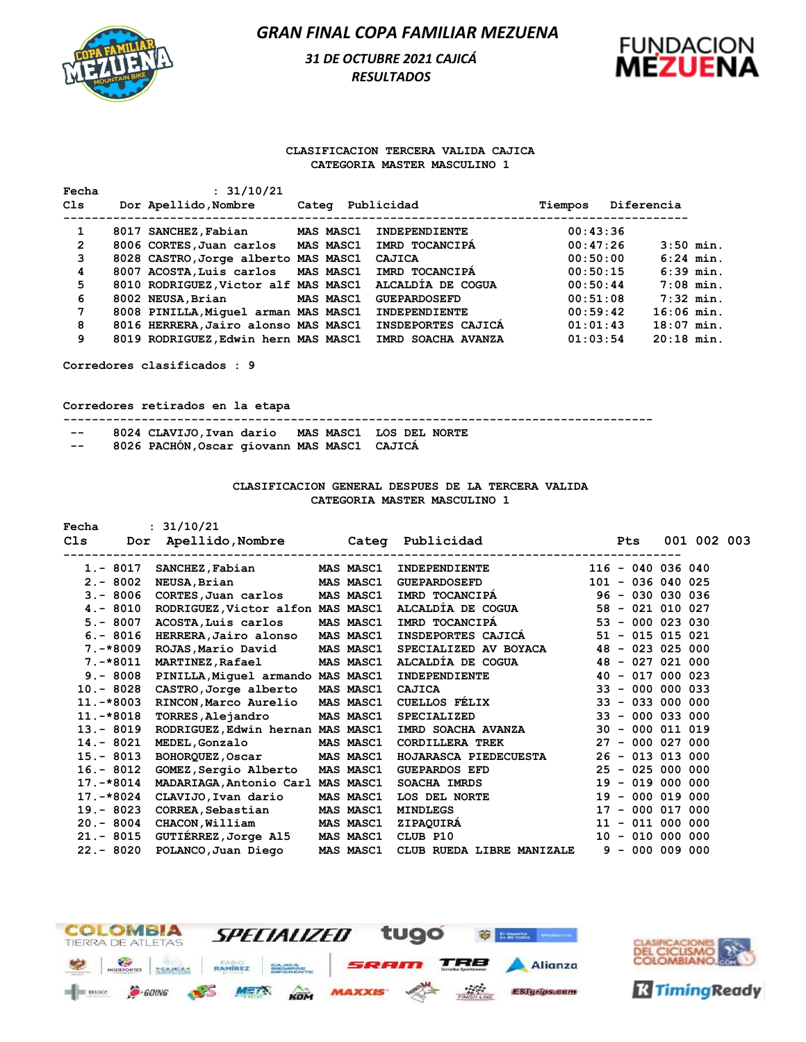# GRAN FINAL COPA FAMILIAR MEZUENA

## 31 DE OCTUBRE 2021 CAJICÁ

## RESULTADOS

### CLASIFICACION TERCERA VALIDA CAJICA
### CATEGORIA MASTER MASCULINO 1

Fecha : 31/10/21

| Cls | Dor | Apellido,Nombre | Categ | Publicidad | Tiempos | Diferencia |
|---|---|---|---|---|---|---|
| 1 | 8017 | SANCHEZ,Fabian | MAS MASC1 | INDEPENDIENTE | 00:43:36 | |
| 2 | 8006 | CORTES,Juan carlos | MAS MASC1 | IMRD TOCANCIPÁ | 00:47:26 | 3:50 min. |
| 3 | 8028 | CASTRO,Jorge alberto | MAS MASC1 | CAJICA | 00:50:00 | 6:24 min. |
| 4 | 8007 | ACOSTA,Luis carlos | MAS MASC1 | IMRD TOCANCIPÁ | 00:50:15 | 6:39 min. |
| 5 | 8010 | RODRIGUEZ,Victor alf | MAS MASC1 | ALCALDÍA DE COGUA | 00:50:44 | 7:08 min. |
| 6 | 8002 | NEUSA,Brian | MAS MASC1 | GUEPARDOSEFD | 00:51:08 | 7:32 min. |
| 7 | 8008 | PINILLA,Miguel arman | MAS MASC1 | INDEPENDIENTE | 00:59:42 | 16:06 min. |
| 8 | 8016 | HERRERA,Jairo alonso | MAS MASC1 | INSDEPORTES CAJICÁ | 01:01:43 | 18:07 min. |
| 9 | 8019 | RODRIGUEZ,Edwin hern | MAS MASC1 | IMRD SOACHA AVANZA | 01:03:54 | 20:18 min. |

Corredores clasificados : 9

Corredores retirados en la etapa

| Cls | Dor | Apellido,Nombre | Categ | Publicidad |
|---|---|---|---|---|
| -- | 8024 | CLAVIJO,Ivan dario | MAS MASC1 | LOS DEL NORTE |
| -- | 8026 | PACHÓN,Oscar giovann | MAS MASC1 | CAJICÁ |

### CLASIFICACION GENERAL DESPUES DE LA TERCERA VALIDA
### CATEGORIA MASTER MASCULINO 1

Fecha : 31/10/21

| Cls | Dor | Apellido,Nombre | Categ | Publicidad | Pts | 001 | 002 | 003 |
|---|---|---|---|---|---|---|---|---|
| 1.- | 8017 | SANCHEZ,Fabian | MAS MASC1 | INDEPENDIENTE | 116 - | 040 | 036 | 040 |
| 2.- | 8002 | NEUSA,Brian | MAS MASC1 | GUEPARDOSEFD | 101 - | 036 | 040 | 025 |
| 3.- | 8006 | CORTES,Juan carlos | MAS MASC1 | IMRD TOCANCIPÁ | 96 - | 030 | 030 | 036 |
| 4.- | 8010 | RODRIGUEZ,Victor alfon | MAS MASC1 | ALCALDÍA DE COGUA | 58 - | 021 | 010 | 027 |
| 5.- | 8007 | ACOSTA,Luis carlos | MAS MASC1 | IMRD TOCANCIPÁ | 53 - | 000 | 023 | 030 |
| 6.- | 8016 | HERRERA,Jairo alonso | MAS MASC1 | INSDEPORTES CAJICÁ | 51 - | 015 | 015 | 021 |
| 7.-* | 8009 | ROJAS,Mario David | MAS MASC1 | SPECIALIZED AV BOYACA | 48 - | 023 | 025 | 000 |
| 7.-* | 8011 | MARTINEZ,Rafael | MAS MASC1 | ALCALDÍA DE COGUA | 48 - | 027 | 021 | 000 |
| 9.- | 8008 | PINILLA,Miguel armando | MAS MASC1 | INDEPENDIENTE | 40 - | 017 | 000 | 023 |
| 10.- | 8028 | CASTRO,Jorge alberto | MAS MASC1 | CAJICA | 33 - | 000 | 000 | 033 |
| 11.-* | 8003 | RINCON,Marco Aurelio | MAS MASC1 | CUELLOS FÉLIX | 33 - | 033 | 000 | 000 |
| 11.-* | 8018 | TORRES,Alejandro | MAS MASC1 | SPECIALIZED | 33 - | 000 | 033 | 000 |
| 13.- | 8019 | RODRIGUEZ,Edwin hernan | MAS MASC1 | IMRD SOACHA AVANZA | 30 - | 000 | 011 | 019 |
| 14.- | 8021 | MEDEL,Gonzalo | MAS MASC1 | CORDILLERA TREK | 27 - | 000 | 027 | 000 |
| 15.- | 8013 | BOHORQUEZ,Oscar | MAS MASC1 | HOJARASCA PIEDECUESTA | 26 - | 013 | 013 | 000 |
| 16.- | 8012 | GOMEZ,Sergio Alberto | MAS MASC1 | GUEPARDOS EFD | 25 - | 025 | 000 | 000 |
| 17.-* | 8014 | MADARIAGA,Antonio Carl | MAS MASC1 | SOACHA IMRDS | 19 - | 019 | 000 | 000 |
| 17.-* | 8024 | CLAVIJO,Ivan dario | MAS MASC1 | LOS DEL NORTE | 19 - | 000 | 019 | 000 |
| 19.- | 8023 | CORREA,Sebastian | MAS MASC1 | MINDLEGS | 17 - | 000 | 017 | 000 |
| 20.- | 8004 | CHACON,William | MAS MASC1 | ZIPAQUIRÁ | 11 - | 011 | 000 | 000 |
| 21.- | 8015 | GUTIÉRREZ,Jorge A15 | MAS MASC1 | CLUB P10 | 10 - | 010 | 000 | 000 |
| 22.- | 8020 | POLANCO,Juan Diego | MAS MASC1 | CLUB RUEDA LIBRE MANIZALE | 9 - | 000 | 009 | 000 |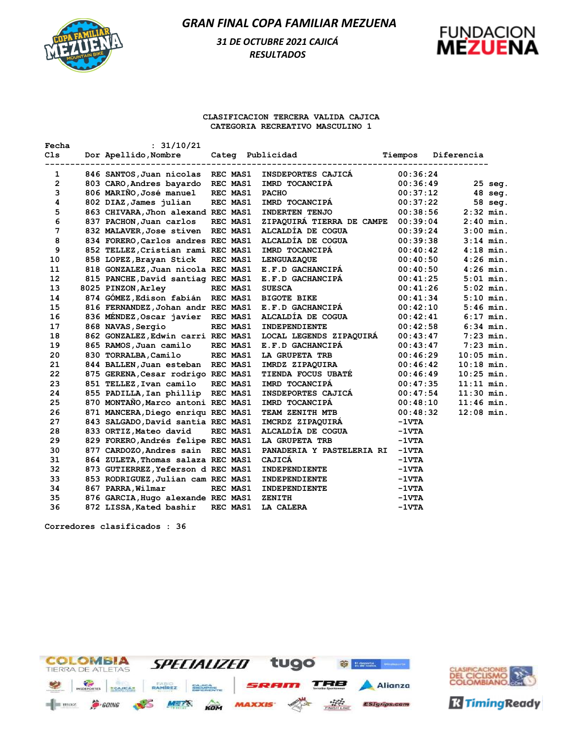# GRAN FINAL COPA FAMILIAR MEZUENA

## 31 DE OCTUBRE 2021 CAJICÁ

## RESULTADOS

**CLASIFICACION TERCERA VALIDA CAJICA**
**CATEGORIA RECREATIVO MASCULINO 1**

Fecha : 31/10/21

| Cls | Dor | Apellido,Nombre | Categ | Publicidad | Tiempos | Diferencia |
|---|---|---|---|---|---|---|
| 1 | 846 | SANTOS,Juan nicolas | REC MAS1 | INSDEPORTES CAJICÁ | 00:36:24 | |
| 2 | 803 | CARO,Andres bayardo | REC MAS1 | IMRD TOCANCIPÁ | 00:36:49 | 25 seg. |
| 3 | 806 | MARIÑO,José manuel | REC MAS1 | PACHO | 00:37:12 | 48 seg. |
| 4 | 802 | DIAZ,James julian | REC MAS1 | IMRD TOCANCIPÁ | 00:37:22 | 58 seg. |
| 5 | 863 | CHIVARA,Jhon alexand | REC MAS1 | INDERTEN TENJO | 00:38:56 | 2:32 min. |
| 6 | 837 | PACHON,Juan carlos | REC MAS1 | ZIPAQUIRÁ TIERRA DE CAMPE | 00:39:04 | 2:40 min. |
| 7 | 832 | MALAVER,Jose stiven | REC MAS1 | ALCALDÍA DE COGUA | 00:39:24 | 3:00 min. |
| 8 | 834 | FORERO,Carlos andres | REC MAS1 | ALCALDÍA DE COGUA | 00:39:38 | 3:14 min. |
| 9 | 852 | TELLEZ,Cristian rami | REC MAS1 | IMRD TOCANCIPÁ | 00:40:42 | 4:18 min. |
| 10 | 858 | LOPEZ,Brayan Stick | REC MAS1 | LENGUAZAQUE | 00:40:50 | 4:26 min. |
| 11 | 818 | GONZALEZ,Juan nicola | REC MAS1 | E.F.D GACHANCIPÁ | 00:40:50 | 4:26 min. |
| 12 | 815 | PANCHE,David santiag | REC MAS1 | E.F.D GACHANCIPÁ | 00:41:25 | 5:01 min. |
| 13 | 8025 | PINZON,Arley | REC MAS1 | SUESCA | 00:41:26 | 5:02 min. |
| 14 | 874 | GÓMEZ,Edison fabián | REC MAS1 | BIGOTE BIKE | 00:41:34 | 5:10 min. |
| 15 | 816 | FERNANDEZ,Johan andr | REC MAS1 | E.F.D GACHANCIPÁ | 00:42:10 | 5:46 min. |
| 16 | 836 | MÉNDEZ,Oscar javier | REC MAS1 | ALCALDÍA DE COGUA | 00:42:41 | 6:17 min. |
| 17 | 868 | NAVAS,Sergio | REC MAS1 | INDEPENDIENTE | 00:42:58 | 6:34 min. |
| 18 | 862 | GONZALEZ,Edwin carri | REC MAS1 | LOCAL LEGENDS ZIPAQUIRÁ | 00:43:47 | 7:23 min. |
| 19 | 865 | RAMOS,Juan camilo | REC MAS1 | E.F.D GACHANCIPÁ | 00:43:47 | 7:23 min. |
| 20 | 830 | TORRALBA,Camilo | REC MAS1 | LA GRUPETA TRB | 00:46:29 | 10:05 min. |
| 21 | 844 | BALLEN,Juan esteban | REC MAS1 | IMRDZ ZIPAQUIRA | 00:46:42 | 10:18 min. |
| 22 | 875 | GERENA,Cesar rodrigo | REC MAS1 | TIENDA FOCUS UBATÉ | 00:46:49 | 10:25 min. |
| 23 | 851 | TELLEZ,Ivan camilo | REC MAS1 | IMRD TOCANCIPÁ | 00:47:35 | 11:11 min. |
| 24 | 855 | PADILLA,Ian phillip | REC MAS1 | INSDEPORTES CAJICÁ | 00:47:54 | 11:30 min. |
| 25 | 870 | MONTAÑO,Marco antoni | REC MAS1 | IMRD TOCANCIPÁ | 00:48:10 | 11:46 min. |
| 26 | 871 | MANCERA,Diego enriqu | REC MAS1 | TEAM ZENITH MTB | 00:48:32 | 12:08 min. |
| 27 | 843 | SALGADO,David santia | REC MAS1 | IMCRDZ ZIPAQUIRÁ | -1VTA | |
| 28 | 833 | ORTIZ,Mateo david | REC MAS1 | ALCALDÍA DE COGUA | -1VTA | |
| 29 | 829 | FORERO,Andrés felipe | REC MAS1 | LA GRUPETA TRB | -1VTA | |
| 30 | 877 | CARDOZO,Andres sain | REC MAS1 | PANADERIA Y PASTELERIA RI | -1VTA | |
| 31 | 864 | ZULETA,Thomas salaza | REC MAS1 | CAJICÁ | -1VTA | |
| 32 | 873 | GUTIERREZ,Yeferson d | REC MAS1 | INDEPENDIENTE | -1VTA | |
| 33 | 853 | RODRIGUEZ,Julian cam | REC MAS1 | INDEPENDIENTE | -1VTA | |
| 34 | 867 | PARRA,Wilmar | REC MAS1 | INDEPENDIENTE | -1VTA | |
| 35 | 876 | GARCIA,Hugo alexande | REC MAS1 | ZENITH | -1VTA | |
| 36 | 872 | LISSA,Kated bashir | REC MAS1 | LA CALERA | -1VTA | |

Corredores clasificados : 36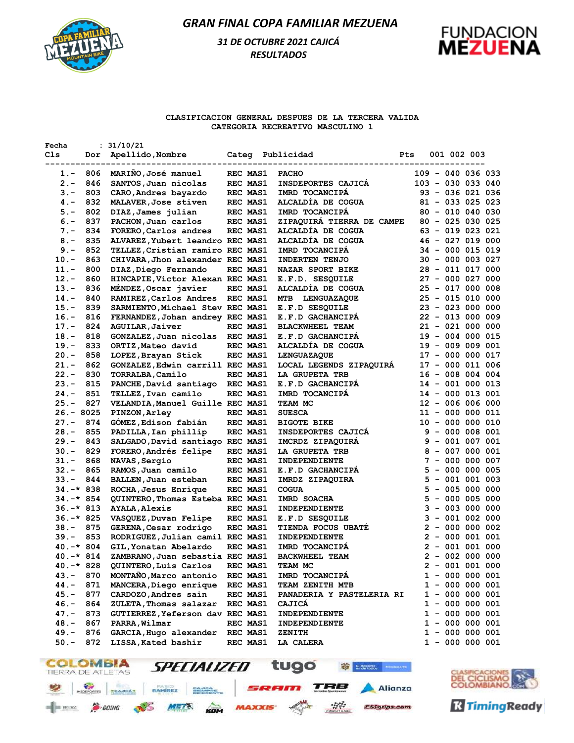# GRAN FINAL COPA FAMILIAR MEZUENA

## 31 DE OCTUBRE 2021 CAJICÁ

## RESULTADOS

**CLASIFICACION GENERAL DESPUES DE LA TERCERA VALIDA**
**CATEGORIA RECREATIVO MASCULINO 1**

Fecha : 31/10/21

| Cls | Dor | Apellido,Nombre | Categ | Publicidad | Pts | | 001 | 002 | 003 |
|---|---|---|---|---|---|---|---|---|---|
| 1.- | 806 | MARIÑO,José manuel | REC MAS1 | PACHO | 109 | - | 040 | 036 | 033 |
| 2.- | 846 | SANTOS,Juan nicolas | REC MAS1 | INSDEPORTES CAJICÁ | 103 | - | 030 | 033 | 040 |
| 3.- | 803 | CARO,Andres bayardo | REC MAS1 | IMRD TOCANCIPÁ | 93 | - | 036 | 021 | 036 |
| 4.- | 832 | MALAVER,Jose stiven | REC MAS1 | ALCALDÍA DE COGUA | 81 | - | 033 | 025 | 023 |
| 5.- | 802 | DIAZ,James julian | REC MAS1 | IMRD TOCANCIPÁ | 80 | - | 010 | 040 | 030 |
| 6.- | 837 | PACHON,Juan carlos | REC MAS1 | ZIPAQUIRÁ TIERRA DE CAMPE | 80 | - | 025 | 030 | 025 |
| 7.- | 834 | FORERO,Carlos andres | REC MAS1 | ALCALDÍA DE COGUA | 63 | - | 019 | 023 | 021 |
| 8.- | 835 | ALVAREZ,Yubert leandro | REC MAS1 | ALCALDÍA DE COGUA | 46 | - | 027 | 019 | 000 |
| 9.- | 852 | TELLEZ,Cristian ramiro | REC MAS1 | IMRD TOCANCIPÁ | 34 | - | 000 | 015 | 019 |
| 10.- | 863 | CHIVARA,Jhon alexander | REC MAS1 | INDERTEN TENJO | 30 | - | 000 | 003 | 027 |
| 11.- | 800 | DIAZ,Diego Fernando | REC MAS1 | NAZAR SPORT BIKE | 28 | - | 011 | 017 | 000 |
| 12.- | 860 | HINCAPIE,Victor Alexan | REC MAS1 | E.F.D. SESQUILE | 27 | - | 000 | 027 | 000 |
| 13.- | 836 | MÉNDEZ,Oscar javier | REC MAS1 | ALCALDÍA DE COGUA | 25 | - | 017 | 000 | 008 |
| 14.- | 840 | RAMIREZ,Carlos Andres | REC MAS1 | MTB LENGUAZAQUE | 25 | - | 015 | 010 | 000 |
| 15.- | 839 | SARMIENTO,Michael Stev | REC MAS1 | E.F.D SESQUILE | 23 | - | 023 | 000 | 000 |
| 16.- | 816 | FERNANDEZ,Johan andrey | REC MAS1 | E.F.D GACHANCIPÁ | 22 | - | 013 | 000 | 009 |
| 17.- | 824 | AGUILAR,Jaiver | REC MAS1 | BLACKWHEEL TEAM | 21 | - | 021 | 000 | 000 |
| 18.- | 818 | GONZALEZ,Juan nicolas | REC MAS1 | E.F.D GACHANCIPÁ | 19 | - | 004 | 000 | 015 |
| 19.- | 833 | ORTIZ,Mateo david | REC MAS1 | ALCALDÍA DE COGUA | 19 | - | 009 | 009 | 001 |
| 20.- | 858 | LOPEZ,Brayan Stick | REC MAS1 | LENGUAZAQUE | 17 | - | 000 | 000 | 017 |
| 21.- | 862 | GONZALEZ,Edwin carrill | REC MAS1 | LOCAL LEGENDS ZIPAQUIRÁ | 17 | - | 000 | 011 | 006 |
| 22.- | 830 | TORRALBA,Camilo | REC MAS1 | LA GRUPETA TRB | 16 | - | 008 | 004 | 004 |
| 23.- | 815 | PANCHE,David santiago | REC MAS1 | E.F.D GACHANCIPÁ | 14 | - | 001 | 000 | 013 |
| 24.- | 851 | TELLEZ,Ivan camilo | REC MAS1 | IMRD TOCANCIPÁ | 14 | - | 000 | 013 | 001 |
| 25.- | 827 | VELANDIA,Manuel Guille | REC MAS1 | TEAM MC | 12 | - | 006 | 006 | 000 |
| 26.- | 8025 | PINZON,Arley | REC MAS1 | SUESCA | 11 | - | 000 | 000 | 011 |
| 27.- | 874 | GÓMEZ,Edison fabián | REC MAS1 | BIGOTE BIKE | 10 | - | 000 | 000 | 010 |
| 28.- | 855 | PADILLA,Ian phillip | REC MAS1 | INSDEPORTES CAJICÁ | 9 | - | 000 | 008 | 001 |
| 29.- | 843 | SALGADO,David santiago | REC MAS1 | IMCRDZ ZIPAQUIRÁ | 9 | - | 001 | 007 | 001 |
| 30.- | 829 | FORERO,Andrés felipe | REC MAS1 | LA GRUPETA TRB | 8 | - | 007 | 000 | 001 |
| 31.- | 868 | NAVAS,Sergio | REC MAS1 | INDEPENDIENTE | 7 | - | 000 | 000 | 007 |
| 32.- | 865 | RAMOS,Juan camilo | REC MAS1 | E.F.D GACHANCIPÁ | 5 | - | 000 | 000 | 005 |
| 33.- | 844 | BALLEN,Juan esteban | REC MAS1 | IMRDZ ZIPAQUIRA | 5 | - | 001 | 001 | 003 |
| 34.-* | 838 | ROCHA,Jesus Enrique | REC MAS1 | COGUA | 5 | - | 005 | 000 | 000 |
| 34.-* | 854 | QUINTERO,Thomas Esteba | REC MAS1 | IMRD SOACHA | 5 | - | 000 | 005 | 000 |
| 36.-* | 813 | AYALA,Alexis | REC MAS1 | INDEPENDIENTE | 3 | - | 003 | 000 | 000 |
| 36.-* | 825 | VASQUEZ,Duvan Felipe | REC MAS1 | E.F.D SESQUILE | 3 | - | 001 | 002 | 000 |
| 38.- | 875 | GERENA,Cesar rodrigo | REC MAS1 | TIENDA FOCUS UBATÉ | 2 | - | 000 | 000 | 002 |
| 39.- | 853 | RODRIGUEZ,Julian camil | REC MAS1 | INDEPENDIENTE | 2 | - | 000 | 001 | 001 |
| 40.-* | 804 | GIL,Yonatan Abelardo | REC MAS1 | IMRD TOCANCIPÁ | 2 | - | 001 | 001 | 000 |
| 40.-* | 814 | ZAMBRANO,Juan sebastia | REC MAS1 | BACKWHEEL TEAM | 2 | - | 002 | 000 | 000 |
| 40.-* | 828 | QUINTERO,Luis Carlos | REC MAS1 | TEAM MC | 2 | - | 001 | 001 | 000 |
| 43.- | 870 | MONTAÑO,Marco antonio | REC MAS1 | IMRD TOCANCIPÁ | 1 | - | 000 | 000 | 001 |
| 44.- | 871 | MANCERA,Diego enrique | REC MAS1 | TEAM ZENITH MTB | 1 | - | 000 | 000 | 001 |
| 45.- | 877 | CARDOZO,Andres sain | REC MAS1 | PANADERIA Y PASTELERIA RI | 1 | - | 000 | 000 | 001 |
| 46.- | 864 | ZULETA,Thomas salazar | REC MAS1 | CAJICÁ | 1 | - | 000 | 000 | 001 |
| 47.- | 873 | GUTIERREZ,Yeferson dav | REC MAS1 | INDEPENDIENTE | 1 | - | 000 | 000 | 001 |
| 48.- | 867 | PARRA,Wilmar | REC MAS1 | INDEPENDIENTE | 1 | - | 000 | 000 | 001 |
| 49.- | 876 | GARCIA,Hugo alexander | REC MAS1 | ZENITH | 1 | - | 000 | 000 | 001 |
| 50.- | 872 | LISSA,Kated bashir | REC MAS1 | LA CALERA | 1 | - | 000 | 000 | 001 |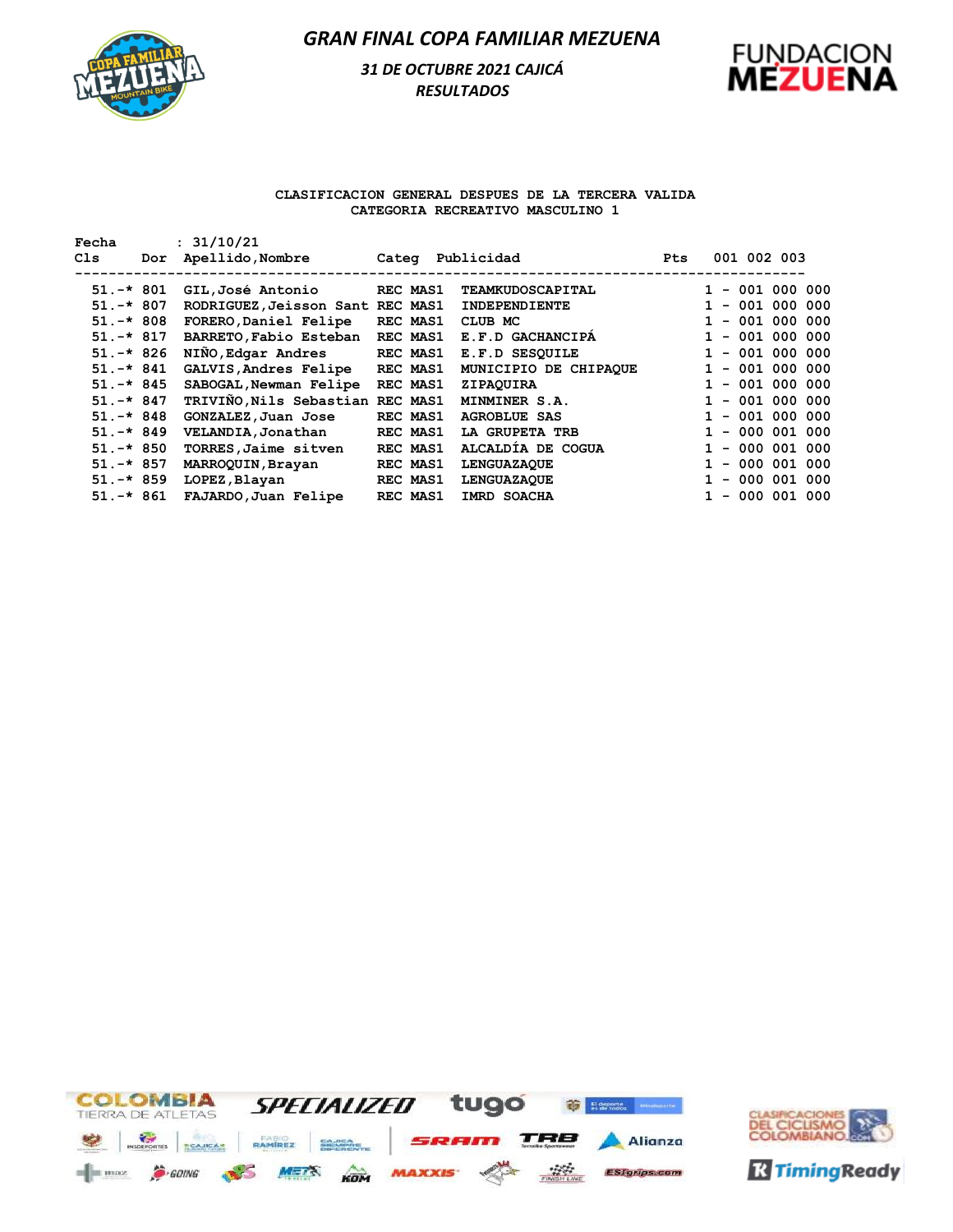# GRAN FINAL COPA FAMILIAR MEZUENA

## 31 DE OCTUBRE 2021 CAJICÁ

## RESULTADOS

**CLASIFICACION GENERAL DESPUES DE LA TERCERA VALIDA**

**CATEGORIA RECREATIVO MASCULINO 1**

Fecha : 31/10/21

| Cls | Dor | Apellido,Nombre | Categ | Publicidad | Pts | 001 002 003 |
|---|---|---|---|---|---|---|
| 51.-* | 801 | GIL,José Antonio | REC MAS1 | TEAMKUDOSCAPITAL | 1 - | 001 000 000 |
| 51.-* | 807 | RODRIGUEZ,Jeisson Sant | REC MAS1 | INDEPENDIENTE | 1 - | 001 000 000 |
| 51.-* | 808 | FORERO,Daniel Felipe | REC MAS1 | CLUB MC | 1 - | 001 000 000 |
| 51.-* | 817 | BARRETO,Fabio Esteban | REC MAS1 | E.F.D GACHANCIPÁ | 1 - | 001 000 000 |
| 51.-* | 826 | NIÑO,Edgar Andres | REC MAS1 | E.F.D SESQUILE | 1 - | 001 000 000 |
| 51.-* | 841 | GALVIS,Andres Felipe | REC MAS1 | MUNICIPIO DE CHIPAQUE | 1 - | 001 000 000 |
| 51.-* | 845 | SABOGAL,Newman Felipe | REC MAS1 | ZIPAQUIRA | 1 - | 001 000 000 |
| 51.-* | 847 | TRIVIÑO,Nils Sebastian | REC MAS1 | MINMINER S.A. | 1 - | 001 000 000 |
| 51.-* | 848 | GONZALEZ,Juan Jose | REC MAS1 | AGROBLUE SAS | 1 - | 001 000 000 |
| 51.-* | 849 | VELANDIA,Jonathan | REC MAS1 | LA GRUPETA TRB | 1 - | 000 001 000 |
| 51.-* | 850 | TORRES,Jaime sitven | REC MAS1 | ALCALDÍA DE COGUA | 1 - | 000 001 000 |
| 51.-* | 857 | MARROQUIN,Brayan | REC MAS1 | LENGUAZAQUE | 1 - | 000 001 000 |
| 51.-* | 859 | LOPEZ,Blayan | REC MAS1 | LENGUAZAQUE | 1 - | 000 001 000 |
| 51.-* | 861 | FAJARDO,Juan Felipe | REC MAS1 | IMRD SOACHA | 1 - | 000 001 000 |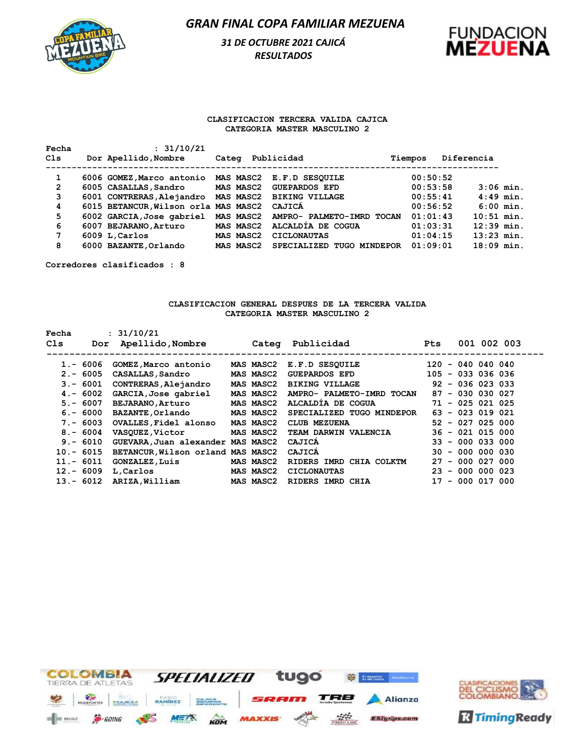# GRAN FINAL COPA FAMILIAR MEZUENA

### 31 DE OCTUBRE 2021 CAJICÁ
### RESULTADOS

**CLASIFICACION TERCERA VALIDA CAJICA**
**CATEGORIA MASTER MASCULINO 2**

Fecha : 31/10/21

| Cls | Dor | Apellido,Nombre | Categ | Publicidad | Tiempos | Diferencia |
|---|---|---|---|---|---|---|
| 1 | 6006 | GOMEZ,Marco antonio | MAS MASC2 | E.F.D SESQUILE | 00:50:52 | |
| 2 | 6005 | CASALLAS,Sandro | MAS MASC2 | GUEPARDOS EFD | 00:53:58 | 3:06 min. |
| 3 | 6001 | CONTRERAS,Alejandro | MAS MASC2 | BIKING VILLAGE | 00:55:41 | 4:49 min. |
| 4 | 6015 | BETANCUR,Wilson orla | MAS MASC2 | CAJICÁ | 00:56:52 | 6:00 min. |
| 5 | 6002 | GARCIA,Jose gabriel | MAS MASC2 | AMPRO- PALMETO-IMRD TOCAN | 01:01:43 | 10:51 min. |
| 6 | 6007 | BEJARANO,Arturo | MAS MASC2 | ALCALDÍA DE COGUA | 01:03:31 | 12:39 min. |
| 7 | 6009 | L,Carlos | MAS MASC2 | CICLONAUTAS | 01:04:15 | 13:23 min. |
| 8 | 6000 | BAZANTE,Orlando | MAS MASC2 | SPECIALIZED TUGO MINDEPOR | 01:09:01 | 18:09 min. |

Corredores clasificados : 8

**CLASIFICACION GENERAL DESPUES DE LA TERCERA VALIDA**
**CATEGORIA MASTER MASCULINO 2**

Fecha : 31/10/21

| Cls | Dor | Apellido,Nombre | Categ | Publicidad | Pts | 001 | 002 | 003 |
|---|---|---|---|---|---|---|---|---|
| 1.- | 6006 | GOMEZ,Marco antonio | MAS MASC2 | E.F.D SESQUILE | 120 - | 040 | 040 | 040 |
| 2.- | 6005 | CASALLAS,Sandro | MAS MASC2 | GUEPARDOS EFD | 105 - | 033 | 036 | 036 |
| 3.- | 6001 | CONTRERAS,Alejandro | MAS MASC2 | BIKING VILLAGE | 92 - | 036 | 023 | 033 |
| 4.- | 6002 | GARCIA,Jose gabriel | MAS MASC2 | AMPRO- PALMETO-IMRD TOCAN | 87 - | 030 | 030 | 027 |
| 5.- | 6007 | BEJARANO,Arturo | MAS MASC2 | ALCALDÍA DE COGUA | 71 - | 025 | 021 | 025 |
| 6.- | 6000 | BAZANTE,Orlando | MAS MASC2 | SPECIALIZED TUGO MINDEPOR | 63 - | 023 | 019 | 021 |
| 7.- | 6003 | OVALLES,Fidel alonso | MAS MASC2 | CLUB MEZUENA | 52 - | 027 | 025 | 000 |
| 8.- | 6004 | VASQUEZ,Victor | MAS MASC2 | TEAM DARWIN VALENCIA | 36 - | 021 | 015 | 000 |
| 9.- | 6010 | GUEVARA,Juan alexander | MAS MASC2 | CAJICÁ | 33 - | 000 | 033 | 000 |
| 10.- | 6015 | BETANCUR,Wilson orland | MAS MASC2 | CAJICÁ | 30 - | 000 | 000 | 030 |
| 11.- | 6011 | GONZALEZ,Luis | MAS MASC2 | RIDERS IMRD CHIA COLKTM | 27 - | 000 | 027 | 000 |
| 12.- | 6009 | L,Carlos | MAS MASC2 | CICLONAUTAS | 23 - | 000 | 000 | 023 |
| 13.- | 6012 | ARIZA,William | MAS MASC2 | RIDERS IMRD CHIA | 17 - | 000 | 017 | 000 |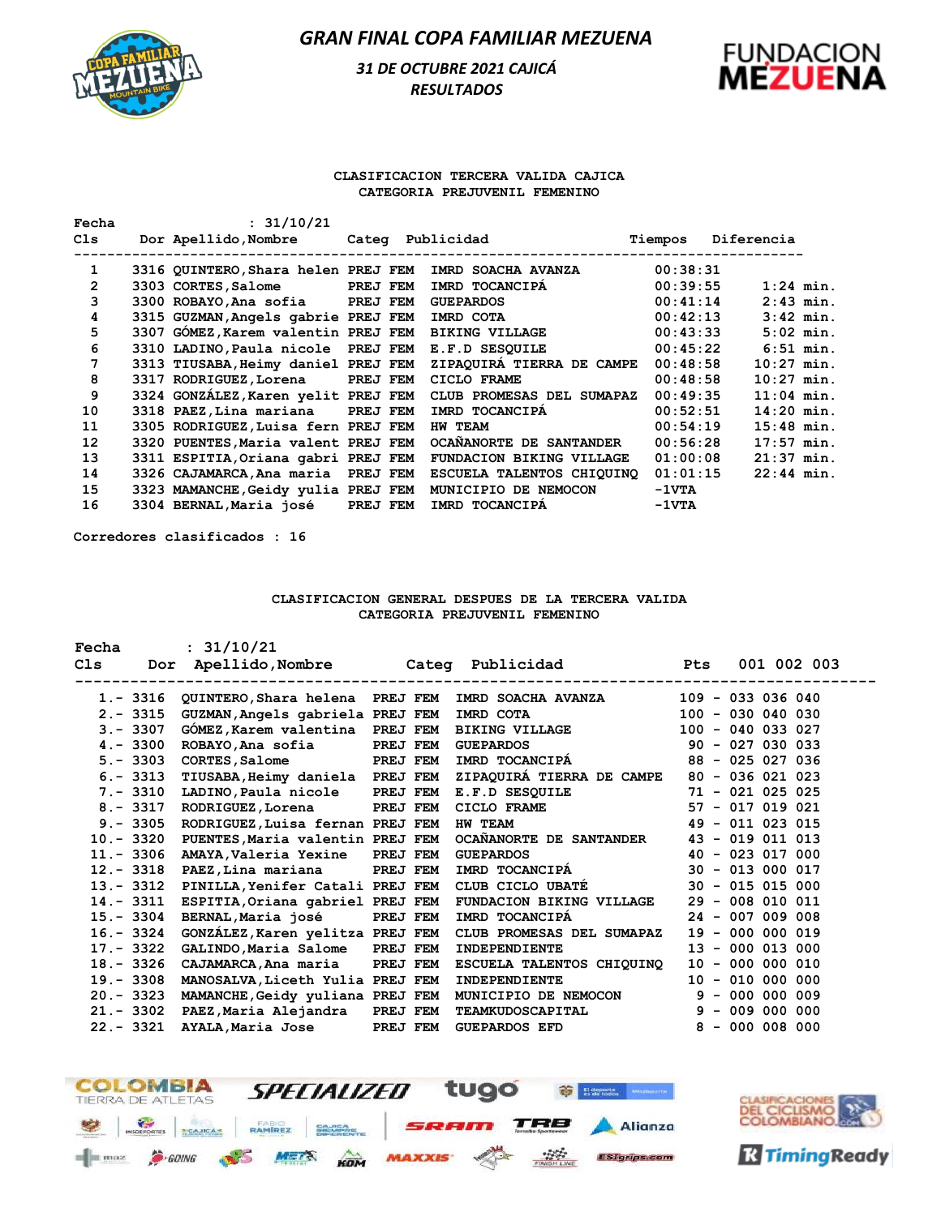# GRAN FINAL COPA FAMILIAR MEZUENA

## 31 DE OCTUBRE 2021 CAJICÁ

## RESULTADOS

FUNDACION MEZUENA

### CLASIFICACION TERCERA VALIDA CAJICA
### CATEGORIA PREJUVENIL FEMENINO

Fecha : 31/10/21

| Cls | Dor | Apellido,Nombre | Categ | Publicidad | Tiempos | Diferencia |
|---|---|---|---|---|---|---|
| 1 | 3316 | QUINTERO,Shara helen | PREJ FEM | IMRD SOACHA AVANZA | 00:38:31 | |
| 2 | 3303 | CORTES,Salome | PREJ FEM | IMRD TOCANCIPÁ | 00:39:55 | 1:24 min. |
| 3 | 3300 | ROBAYO,Ana sofia | PREJ FEM | GUEPARDOS | 00:41:14 | 2:43 min. |
| 4 | 3315 | GUZMAN,Angels gabrie | PREJ FEM | IMRD COTA | 00:42:13 | 3:42 min. |
| 5 | 3307 | GÓMEZ,Karem valentin | PREJ FEM | BIKING VILLAGE | 00:43:33 | 5:02 min. |
| 6 | 3310 | LADINO,Paula nicole | PREJ FEM | E.F.D SESQUILE | 00:45:22 | 6:51 min. |
| 7 | 3313 | TIUSABA,Heimy daniel | PREJ FEM | ZIPAQUIRÁ TIERRA DE CAMPE | 00:48:58 | 10:27 min. |
| 8 | 3317 | RODRIGUEZ,Lorena | PREJ FEM | CICLO FRAME | 00:48:58 | 10:27 min. |
| 9 | 3324 | GONZÁLEZ,Karen yelit | PREJ FEM | CLUB PROMESAS DEL SUMAPAZ | 00:49:35 | 11:04 min. |
| 10 | 3318 | PAEZ,Lina mariana | PREJ FEM | IMRD TOCANCIPÁ | 00:52:51 | 14:20 min. |
| 11 | 3305 | RODRIGUEZ,Luisa fern | PREJ FEM | HW TEAM | 00:54:19 | 15:48 min. |
| 12 | 3320 | PUENTES,Maria valent | PREJ FEM | OCAÑANORTE DE SANTANDER | 00:56:28 | 17:57 min. |
| 13 | 3311 | ESPITIA,Oriana gabri | PREJ FEM | FUNDACION BIKING VILLAGE | 01:00:08 | 21:37 min. |
| 14 | 3326 | CAJAMARCA,Ana maria | PREJ FEM | ESCUELA TALENTOS CHIQUINQ | 01:01:15 | 22:44 min. |
| 15 | 3323 | MAMANCHE,Geidy yulia | PREJ FEM | MUNICIPIO DE NEMOCON | -1VTA | |
| 16 | 3304 | BERNAL,Maria josé | PREJ FEM | IMRD TOCANCIPÁ | -1VTA | |

Corredores clasificados : 16

### CLASIFICACION GENERAL DESPUES DE LA TERCERA VALIDA
### CATEGORIA PREJUVENIL FEMENINO

Fecha : 31/10/21

| Cls | Dor | Apellido,Nombre | Categ | Publicidad | Pts | 001 | 002 | 003 |
|---|---|---|---|---|---|---|---|---|
| 1.- | 3316 | QUINTERO,Shara helena | PREJ FEM | IMRD SOACHA AVANZA | 109 - | 033 | 036 | 040 |
| 2.- | 3315 | GUZMAN,Angels gabriela | PREJ FEM | IMRD COTA | 100 - | 030 | 040 | 030 |
| 3.- | 3307 | GÓMEZ,Karem valentina | PREJ FEM | BIKING VILLAGE | 100 - | 040 | 033 | 027 |
| 4.- | 3300 | ROBAYO,Ana sofia | PREJ FEM | GUEPARDOS | 90 - | 027 | 030 | 033 |
| 5.- | 3303 | CORTES,Salome | PREJ FEM | IMRD TOCANCIPÁ | 88 - | 025 | 027 | 036 |
| 6.- | 3313 | TIUSABA,Heimy daniela | PREJ FEM | ZIPAQUIRÁ TIERRA DE CAMPE | 80 - | 036 | 021 | 023 |
| 7.- | 3310 | LADINO,Paula nicole | PREJ FEM | E.F.D SESQUILE | 71 - | 021 | 025 | 025 |
| 8.- | 3317 | RODRIGUEZ,Lorena | PREJ FEM | CICLO FRAME | 57 - | 017 | 019 | 021 |
| 9.- | 3305 | RODRIGUEZ,Luisa fernan | PREJ FEM | HW TEAM | 49 - | 011 | 023 | 015 |
| 10.- | 3320 | PUENTES,Maria valentin | PREJ FEM | OCAÑANORTE DE SANTANDER | 43 - | 019 | 011 | 013 |
| 11.- | 3306 | AMAYA,Valeria Yexine | PREJ FEM | GUEPARDOS | 40 - | 023 | 017 | 000 |
| 12.- | 3318 | PAEZ,Lina mariana | PREJ FEM | IMRD TOCANCIPÁ | 30 - | 013 | 000 | 017 |
| 13.- | 3312 | PINILLA,Yenifer Catali | PREJ FEM | CLUB CICLO UBATÉ | 30 - | 015 | 015 | 000 |
| 14.- | 3311 | ESPITIA,Oriana gabriel | PREJ FEM | FUNDACION BIKING VILLAGE | 29 - | 008 | 010 | 011 |
| 15.- | 3304 | BERNAL,Maria josé | PREJ FEM | IMRD TOCANCIPÁ | 24 - | 007 | 009 | 008 |
| 16.- | 3324 | GONZÁLEZ,Karen yelitza | PREJ FEM | CLUB PROMESAS DEL SUMAPAZ | 19 - | 000 | 000 | 019 |
| 17.- | 3322 | GALINDO,Maria Salome | PREJ FEM | INDEPENDIENTE | 13 - | 000 | 013 | 000 |
| 18.- | 3326 | CAJAMARCA,Ana maria | PREJ FEM | ESCUELA TALENTOS CHIQUINQ | 10 - | 000 | 000 | 010 |
| 19.- | 3308 | MANOSALVA,Liceth Yulia | PREJ FEM | INDEPENDIENTE | 10 - | 010 | 000 | 000 |
| 20.- | 3323 | MAMANCHE,Geidy yuliana | PREJ FEM | MUNICIPIO DE NEMOCON | 9 - | 000 | 000 | 009 |
| 21.- | 3302 | PAEZ,Maria Alejandra | PREJ FEM | TEAMKUDOSCAPITAL | 9 - | 009 | 000 | 000 |
| 22.- | 3321 | AYALA,Maria Jose | PREJ FEM | GUEPARDOS EFD | 8 - | 000 | 008 | 000 |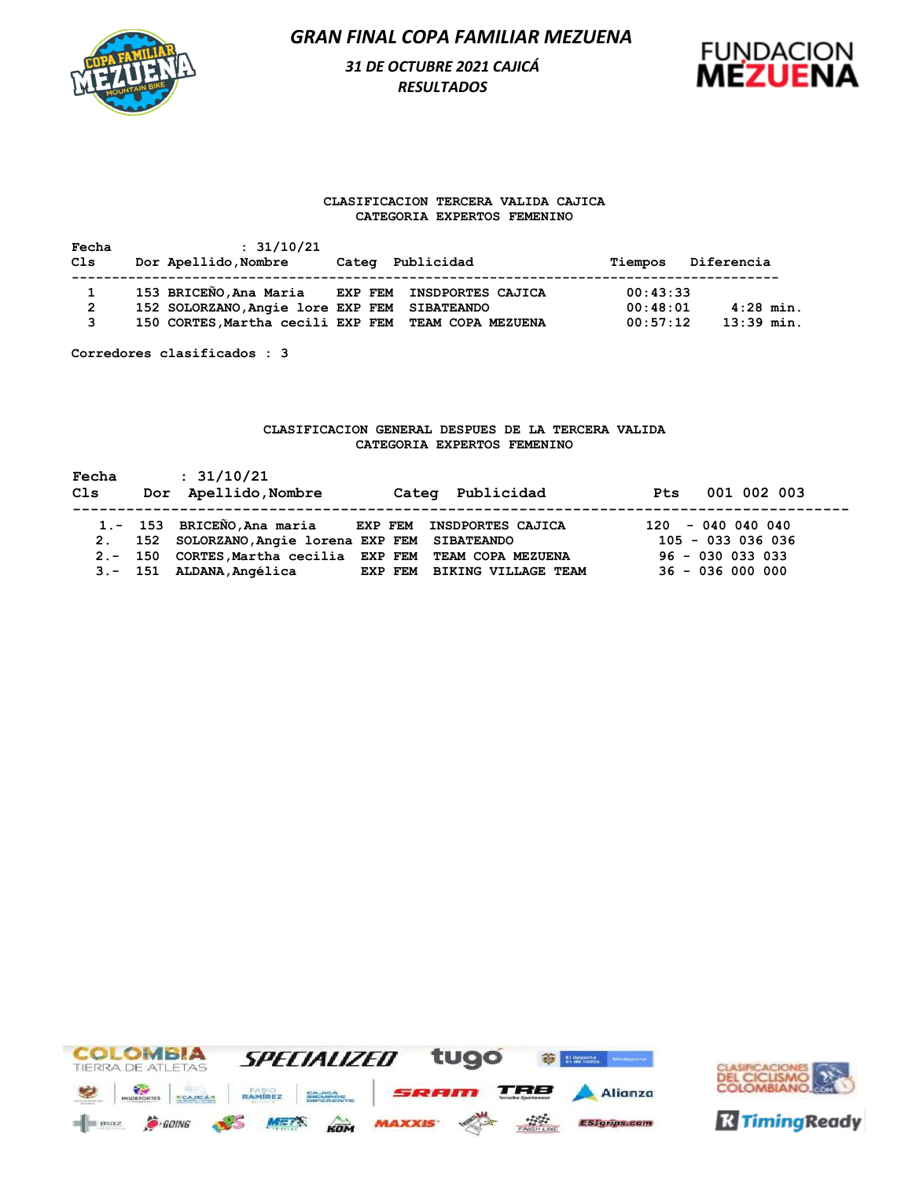# GRAN FINAL COPA FAMILIAR MEZUENA

## 31 DE OCTUBRE 2021 CAJICÁ

## RESULTADOS

### CLASIFICACION TERCERA VALIDA CAJICA
### CATEGORIA EXPERTOS FEMENINO

Fecha : 31/10/21

| Cls | Dor | Apellido,Nombre | Categ | Publicidad | Tiempos | Diferencia |
|---|---|---|---|---|---|---|
| 1 | 153 | BRICEÑO,Ana Maria | EXP FEM | INSDPORTES CAJICA | 00:43:33 | |
| 2 | 152 | SOLORZANO,Angie lore | EXP FEM | SIBATEANDO | 00:48:01 | 4:28 min. |
| 3 | 150 | CORTES,Martha cecili | EXP FEM | TEAM COPA MEZUENA | 00:57:12 | 13:39 min. |

Corredores clasificados : 3

### CLASIFICACION GENERAL DESPUES DE LA TERCERA VALIDA
### CATEGORIA EXPERTOS FEMENINO

Fecha : 31/10/21

| Cls | Dor | Apellido,Nombre | Categ | Publicidad | Pts | 001 002 003 |
|---|---|---|---|---|---|---|
| 1.- | 153 | BRICEÑO,Ana maria | EXP FEM | INSDPORTES CAJICA | 120 | - 040 040 040 |
| 2. | 152 | SOLORZANO,Angie lorena | EXP FEM | SIBATEANDO | 105 | - 033 036 036 |
| 2.- | 150 | CORTES,Martha cecilia | EXP FEM | TEAM COPA MEZUENA | 96 | - 030 033 033 |
| 3.- | 151 | ALDANA,Angélica | EXP FEM | BIKING VILLAGE TEAM | 36 | - 036 000 000 |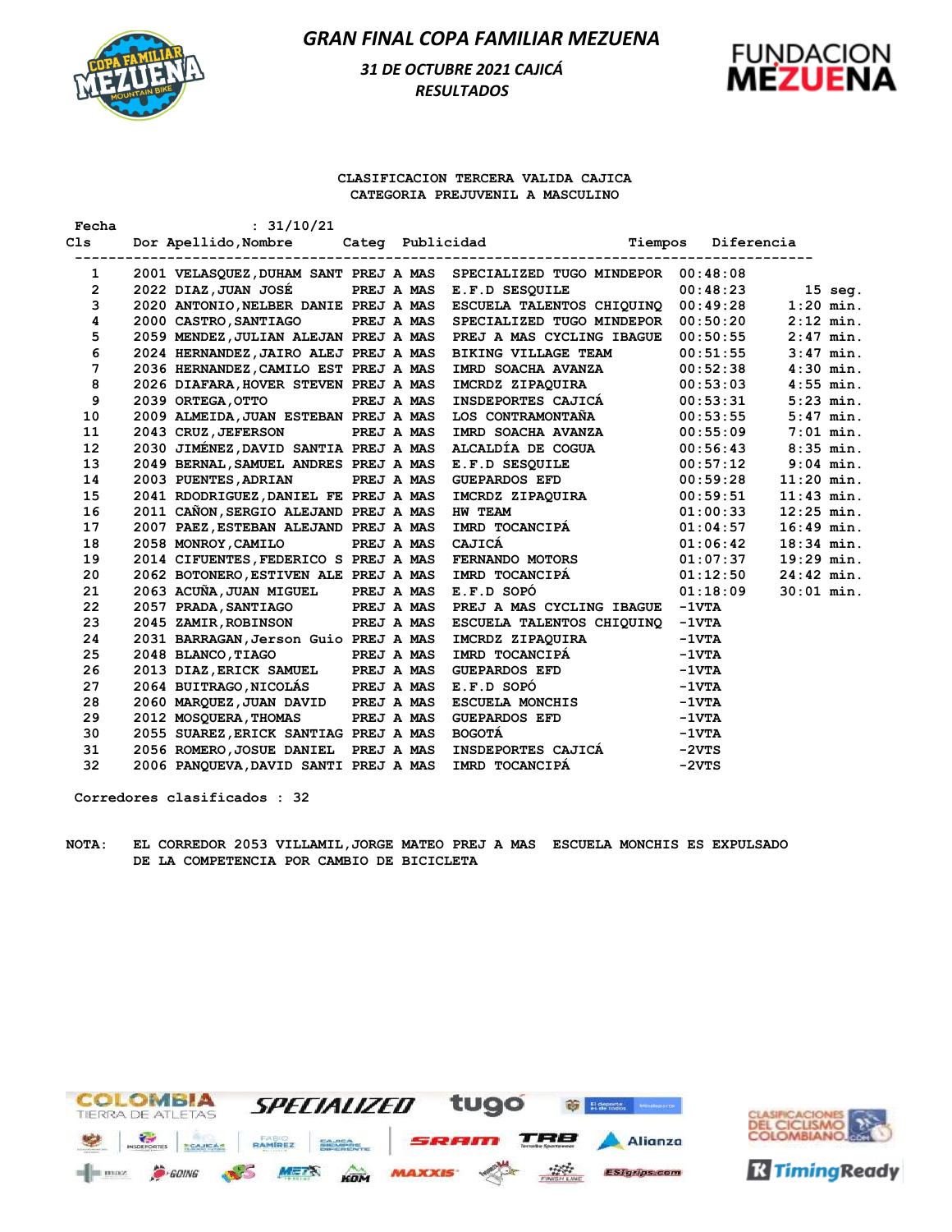# GRAN FINAL COPA FAMILIAR MEZUENA

## 31 DE OCTUBRE 2021 CAJICÁ

## RESULTADOS

**CLASIFICACION TERCERA VALIDA CAJICA**
**CATEGORIA PREJUVENIL A MASCULINO**

Fecha : 31/10/21

| Cls | Dor | Apellido,Nombre | Categ | Publicidad | Tiempos | Diferencia |
|---|---|---|---|---|---|---|
| 1 | 2001 | VELASQUEZ,DUHAM SANT | PREJ A MAS | SPECIALIZED TUGO MINDEPOR | 00:48:08 | |
| 2 | 2022 | DIAZ,JUAN JOSÉ | PREJ A MAS | E.F.D SESQUILE | 00:48:23 | 15 seg. |
| 3 | 2020 | ANTONIO,NELBER DANIE | PREJ A MAS | ESCUELA TALENTOS CHIQUINQ | 00:49:28 | 1:20 min. |
| 4 | 2000 | CASTRO,SANTIAGO | PREJ A MAS | SPECIALIZED TUGO MINDEPOR | 00:50:20 | 2:12 min. |
| 5 | 2059 | MENDEZ,JULIAN ALEJAN | PREJ A MAS | PREJ A MAS CYCLING IBAGUE | 00:50:55 | 2:47 min. |
| 6 | 2024 | HERNANDEZ,JAIRO ALEJ | PREJ A MAS | BIKING VILLAGE TEAM | 00:51:55 | 3:47 min. |
| 7 | 2036 | HERNANDEZ,CAMILO EST | PREJ A MAS | IMRD SOACHA AVANZA | 00:52:38 | 4:30 min. |
| 8 | 2026 | DIAFARA,HOVER STEVEN | PREJ A MAS | IMCRDZ ZIPAQUIRA | 00:53:03 | 4:55 min. |
| 9 | 2039 | ORTEGA,OTTO | PREJ A MAS | INSDEPORTES CAJICÁ | 00:53:31 | 5:23 min. |
| 10 | 2009 | ALMEIDA,JUAN ESTEBAN | PREJ A MAS | LOS CONTRAMONTAÑA | 00:53:55 | 5:47 min. |
| 11 | 2043 | CRUZ,JEFERSON | PREJ A MAS | IMRD SOACHA AVANZA | 00:55:09 | 7:01 min. |
| 12 | 2030 | JIMÉNEZ,DAVID SANTIA | PREJ A MAS | ALCALDÍA DE COGUA | 00:56:43 | 8:35 min. |
| 13 | 2049 | BERNAL,SAMUEL ANDRES | PREJ A MAS | E.F.D SESQUILE | 00:57:12 | 9:04 min. |
| 14 | 2003 | PUENTES,ADRIAN | PREJ A MAS | GUEPARDOS EFD | 00:59:28 | 11:20 min. |
| 15 | 2041 | RDODRIGUEZ,DANIEL FE | PREJ A MAS | IMCRDZ ZIPAQUIRA | 00:59:51 | 11:43 min. |
| 16 | 2011 | CAÑON,SERGIO ALEJAND | PREJ A MAS | HW TEAM | 01:00:33 | 12:25 min. |
| 17 | 2007 | PAEZ,ESTEBAN ALEJAND | PREJ A MAS | IMRD TOCANCIPÁ | 01:04:57 | 16:49 min. |
| 18 | 2058 | MONROY,CAMILO | PREJ A MAS | CAJICÁ | 01:06:42 | 18:34 min. |
| 19 | 2014 | CIFUENTES,FEDERICO S | PREJ A MAS | FERNANDO MOTORS | 01:07:37 | 19:29 min. |
| 20 | 2062 | BOTONERO,ESTIVEN ALE | PREJ A MAS | IMRD TOCANCIPÁ | 01:12:50 | 24:42 min. |
| 21 | 2063 | ACUÑA,JUAN MIGUEL | PREJ A MAS | E.F.D SOPÓ | 01:18:09 | 30:01 min. |
| 22 | 2057 | PRADA,SANTIAGO | PREJ A MAS | PREJ A MAS CYCLING IBAGUE | -1VTA | |
| 23 | 2045 | ZAMIR,ROBINSON | PREJ A MAS | ESCUELA TALENTOS CHIQUINQ | -1VTA | |
| 24 | 2031 | BARRAGAN,Jerson Guio | PREJ A MAS | IMCRDZ ZIPAQUIRA | -1VTA | |
| 25 | 2048 | BLANCO,TIAGO | PREJ A MAS | IMRD TOCANCIPÁ | -1VTA | |
| 26 | 2013 | DIAZ,ERICK SAMUEL | PREJ A MAS | GUEPARDOS EFD | -1VTA | |
| 27 | 2064 | BUITRAGO,NICOLÁS | PREJ A MAS | E.F.D SOPÓ | -1VTA | |
| 28 | 2060 | MARQUEZ,JUAN DAVID | PREJ A MAS | ESCUELA MONCHIS | -1VTA | |
| 29 | 2012 | MOSQUERA,THOMAS | PREJ A MAS | GUEPARDOS EFD | -1VTA | |
| 30 | 2055 | SUAREZ,ERICK SANTIAG | PREJ A MAS | BOGOTÁ | -1VTA | |
| 31 | 2056 | ROMERO,JOSUE DANIEL | PREJ A MAS | INSDEPORTES CAJICÁ | -2VTS | |
| 32 | 2006 | PANQUEVA,DAVID SANTI | PREJ A MAS | IMRD TOCANCIPÁ | -2VTS | |

Corredores clasificados : 32

NOTA: EL CORREDOR 2053 VILLAMIL,JORGE MATEO PREJ A MAS ESCUELA MONCHIS ES EXPULSADO DE LA COMPETENCIA POR CAMBIO DE BICICLETA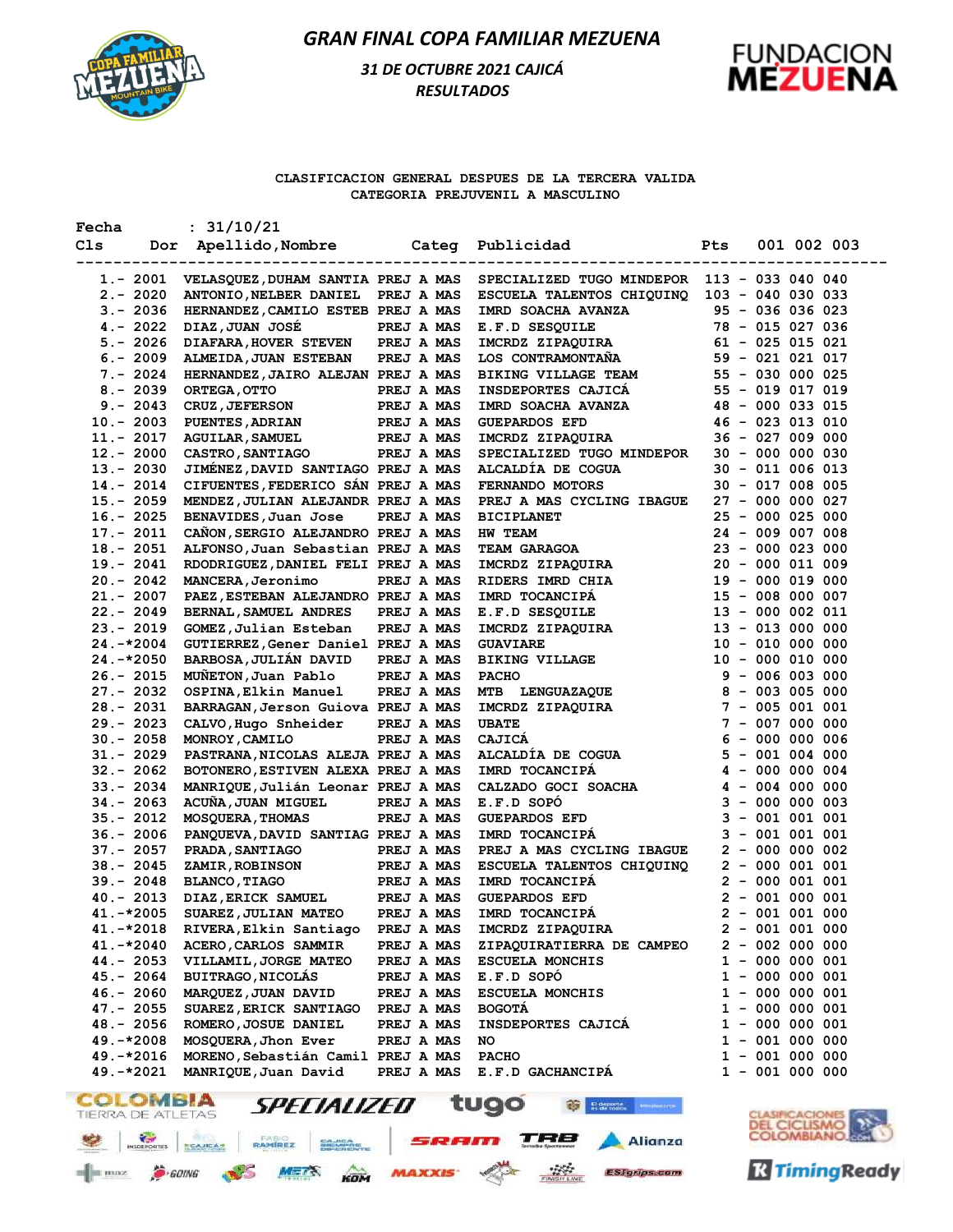# GRAN FINAL COPA FAMILIAR MEZUENA

## 31 DE OCTUBRE 2021 CAJICÁ
## RESULTADOS

FUNDACION MEZUENA

**CLASIFICACION GENERAL DESPUES DE LA TERCERA VALIDA**
**CATEGORIA PREJUVENIL A MASCULINO**

Fecha : 31/10/21

| Cls | Dor | Apellido,Nombre | Categ | Publicidad | Pts | | 001 | 002 | 003 |
|---|---|---|---|---|---|---|---|---|---|
| 1.- | 2001 | VELASQUEZ,DUHAM SANTIA | PREJ A MAS | SPECIALIZED TUGO MINDEPOR | 113 | - | 033 | 040 | 040 |
| 2.- | 2020 | ANTONIO,NELBER DANIEL | PREJ A MAS | ESCUELA TALENTOS CHIQUINQ | 103 | - | 040 | 030 | 033 |
| 3.- | 2036 | HERNANDEZ,CAMILO ESTEB | PREJ A MAS | IMRD SOACHA AVANZA | 95 | - | 036 | 036 | 023 |
| 4.- | 2022 | DIAZ,JUAN JOSÉ | PREJ A MAS | E.F.D SESQUILE | 78 | - | 015 | 027 | 036 |
| 5.- | 2026 | DIAFARA,HOVER STEVEN | PREJ A MAS | IMCRDZ ZIPAQUIRA | 61 | - | 025 | 015 | 021 |
| 6.- | 2009 | ALMEIDA,JUAN ESTEBAN | PREJ A MAS | LOS CONTRAMONTAÑA | 59 | - | 021 | 021 | 017 |
| 7.- | 2024 | HERNANDEZ,JAIRO ALEJAN | PREJ A MAS | BIKING VILLAGE TEAM | 55 | - | 030 | 000 | 025 |
| 8.- | 2039 | ORTEGA,OTTO | PREJ A MAS | INSDEPORTES CAJICÁ | 55 | - | 019 | 017 | 019 |
| 9.- | 2043 | CRUZ,JEFERSON | PREJ A MAS | IMRD SOACHA AVANZA | 48 | - | 000 | 033 | 015 |
| 10.- | 2003 | PUENTES,ADRIAN | PREJ A MAS | GUEPARDOS EFD | 46 | - | 023 | 013 | 010 |
| 11.- | 2017 | AGUILAR,SAMUEL | PREJ A MAS | IMCRDZ ZIPAQUIRA | 36 | - | 027 | 009 | 000 |
| 12.- | 2000 | CASTRO,SANTIAGO | PREJ A MAS | SPECIALIZED TUGO MINDEPOR | 30 | - | 000 | 000 | 030 |
| 13.- | 2030 | JIMÉNEZ,DAVID SANTIAGO | PREJ A MAS | ALCALDÍA DE COGUA | 30 | - | 011 | 006 | 013 |
| 14.- | 2014 | CIFUENTES,FEDERICO SÁN | PREJ A MAS | FERNANDO MOTORS | 30 | - | 017 | 008 | 005 |
| 15.- | 2059 | MENDEZ,JULIAN ALEJANDR | PREJ A MAS | PREJ A MAS CYCLING IBAGUE | 27 | - | 000 | 000 | 027 |
| 16.- | 2025 | BENAVIDES,Juan Jose | PREJ A MAS | BICIPLANET | 25 | - | 000 | 025 | 000 |
| 17.- | 2011 | CAÑON,SERGIO ALEJANDRO | PREJ A MAS | HW TEAM | 24 | - | 009 | 007 | 008 |
| 18.- | 2051 | ALFONSO,Juan Sebastian | PREJ A MAS | TEAM GARAGOA | 23 | - | 000 | 023 | 000 |
| 19.- | 2041 | RDODRIGUEZ,DANIEL FELI | PREJ A MAS | IMCRDZ ZIPAQUIRA | 20 | - | 000 | 011 | 009 |
| 20.- | 2042 | MANCERA,Jeronimo | PREJ A MAS | RIDERS IMRD CHIA | 19 | - | 000 | 019 | 000 |
| 21.- | 2007 | PAEZ,ESTEBAN ALEJANDRO | PREJ A MAS | IMRD TOCANCIPÁ | 15 | - | 008 | 000 | 007 |
| 22.- | 2049 | BERNAL,SAMUEL ANDRES | PREJ A MAS | E.F.D SESQUILE | 13 | - | 000 | 002 | 011 |
| 23.- | 2019 | GOMEZ,Julian Esteban | PREJ A MAS | IMCRDZ ZIPAQUIRA | 13 | - | 013 | 000 | 000 |
| 24.-* | 2004 | GUTIERREZ,Gener Daniel | PREJ A MAS | GUAVIARE | 10 | - | 010 | 000 | 000 |
| 24.-* | 2050 | BARBOSA,JULIÁN DAVID | PREJ A MAS | BIKING VILLAGE | 10 | - | 000 | 010 | 000 |
| 26.- | 2015 | MUÑETON,Juan Pablo | PREJ A MAS | PACHO | 9 | - | 006 | 003 | 000 |
| 27.- | 2032 | OSPINA,Elkin Manuel | PREJ A MAS | MTB LENGUAZAQUE | 8 | - | 003 | 005 | 000 |
| 28.- | 2031 | BARRAGAN,Jerson Guiova | PREJ A MAS | IMCRDZ ZIPAQUIRA | 7 | - | 005 | 001 | 001 |
| 29.- | 2023 | CALVO,Hugo Snheider | PREJ A MAS | UBATE | 7 | - | 007 | 000 | 000 |
| 30.- | 2058 | MONROY,CAMILO | PREJ A MAS | CAJICÁ | 6 | - | 000 | 000 | 006 |
| 31.- | 2029 | PASTRANA,NICOLAS ALEJA | PREJ A MAS | ALCALDÍA DE COGUA | 5 | - | 001 | 004 | 000 |
| 32.- | 2062 | BOTONERO,ESTIVEN ALEXA | PREJ A MAS | IMRD TOCANCIPÁ | 4 | - | 000 | 000 | 004 |
| 33.- | 2034 | MANRIQUE,Julián Leonar | PREJ A MAS | CALZADO GOCI SOACHA | 4 | - | 004 | 000 | 000 |
| 34.- | 2063 | ACUÑA,JUAN MIGUEL | PREJ A MAS | E.F.D SOPÓ | 3 | - | 000 | 000 | 003 |
| 35.- | 2012 | MOSQUERA,THOMAS | PREJ A MAS | GUEPARDOS EFD | 3 | - | 001 | 001 | 001 |
| 36.- | 2006 | PANQUEVA,DAVID SANTIAG | PREJ A MAS | IMRD TOCANCIPÁ | 3 | - | 001 | 001 | 001 |
| 37.- | 2057 | PRADA,SANTIAGO | PREJ A MAS | PREJ A MAS CYCLING IBAGUE | 2 | - | 000 | 000 | 002 |
| 38.- | 2045 | ZAMIR,ROBINSON | PREJ A MAS | ESCUELA TALENTOS CHIQUINQ | 2 | - | 000 | 001 | 001 |
| 39.- | 2048 | BLANCO,TIAGO | PREJ A MAS | IMRD TOCANCIPÁ | 2 | - | 000 | 001 | 001 |
| 40.- | 2013 | DIAZ,ERICK SAMUEL | PREJ A MAS | GUEPARDOS EFD | 2 | - | 001 | 000 | 001 |
| 41.-* | 2005 | SUAREZ,JULIAN MATEO | PREJ A MAS | IMRD TOCANCIPÁ | 2 | - | 001 | 001 | 000 |
| 41.-* | 2018 | RIVERA,Elkin Santiago | PREJ A MAS | IMCRDZ ZIPAQUIRA | 2 | - | 001 | 001 | 000 |
| 41.-* | 2040 | ACERO,CARLOS SAMMIR | PREJ A MAS | ZIPAQUIRATIERRA DE CAMPEO | 2 | - | 002 | 000 | 000 |
| 44.- | 2053 | VILLAMIL,JORGE MATEO | PREJ A MAS | ESCUELA MONCHIS | 1 | - | 000 | 000 | 001 |
| 45.- | 2064 | BUITRAGO,NICOLÁS | PREJ A MAS | E.F.D SOPÓ | 1 | - | 000 | 000 | 001 |
| 46.- | 2060 | MARQUEZ,JUAN DAVID | PREJ A MAS | ESCUELA MONCHIS | 1 | - | 000 | 000 | 001 |
| 47.- | 2055 | SUAREZ,ERICK SANTIAGO | PREJ A MAS | BOGOTÁ | 1 | - | 000 | 000 | 001 |
| 48.- | 2056 | ROMERO,JOSUE DANIEL | PREJ A MAS | INSDEPORTES CAJICÁ | 1 | - | 000 | 000 | 001 |
| 49.-* | 2008 | MOSQUERA,Jhon Ever | PREJ A MAS | NO | 1 | - | 001 | 000 | 000 |
| 49.-* | 2016 | MORENO,Sebastián Camil | PREJ A MAS | PACHO | 1 | - | 001 | 000 | 000 |
| 49.-* | 2021 | MANRIQUE,Juan David | PREJ A MAS | E.F.D GACHANCIPÁ | 1 | - | 001 | 000 | 000 |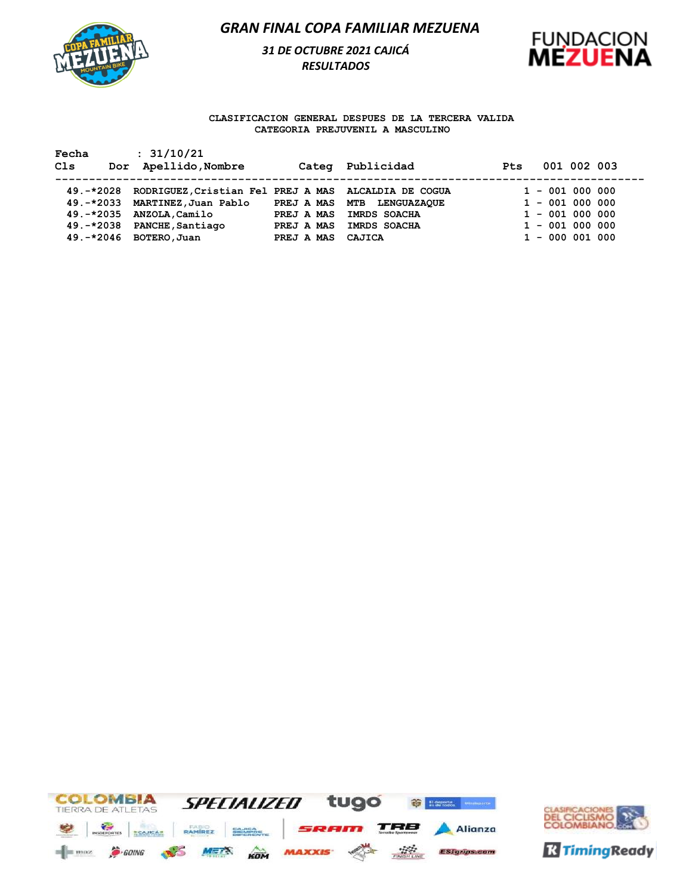# GRAN FINAL COPA FAMILIAR MEZUENA

*31 DE OCTUBRE 2021 CAJICÁ*

*RESULTADOS*

CLASIFICACION GENERAL DESPUES DE LA TERCERA VALIDA
CATEGORIA PREJUVENIL A MASCULINO

Fecha : 31/10/21

| Cls | Dor | Apellido,Nombre | Categ | Publicidad | Pts | 001 | 002 | 003 |
|---|---|---|---|---|---|---|---|---|
| 49.- | *2028 | RODRIGUEZ,Cristian Fel | PREJ A MAS | ALCALDIA DE COGUA | 1 - | 001 | 000 | 000 |
| 49.- | *2033 | MARTINEZ,Juan Pablo | PREJ A MAS | MTB LENGUAZAQUE | 1 - | 001 | 000 | 000 |
| 49.- | *2035 | ANZOLA,Camilo | PREJ A MAS | IMRDS SOACHA | 1 - | 001 | 000 | 000 |
| 49.- | *2038 | PANCHE,Santiago | PREJ A MAS | IMRDS SOACHA | 1 - | 001 | 000 | 000 |
| 49.- | *2046 | BOTERO,Juan | PREJ A MAS | CAJICA | 1 - | 000 | 001 | 000 |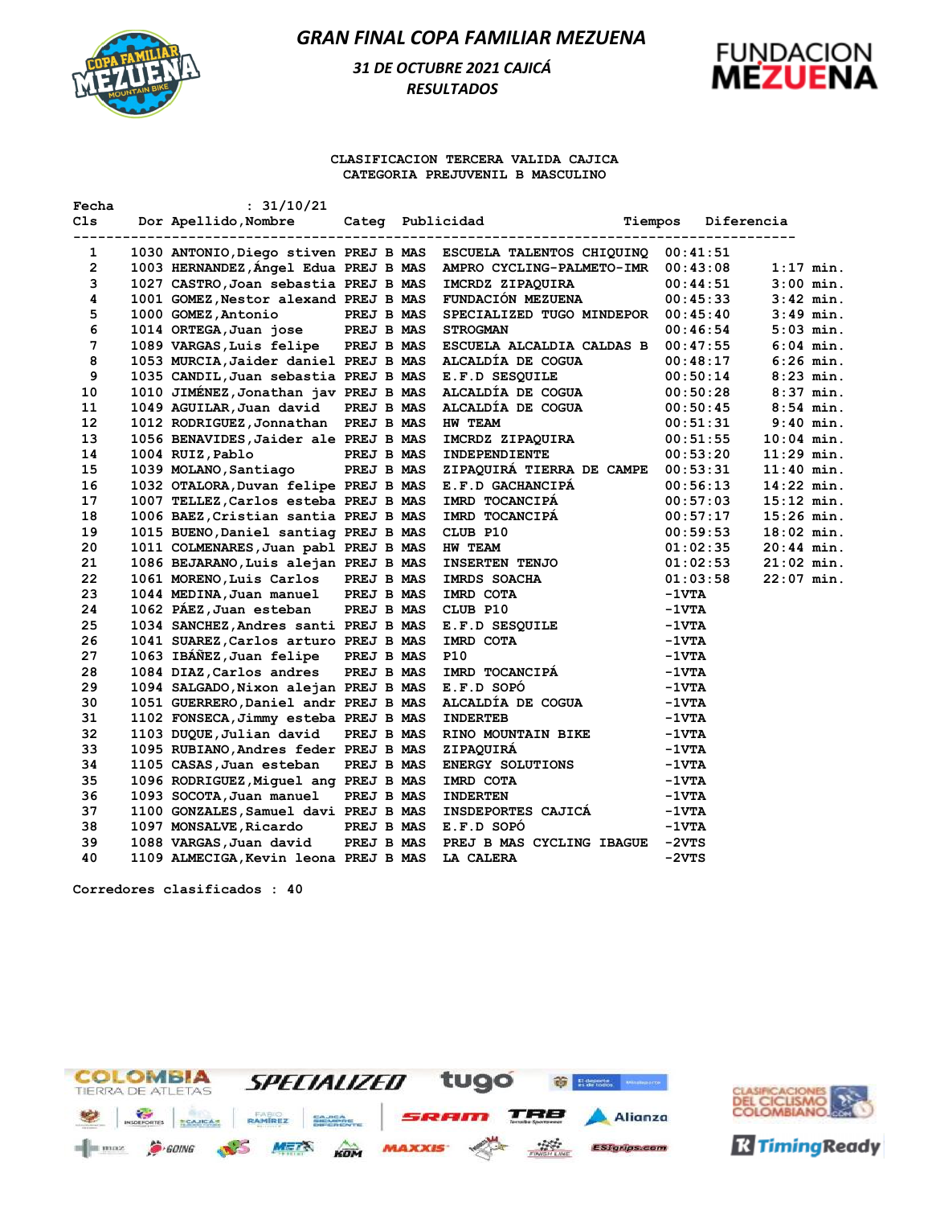# GRAN FINAL COPA FAMILIAR MEZUENA

## 31 DE OCTUBRE 2021 CAJICÁ

## RESULTADOS

### CLASIFICACION TERCERA VALIDA CAJICA
### CATEGORIA PREJUVENIL B MASCULINO

Fecha : 31/10/21

| Cls | Dor | Apellido,Nombre | Categ | Publicidad | Tiempos | Diferencia |
|---|---|---|---|---|---|---|
| 1 | 1030 | ANTONIO,Diego stiven | PREJ B MAS | ESCUELA TALENTOS CHIQUINQ | 00:41:51 | |
| 2 | 1003 | HERNANDEZ,Ángel Edua | PREJ B MAS | AMPRO CYCLING-PALMETO-IMR | 00:43:08 | 1:17 min. |
| 3 | 1027 | CASTRO,Joan sebastia | PREJ B MAS | IMCRDZ ZIPAQUIRA | 00:44:51 | 3:00 min. |
| 4 | 1001 | GOMEZ,Nestor alexand | PREJ B MAS | FUNDACIÓN MEZUENA | 00:45:33 | 3:42 min. |
| 5 | 1000 | GOMEZ,Antonio | PREJ B MAS | SPECIALIZED TUGO MINDEPOR | 00:45:40 | 3:49 min. |
| 6 | 1014 | ORTEGA,Juan jose | PREJ B MAS | STROGMAN | 00:46:54 | 5:03 min. |
| 7 | 1089 | VARGAS,Luis felipe | PREJ B MAS | ESCUELA ALCALDIA CALDAS B | 00:47:55 | 6:04 min. |
| 8 | 1053 | MURCIA,Jaider daniel | PREJ B MAS | ALCALDÍA DE COGUA | 00:48:17 | 6:26 min. |
| 9 | 1035 | CANDIL,Juan sebastia | PREJ B MAS | E.F.D SESQUILE | 00:50:14 | 8:23 min. |
| 10 | 1010 | JIMÉNEZ,Jonathan jav | PREJ B MAS | ALCALDÍA DE COGUA | 00:50:28 | 8:37 min. |
| 11 | 1049 | AGUILAR,Juan david | PREJ B MAS | ALCALDÍA DE COGUA | 00:50:45 | 8:54 min. |
| 12 | 1012 | RODRIGUEZ,Jonnathan | PREJ B MAS | HW TEAM | 00:51:31 | 9:40 min. |
| 13 | 1056 | BENAVIDES,Jaider ale | PREJ B MAS | IMCRDZ ZIPAQUIRA | 00:51:55 | 10:04 min. |
| 14 | 1004 | RUIZ,Pablo | PREJ B MAS | INDEPENDIENTE | 00:53:20 | 11:29 min. |
| 15 | 1039 | MOLANO,Santiago | PREJ B MAS | ZIPAQUIRÁ TIERRA DE CAMPE | 00:53:31 | 11:40 min. |
| 16 | 1032 | OTALORA,Duvan felipe | PREJ B MAS | E.F.D GACHANCIPÁ | 00:56:13 | 14:22 min. |
| 17 | 1007 | TELLEZ,Carlos esteba | PREJ B MAS | IMRD TOCANCIPÁ | 00:57:03 | 15:12 min. |
| 18 | 1006 | BAEZ,Cristian santia | PREJ B MAS | IMRD TOCANCIPÁ | 00:57:17 | 15:26 min. |
| 19 | 1015 | BUENO,Daniel santiag | PREJ B MAS | CLUB P10 | 00:59:53 | 18:02 min. |
| 20 | 1011 | COLMENARES,Juan pabl | PREJ B MAS | HW TEAM | 01:02:35 | 20:44 min. |
| 21 | 1086 | BEJARANO,Luis alejan | PREJ B MAS | INSERTEN TENJO | 01:02:53 | 21:02 min. |
| 22 | 1061 | MORENO,Luis Carlos | PREJ B MAS | IMRDS SOACHA | 01:03:58 | 22:07 min. |
| 23 | 1044 | MEDINA,Juan manuel | PREJ B MAS | IMRD COTA | -1VTA | |
| 24 | 1062 | PÁEZ,Juan esteban | PREJ B MAS | CLUB P10 | -1VTA | |
| 25 | 1034 | SANCHEZ,Andres santi | PREJ B MAS | E.F.D SESQUILE | -1VTA | |
| 26 | 1041 | SUAREZ,Carlos arturo | PREJ B MAS | IMRD COTA | -1VTA | |
| 27 | 1063 | IBÁÑEZ,Juan felipe | PREJ B MAS | P10 | -1VTA | |
| 28 | 1084 | DIAZ,Carlos andres | PREJ B MAS | IMRD TOCANCIPÁ | -1VTA | |
| 29 | 1094 | SALGADO,Nixon alejan | PREJ B MAS | E.F.D SOPÓ | -1VTA | |
| 30 | 1051 | GUERRERO,Daniel andr | PREJ B MAS | ALCALDÍA DE COGUA | -1VTA | |
| 31 | 1102 | FONSECA,Jimmy esteba | PREJ B MAS | INDERTEB | -1VTA | |
| 32 | 1103 | DUQUE,Julian david | PREJ B MAS | RINO MOUNTAIN BIKE | -1VTA | |
| 33 | 1095 | RUBIANO,Andres feder | PREJ B MAS | ZIPAQUIRÁ | -1VTA | |
| 34 | 1105 | CASAS,Juan esteban | PREJ B MAS | ENERGY SOLUTIONS | -1VTA | |
| 35 | 1096 | RODRIGUEZ,Miguel ang | PREJ B MAS | IMRD COTA | -1VTA | |
| 36 | 1093 | SOCOTA,Juan manuel | PREJ B MAS | INDERTEN | -1VTA | |
| 37 | 1100 | GONZALES,Samuel davi | PREJ B MAS | INSDEPORTES CAJICÁ | -1VTA | |
| 38 | 1097 | MONSALVE,Ricardo | PREJ B MAS | E.F.D SOPÓ | -1VTA | |
| 39 | 1088 | VARGAS,Juan david | PREJ B MAS | PREJ B MAS CYCLING IBAGUE | -2VTS | |
| 40 | 1109 | ALMECIGA,Kevin leona | PREJ B MAS | LA CALERA | -2VTS | |

Corredores clasificados : 40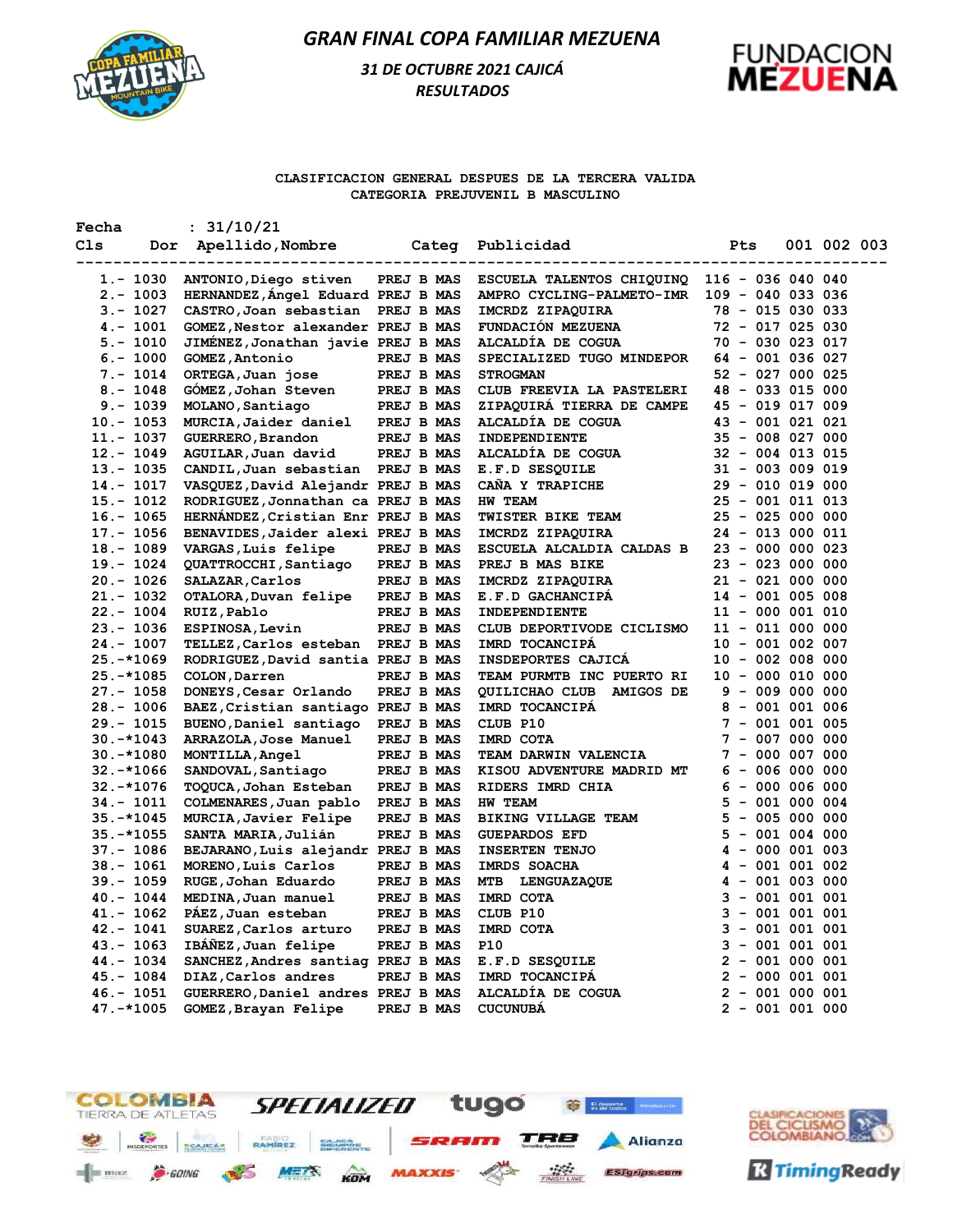# GRAN FINAL COPA FAMILIAR MEZUENA

### 31 DE OCTUBRE 2021 CAJICÁ

### RESULTADOS

**CLASIFICACION GENERAL DESPUES DE LA TERCERA VALIDA**

**CATEGORIA PREJUVENIL B MASCULINO**

Fecha : 31/10/21

| Cls | Dor | Apellido,Nombre | Categ | Publicidad | Pts | | 001 | 002 | 003 |
|---|---|---|---|---|---|---|---|---|---|
| 1.- | 1030 | ANTONIO,Diego stiven | PREJ B MAS | ESCUELA TALENTOS CHIQUINQ | 116 | - | 036 | 040 | 040 |
| 2.- | 1003 | HERNANDEZ,Ángel Eduard | PREJ B MAS | AMPRO CYCLING-PALMETO-IMR | 109 | - | 040 | 033 | 036 |
| 3.- | 1027 | CASTRO,Joan sebastian | PREJ B MAS | IMCRDZ ZIPAQUIRA | 78 | - | 015 | 030 | 033 |
| 4.- | 1001 | GOMEZ,Nestor alexander | PREJ B MAS | FUNDACIÓN MEZUENA | 72 | - | 017 | 025 | 030 |
| 5.- | 1010 | JIMÉNEZ,Jonathan javie | PREJ B MAS | ALCALDÍA DE COGUA | 70 | - | 030 | 023 | 017 |
| 6.- | 1000 | GOMEZ,Antonio | PREJ B MAS | SPECIALIZED TUGO MINDEPOR | 64 | - | 001 | 036 | 027 |
| 7.- | 1014 | ORTEGA,Juan jose | PREJ B MAS | STROGMAN | 52 | - | 027 | 000 | 025 |
| 8.- | 1048 | GÓMEZ,Johan Steven | PREJ B MAS | CLUB FREEVIA LA PASTELERI | 48 | - | 033 | 015 | 000 |
| 9.- | 1039 | MOLANO,Santiago | PREJ B MAS | ZIPAQUIRÁ TIERRA DE CAMPE | 45 | - | 019 | 017 | 009 |
| 10.- | 1053 | MURCIA,Jaider daniel | PREJ B MAS | ALCALDÍA DE COGUA | 43 | - | 001 | 021 | 021 |
| 11.- | 1037 | GUERRERO,Brandon | PREJ B MAS | INDEPENDIENTE | 35 | - | 008 | 027 | 000 |
| 12.- | 1049 | AGUILAR,Juan david | PREJ B MAS | ALCALDÍA DE COGUA | 32 | - | 004 | 013 | 015 |
| 13.- | 1035 | CANDIL,Juan sebastian | PREJ B MAS | E.F.D SESQUILE | 31 | - | 003 | 009 | 019 |
| 14.- | 1017 | VASQUEZ,David Alejandr | PREJ B MAS | CAÑA Y TRAPICHE | 29 | - | 010 | 019 | 000 |
| 15.- | 1012 | RODRIGUEZ,Jonnathan ca | PREJ B MAS | HW TEAM | 25 | - | 001 | 011 | 013 |
| 16.- | 1065 | HERNÁNDEZ,Cristian Enr | PREJ B MAS | TWISTER BIKE TEAM | 25 | - | 025 | 000 | 000 |
| 17.- | 1056 | BENAVIDES,Jaider alexi | PREJ B MAS | IMCRDZ ZIPAQUIRA | 24 | - | 013 | 000 | 011 |
| 18.- | 1089 | VARGAS,Luis felipe | PREJ B MAS | ESCUELA ALCALDIA CALDAS B | 23 | - | 000 | 000 | 023 |
| 19.- | 1024 | QUATTROCCHI,Santiago | PREJ B MAS | PREJ B MAS BIKE | 23 | - | 023 | 000 | 000 |
| 20.- | 1026 | SALAZAR,Carlos | PREJ B MAS | IMCRDZ ZIPAQUIRA | 21 | - | 021 | 000 | 000 |
| 21.- | 1032 | OTALORA,Duvan felipe | PREJ B MAS | E.F.D GACHANCIPÁ | 14 | - | 001 | 005 | 008 |
| 22.- | 1004 | RUIZ,Pablo | PREJ B MAS | INDEPENDIENTE | 11 | - | 000 | 001 | 010 |
| 23.- | 1036 | ESPINOSA,Levin | PREJ B MAS | CLUB DEPORTIVODE CICLISMO | 11 | - | 011 | 000 | 000 |
| 24.- | 1007 | TELLEZ,Carlos esteban | PREJ B MAS | IMRD TOCANCIPÁ | 10 | - | 001 | 002 | 007 |
| 25.-* | 1069 | RODRIGUEZ,David santia | PREJ B MAS | INSDEPORTES CAJICÁ | 10 | - | 002 | 008 | 000 |
| 25.-* | 1085 | COLON,Darren | PREJ B MAS | TEAM PURMTB INC PUERTO RI | 10 | - | 000 | 010 | 000 |
| 27.- | 1058 | DONEYS,Cesar Orlando | PREJ B MAS | QUILICHAO CLUB AMIGOS DE | 9 | - | 009 | 000 | 000 |
| 28.- | 1006 | BAEZ,Cristian santiago | PREJ B MAS | IMRD TOCANCIPÁ | 8 | - | 001 | 001 | 006 |
| 29.- | 1015 | BUENO,Daniel santiago | PREJ B MAS | CLUB P10 | 7 | - | 001 | 001 | 005 |
| 30.-* | 1043 | ARRAZOLA,Jose Manuel | PREJ B MAS | IMRD COTA | 7 | - | 007 | 000 | 000 |
| 30.-* | 1080 | MONTILLA,Angel | PREJ B MAS | TEAM DARWIN VALENCIA | 7 | - | 000 | 007 | 000 |
| 32.-* | 1066 | SANDOVAL,Santiago | PREJ B MAS | KISOU ADVENTURE MADRID MT | 6 | - | 006 | 000 | 000 |
| 32.-* | 1076 | TOQUCA,Johan Esteban | PREJ B MAS | RIDERS IMRD CHIA | 6 | - | 000 | 006 | 000 |
| 34.- | 1011 | COLMENARES,Juan pablo | PREJ B MAS | HW TEAM | 5 | - | 001 | 000 | 004 |
| 35.-* | 1045 | MURCIA,Javier Felipe | PREJ B MAS | BIKING VILLAGE TEAM | 5 | - | 005 | 000 | 000 |
| 35.-* | 1055 | SANTA MARIA,Julián | PREJ B MAS | GUEPARDOS EFD | 5 | - | 001 | 004 | 000 |
| 37.- | 1086 | BEJARANO,Luis alejandr | PREJ B MAS | INSERTEN TENJO | 4 | - | 000 | 001 | 003 |
| 38.- | 1061 | MORENO,Luis Carlos | PREJ B MAS | IMRDS SOACHA | 4 | - | 001 | 001 | 002 |
| 39.- | 1059 | RUGE,Johan Eduardo | PREJ B MAS | MTB LENGUAZAQUE | 4 | - | 001 | 003 | 000 |
| 40.- | 1044 | MEDINA,Juan manuel | PREJ B MAS | IMRD COTA | 3 | - | 001 | 001 | 001 |
| 41.- | 1062 | PÁEZ,Juan esteban | PREJ B MAS | CLUB P10 | 3 | - | 001 | 001 | 001 |
| 42.- | 1041 | SUAREZ,Carlos arturo | PREJ B MAS | IMRD COTA | 3 | - | 001 | 001 | 001 |
| 43.- | 1063 | IBÁÑEZ,Juan felipe | PREJ B MAS | P10 | 3 | - | 001 | 001 | 001 |
| 44.- | 1034 | SANCHEZ,Andres santiag | PREJ B MAS | E.F.D SESQUILE | 2 | - | 001 | 000 | 001 |
| 45.- | 1084 | DIAZ,Carlos andres | PREJ B MAS | IMRD TOCANCIPÁ | 2 | - | 000 | 001 | 001 |
| 46.- | 1051 | GUERRERO,Daniel andres | PREJ B MAS | ALCALDÍA DE COGUA | 2 | - | 001 | 000 | 001 |
| 47.-* | 1005 | GOMEZ,Brayan Felipe | PREJ B MAS | CUCUNUBÁ | 2 | - | 001 | 001 | 000 |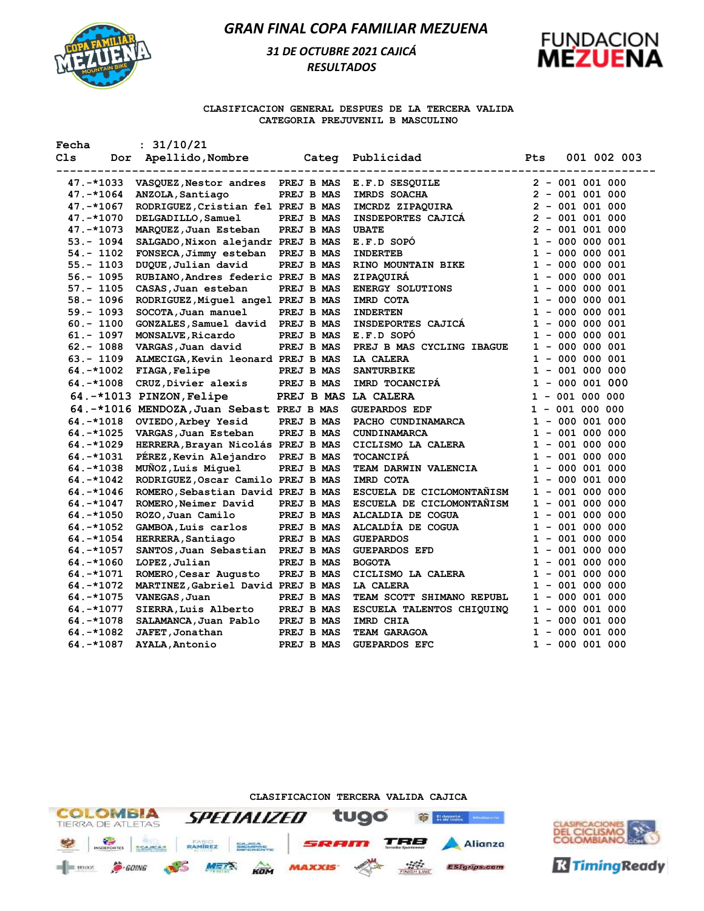# GRAN FINAL COPA FAMILIAR MEZUENA

### 31 DE OCTUBRE 2021 CAJICÁ
### RESULTADOS

**CLASIFICACION GENERAL DESPUES DE LA TERCERA VALIDA**
**CATEGORIA PREJUVENIL B MASCULINO**

Fecha : 31/10/21

| Cls | Dor | Apellido,Nombre | Categ | Publicidad | Pts | 001 | 002 | 003 |
|---|---|---|---|---|---|---|---|---|
| 47.-* | 1033 | VASQUEZ,Nestor andres | PREJ B MAS | E.F.D SESQUILE | 2 - | 001 | 001 | 000 |
| 47.-* | 1064 | ANZOLA,Santiago | PREJ B MAS | IMRDS SOACHA | 2 - | 001 | 001 | 000 |
| 47.-* | 1067 | RODRIGUEZ,Cristian fel | PREJ B MAS | IMCRDZ ZIPAQUIRA | 2 - | 001 | 001 | 000 |
| 47.-* | 1070 | DELGADILLO,Samuel | PREJ B MAS | INSDEPORTES CAJICÁ | 2 - | 001 | 001 | 000 |
| 47.-* | 1073 | MARQUEZ,Juan Esteban | PREJ B MAS | UBATE | 2 - | 001 | 001 | 000 |
| 53.- | 1094 | SALGADO,Nixon alejandr | PREJ B MAS | E.F.D SOPÓ | 1 - | 000 | 000 | 001 |
| 54.- | 1102 | FONSECA,Jimmy esteban | PREJ B MAS | INDERTEB | 1 - | 000 | 000 | 001 |
| 55.- | 1103 | DUQUE,Julian david | PREJ B MAS | RINO MOUNTAIN BIKE | 1 - | 000 | 000 | 001 |
| 56.- | 1095 | RUBIANO,Andres federic | PREJ B MAS | ZIPAQUIRÁ | 1 - | 000 | 000 | 001 |
| 57.- | 1105 | CASAS,Juan esteban | PREJ B MAS | ENERGY SOLUTIONS | 1 - | 000 | 000 | 001 |
| 58.- | 1096 | RODRIGUEZ,Miguel angel | PREJ B MAS | IMRD COTA | 1 - | 000 | 000 | 001 |
| 59.- | 1093 | SOCOTA,Juan manuel | PREJ B MAS | INDERTEN | 1 - | 000 | 000 | 001 |
| 60.- | 1100 | GONZALES,Samuel david | PREJ B MAS | INSDEPORTES CAJICÁ | 1 - | 000 | 000 | 001 |
| 61.- | 1097 | MONSALVE,Ricardo | PREJ B MAS | E.F.D SOPÓ | 1 - | 000 | 000 | 001 |
| 62.- | 1088 | VARGAS,Juan david | PREJ B MAS | PREJ B MAS CYCLING IBAGUE | 1 - | 000 | 000 | 001 |
| 63.- | 1109 | ALMECIGA,Kevin leonard | PREJ B MAS | LA CALERA | 1 - | 000 | 000 | 001 |
| 64.-* | 1002 | FIAGA,Felipe | PREJ B MAS | SANTURBIKE | 1 - | 001 | 000 | 000 |
| 64.-* | 1008 | CRUZ,Divier alexis | PREJ B MAS | IMRD TOCANCIPÁ | 1 - | 000 | 001 | 000 |
| 64.-* | 1013 | PINZON,Felipe | PREJ B MAS | LA CALERA | 1 - | 001 | 000 | 000 |
| 64.-* | 1016 | MENDOZA,Juan Sebast | PREJ B MAS | GUEPARDOS EDF | 1 - | 001 | 000 | 000 |
| 64.-* | 1018 | OVIEDO,Arbey Yesid | PREJ B MAS | PACHO CUNDINAMARCA | 1 - | 000 | 001 | 000 |
| 64.-* | 1025 | VARGAS,Juan Esteban | PREJ B MAS | CUNDINAMARCA | 1 - | 001 | 000 | 000 |
| 64.-* | 1029 | HERRERA,Brayan Nicolás | PREJ B MAS | CICLISMO LA CALERA | 1 - | 001 | 000 | 000 |
| 64.-* | 1031 | PÉREZ,Kevin Alejandro | PREJ B MAS | TOCANCIPÁ | 1 - | 001 | 000 | 000 |
| 64.-* | 1038 | MUÑOZ,Luis Miguel | PREJ B MAS | TEAM DARWIN VALENCIA | 1 - | 000 | 001 | 000 |
| 64.-* | 1042 | RODRIGUEZ,Oscar Camilo | PREJ B MAS | IMRD COTA | 1 - | 000 | 001 | 000 |
| 64.-* | 1046 | ROMERO,Sebastian David | PREJ B MAS | ESCUELA DE CICLOMONTAÑISM | 1 - | 001 | 000 | 000 |
| 64.-* | 1047 | ROMERO,Neimer David | PREJ B MAS | ESCUELA DE CICLOMONTAÑISM | 1 - | 001 | 000 | 000 |
| 64.-* | 1050 | ROZO,Juan Camilo | PREJ B MAS | ALCALDIA DE COGUA | 1 - | 001 | 000 | 000 |
| 64.-* | 1052 | GAMBOA,Luis carlos | PREJ B MAS | ALCALDÍA DE COGUA | 1 - | 001 | 000 | 000 |
| 64.-* | 1054 | HERRERA,Santiago | PREJ B MAS | GUEPARDOS | 1 - | 001 | 000 | 000 |
| 64.-* | 1057 | SANTOS,Juan Sebastian | PREJ B MAS | GUEPARDOS EFD | 1 - | 001 | 000 | 000 |
| 64.-* | 1060 | LOPEZ,Julian | PREJ B MAS | BOGOTA | 1 - | 001 | 000 | 000 |
| 64.-* | 1071 | ROMERO,Cesar Augusto | PREJ B MAS | CICLISMO LA CALERA | 1 - | 001 | 000 | 000 |
| 64.-* | 1072 | MARTINEZ,Gabriel David | PREJ B MAS | LA CALERA | 1 - | 001 | 000 | 000 |
| 64.-* | 1075 | VANEGAS,Juan | PREJ B MAS | TEAM SCOTT SHIMANO REPUBL | 1 - | 000 | 001 | 000 |
| 64.-* | 1077 | SIERRA,Luis Alberto | PREJ B MAS | ESCUELA TALENTOS CHIQUINQ | 1 - | 000 | 001 | 000 |
| 64.-* | 1078 | SALAMANCA,Juan Pablo | PREJ B MAS | IMRD CHIA | 1 - | 000 | 001 | 000 |
| 64.-* | 1082 | JAFET,Jonathan | PREJ B MAS | TEAM GARAGOA | 1 - | 000 | 001 | 000 |
| 64.-* | 1087 | AYALA,Antonio | PREJ B MAS | GUEPARDOS EFC | 1 - | 000 | 001 | 000 |

CLASIFICACION TERCERA VALIDA CAJICA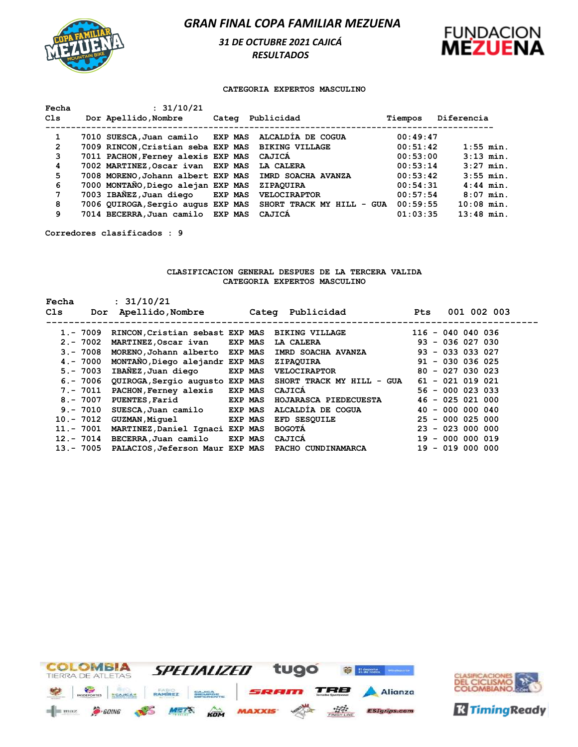# GRAN FINAL COPA FAMILIAR MEZUENA

## 31 DE OCTUBRE 2021 CAJICÁ

## RESULTADOS

### CATEGORIA EXPERTOS MASCULINO

Fecha : 31/10/21

| Cls | Dor | Apellido,Nombre | Categ | Publicidad | Tiempos | Diferencia |
|---|---|---|---|---|---|---|
| 1 | 7010 | SUESCA,Juan camilo | EXP MAS | ALCALDÍA DE COGUA | 00:49:47 | |
| 2 | 7009 | RINCON,Cristian seba | EXP MAS | BIKING VILLAGE | 00:51:42 | 1:55 min. |
| 3 | 7011 | PACHON,Ferney alexis | EXP MAS | CAJICÁ | 00:53:00 | 3:13 min. |
| 4 | 7002 | MARTINEZ,Oscar ivan | EXP MAS | LA CALERA | 00:53:14 | 3:27 min. |
| 5 | 7008 | MORENO,Johann albert | EXP MAS | IMRD SOACHA AVANZA | 00:53:42 | 3:55 min. |
| 6 | 7000 | MONTAÑO,Diego alejan | EXP MAS | ZIPAQUIRA | 00:54:31 | 4:44 min. |
| 7 | 7003 | IBAÑEZ,Juan diego | EXP MAS | VELOCIRAPTOR | 00:57:54 | 8:07 min. |
| 8 | 7006 | QUIROGA,Sergio augus | EXP MAS | SHORT TRACK MY HILL - GUA | 00:59:55 | 10:08 min. |
| 9 | 7014 | BECERRA,Juan camilo | EXP MAS | CAJICÁ | 01:03:35 | 13:48 min. |

Corredores clasificados : 9

### CLASIFICACION GENERAL DESPUES DE LA TERCERA VALIDA
### CATEGORIA EXPERTOS MASCULINO

Fecha : 31/10/21

| Cls | Dor | Apellido,Nombre | Categ | Publicidad | Pts | 001 | 002 | 003 |
|---|---|---|---|---|---|---|---|---|
| 1.- | 7009 | RINCON,Cristian sebast | EXP MAS | BIKING VILLAGE | 116 - | 040 | 040 | 036 |
| 2.- | 7002 | MARTINEZ,Oscar ivan | EXP MAS | LA CALERA | 93 - | 036 | 027 | 030 |
| 3.- | 7008 | MORENO,Johann alberto | EXP MAS | IMRD SOACHA AVANZA | 93 - | 033 | 033 | 027 |
| 4.- | 7000 | MONTAÑO,Diego alejandr | EXP MAS | ZIPAQUIRA | 91 - | 030 | 036 | 025 |
| 5.- | 7003 | IBAÑEZ,Juan diego | EXP MAS | VELOCIRAPTOR | 80 - | 027 | 030 | 023 |
| 6.- | 7006 | QUIROGA,Sergio augusto | EXP MAS | SHORT TRACK MY HILL - GUA | 61 - | 021 | 019 | 021 |
| 7.- | 7011 | PACHON,Ferney alexis | EXP MAS | CAJICÁ | 56 - | 000 | 023 | 033 |
| 8.- | 7007 | PUENTES,Farid | EXP MAS | HOJARASCA PIEDECUESTA | 46 - | 025 | 021 | 000 |
| 9.- | 7010 | SUESCA,Juan camilo | EXP MAS | ALCALDÍA DE COGUA | 40 - | 000 | 000 | 040 |
| 10.- | 7012 | GUZMAN,Miguel | EXP MAS | EFD SESQUILE | 25 - | 000 | 025 | 000 |
| 11.- | 7001 | MARTINEZ,Daniel Ignaci | EXP MAS | BOGOTÁ | 23 - | 023 | 000 | 000 |
| 12.- | 7014 | BECERRA,Juan camilo | EXP MAS | CAJICÁ | 19 - | 000 | 000 | 019 |
| 13.- | 7005 | PALACIOS,Jeferson Maur | EXP MAS | PACHO CUNDINAMARCA | 19 - | 019 | 000 | 000 |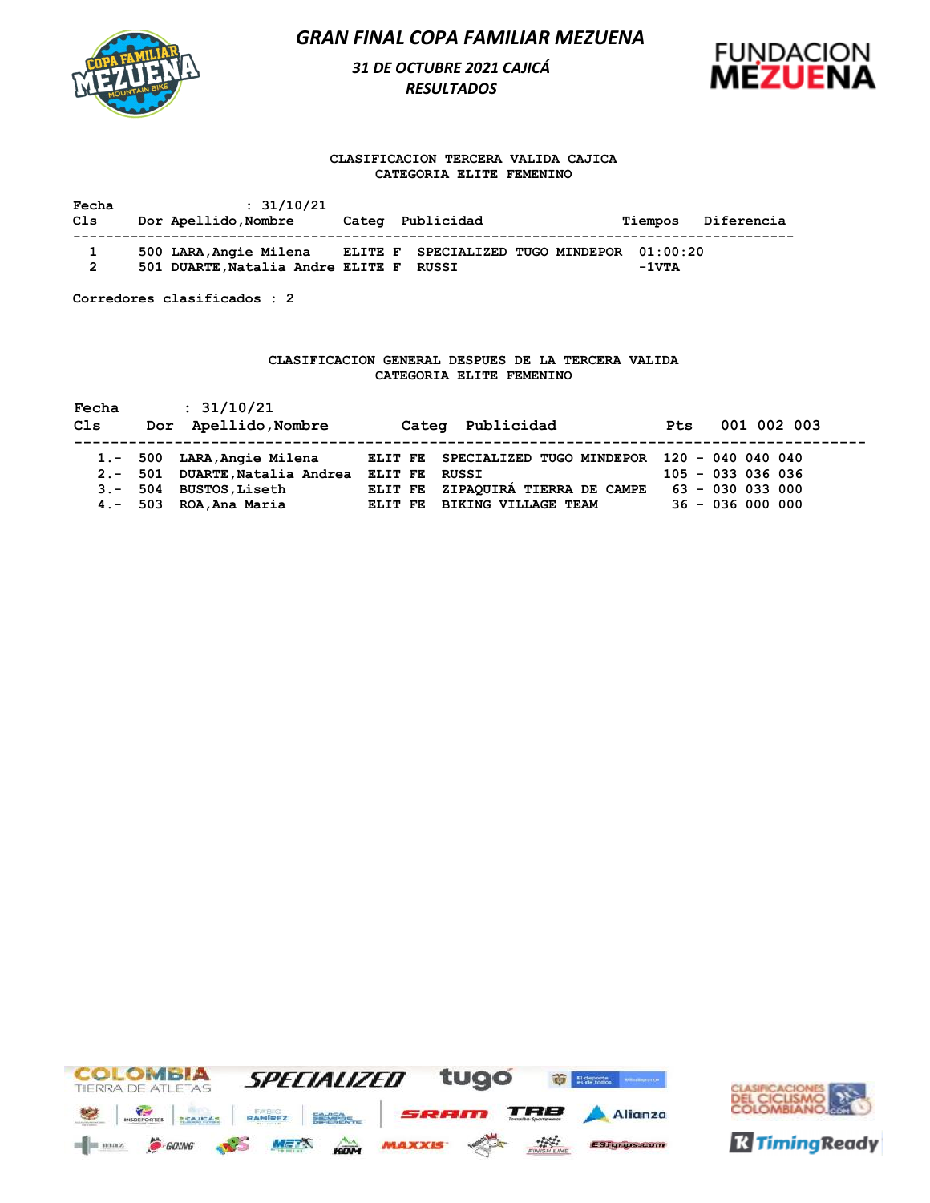# GRAN FINAL COPA FAMILIAR MEZUENA

### 31 DE OCTUBRE 2021 CAJICÁ

### RESULTADOS

**CLASIFICACION TERCERA VALIDA CAJICA**
**CATEGORIA ELITE FEMENINO**

Fecha : 31/10/21

| Cls | Dor | Apellido,Nombre | Categ | Publicidad | Tiempos | Diferencia |
|---|---|---|---|---|---|---|
| 1 | 500 | LARA,Angie Milena | ELITE F | SPECIALIZED TUGO MINDEPOR | 01:00:20 | |
| 2 | 501 | DUARTE,Natalia Andre | ELITE F | RUSSI | -1VTA | |

Corredores clasificados : 2

**CLASIFICACION GENERAL DESPUES DE LA TERCERA VALIDA**
**CATEGORIA ELITE FEMENINO**

Fecha : 31/10/21

| Cls | Dor | Apellido,Nombre | Categ | Publicidad | Pts | 001 | 002 | 003 |
|---|---|---|---|---|---|---|---|---|
| 1.- | 500 | LARA,Angie Milena | ELIT FE | SPECIALIZED TUGO MINDEPOR | 120 - | 040 | 040 | 040 |
| 2.- | 501 | DUARTE,Natalia Andrea | ELIT FE | RUSSI | 105 - | 033 | 036 | 036 |
| 3.- | 504 | BUSTOS,Liseth | ELIT FE | ZIPAQUIRÁ TIERRA DE CAMPE | 63 - | 030 | 033 | 000 |
| 4.- | 503 | ROA,Ana Maria | ELIT FE | BIKING VILLAGE TEAM | 36 - | 036 | 000 | 000 |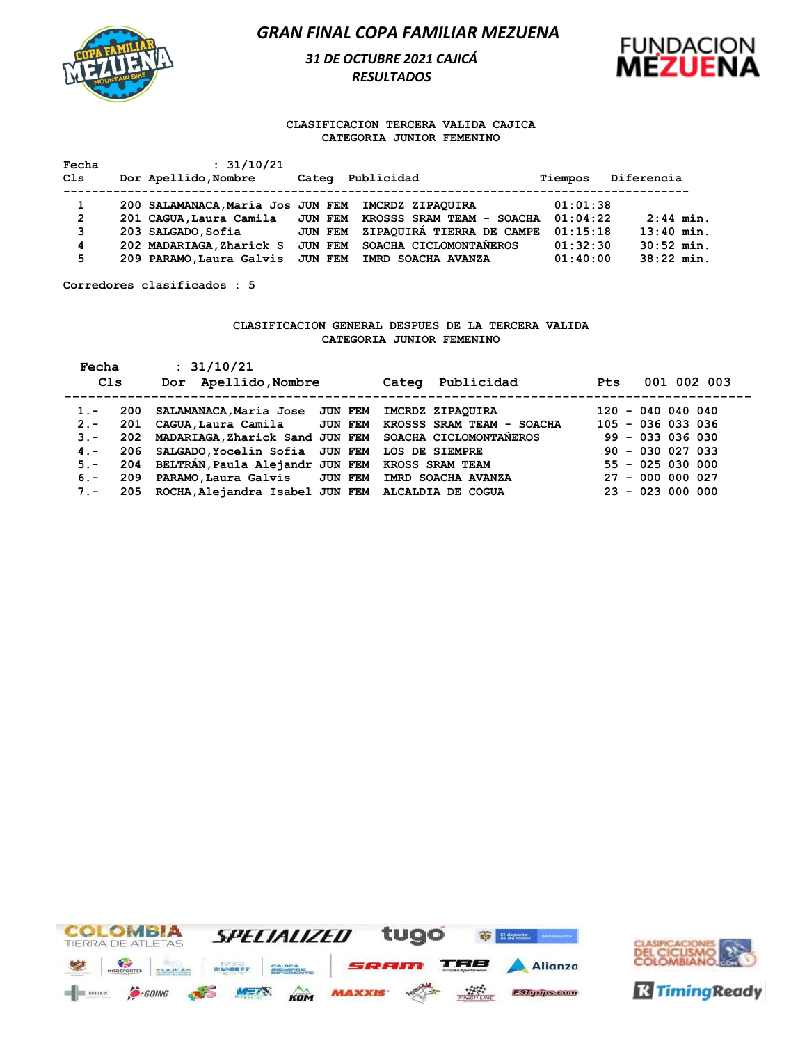# GRAN FINAL COPA FAMILIAR MEZUENA

## 31 DE OCTUBRE 2021 CAJICÁ

## RESULTADOS

### CLASIFICACION TERCERA VALIDA CAJICA
### CATEGORIA JUNIOR FEMENINO

Fecha : 31/10/21

| Cls | Dor | Apellido,Nombre | Categ | Publicidad | Tiempos | Diferencia |
|---|---|---|---|---|---|---|
| 1 | 200 | SALAMANACA,Maria Jos | JUN FEM | IMCRDZ ZIPAQUIRA | 01:01:38 | |
| 2 | 201 | CAGUA,Laura Camila | JUN FEM | KROSSS SRAM TEAM - SOACHA | 01:04:22 | 2:44 min. |
| 3 | 203 | SALGADO,Sofia | JUN FEM | ZIPAQUIRÁ TIERRA DE CAMPE | 01:15:18 | 13:40 min. |
| 4 | 202 | MADARIAGA,Zharick S | JUN FEM | SOACHA CICLOMONTAÑEROS | 01:32:30 | 30:52 min. |
| 5 | 209 | PARAMO,Laura Galvis | JUN FEM | IMRD SOACHA AVANZA | 01:40:00 | 38:22 min. |

Corredores clasificados : 5

### CLASIFICACION GENERAL DESPUES DE LA TERCERA VALIDA
### CATEGORIA JUNIOR FEMENINO

Fecha : 31/10/21

| Cls | Dor | Apellido,Nombre | Categ | Publicidad | Pts | 001 | 002 | 003 |
|---|---|---|---|---|---|---|---|---|
| 1.- | 200 | SALAMANACA,Maria Jose | JUN FEM | IMCRDZ ZIPAQUIRA | 120 - | 040 | 040 | 040 |
| 2.- | 201 | CAGUA,Laura Camila | JUN FEM | KROSSS SRAM TEAM - SOACHA | 105 - | 036 | 033 | 036 |
| 3.- | 202 | MADARIAGA,Zharick Sand | JUN FEM | SOACHA CICLOMONTAÑEROS | 99 - | 033 | 036 | 030 |
| 4.- | 206 | SALGADO,Yocelin Sofia | JUN FEM | LOS DE SIEMPRE | 90 - | 030 | 027 | 033 |
| 5.- | 204 | BELTRÁN,Paula Alejandr | JUN FEM | KROSS SRAM TEAM | 55 - | 025 | 030 | 000 |
| 6.- | 209 | PARAMO,Laura Galvis | JUN FEM | IMRD SOACHA AVANZA | 27 - | 000 | 000 | 027 |
| 7.- | 205 | ROCHA,Alejandra Isabel | JUN FEM | ALCALDIA DE COGUA | 23 - | 023 | 000 | 000 |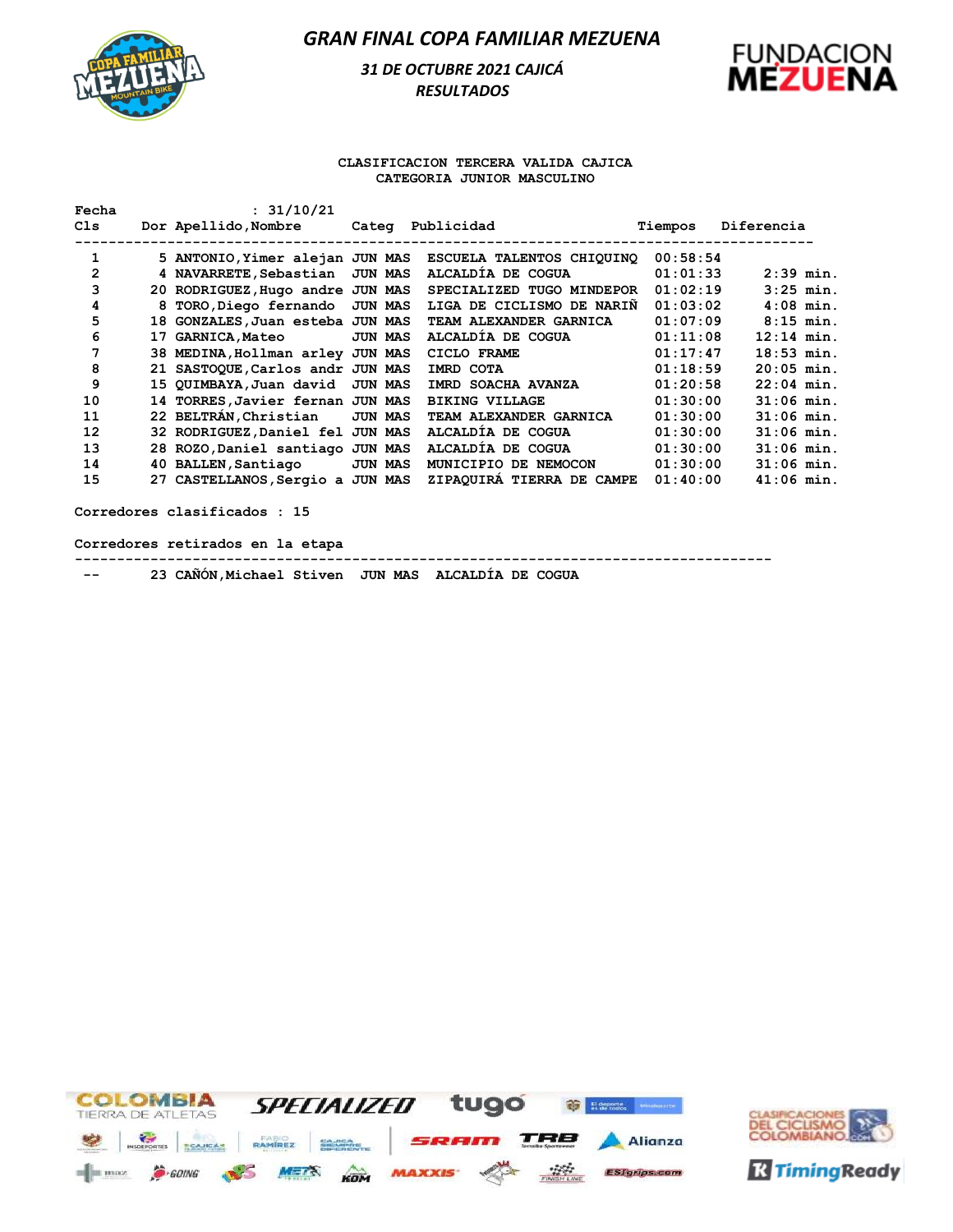# GRAN FINAL COPA FAMILIAR MEZUENA

*31 DE OCTUBRE 2021 CAJICÁ*

*RESULTADOS*

CLASIFICACION TERCERA VALIDA CAJICA
CATEGORIA JUNIOR MASCULINO

Fecha : 31/10/21

| Cls | Dor | Apellido,Nombre | Categ | Publicidad | Tiempos | Diferencia |
|---|---|---|---|---|---|---|
| 1 | 5 | ANTONIO,Yimer alejan | JUN MAS | ESCUELA TALENTOS CHIQUINQ | 00:58:54 | |
| 2 | 4 | NAVARRETE,Sebastian | JUN MAS | ALCALDÍA DE COGUA | 01:01:33 | 2:39 min. |
| 3 | 20 | RODRIGUEZ,Hugo andre | JUN MAS | SPECIALIZED TUGO MINDEPOR | 01:02:19 | 3:25 min. |
| 4 | 8 | TORO,Diego fernando | JUN MAS | LIGA DE CICLISMO DE NARIÑ | 01:03:02 | 4:08 min. |
| 5 | 18 | GONZALES,Juan esteba | JUN MAS | TEAM ALEXANDER GARNICA | 01:07:09 | 8:15 min. |
| 6 | 17 | GARNICA,Mateo | JUN MAS | ALCALDÍA DE COGUA | 01:11:08 | 12:14 min. |
| 7 | 38 | MEDINA,Hollman arley | JUN MAS | CICLO FRAME | 01:17:47 | 18:53 min. |
| 8 | 21 | SASTOQUE,Carlos andr | JUN MAS | IMRD COTA | 01:18:59 | 20:05 min. |
| 9 | 15 | QUIMBAYA,Juan david | JUN MAS | IMRD SOACHA AVANZA | 01:20:58 | 22:04 min. |
| 10 | 14 | TORRES,Javier fernan | JUN MAS | BIKING VILLAGE | 01:30:00 | 31:06 min. |
| 11 | 22 | BELTRÁN,Christian | JUN MAS | TEAM ALEXANDER GARNICA | 01:30:00 | 31:06 min. |
| 12 | 32 | RODRIGUEZ,Daniel fel | JUN MAS | ALCALDÍA DE COGUA | 01:30:00 | 31:06 min. |
| 13 | 28 | ROZO,Daniel santiago | JUN MAS | ALCALDÍA DE COGUA | 01:30:00 | 31:06 min. |
| 14 | 40 | BALLEN,Santiago | JUN MAS | MUNICIPIO DE NEMOCON | 01:30:00 | 31:06 min. |
| 15 | 27 | CASTELLANOS,Sergio a | JUN MAS | ZIPAQUIRÁ TIERRA DE CAMPE | 01:40:00 | 41:06 min. |

Corredores clasificados : 15

Corredores retirados en la etapa

| Cls | Dor | Apellido,Nombre | Categ | Publicidad |
|---|---|---|---|---|
| -- | 23 | CAÑÓN,Michael Stiven | JUN MAS | ALCALDÍA DE COGUA |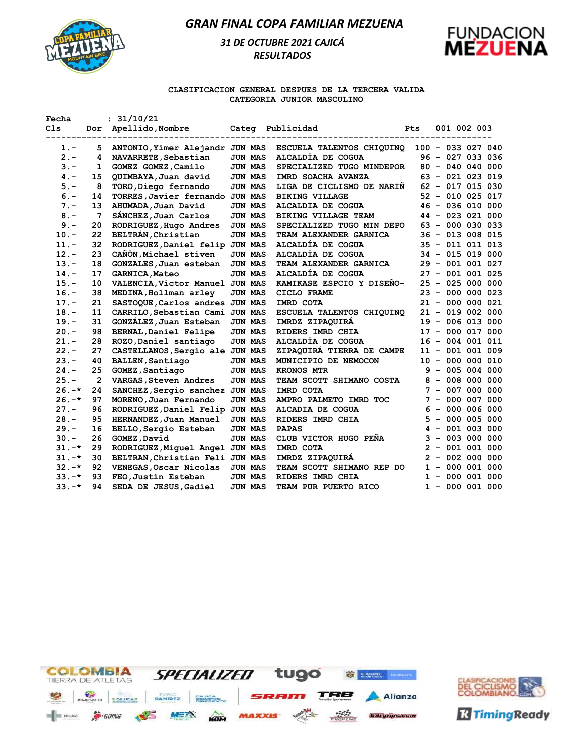# GRAN FINAL COPA FAMILIAR MEZUENA

## 31 DE OCTUBRE 2021 CAJICÁ

## RESULTADOS

FUNDACION MEZUENA

CLASIFICACION GENERAL DESPUES DE LA TERCERA VALIDA
CATEGORIA JUNIOR MASCULINO

Fecha : 31/10/21

| Cls | Dor | Apellido,Nombre | Categ | Publicidad | Pts | | 001 | 002 | 003 |
|---|---|---|---|---|---|---|---|---|---|
| 1.- | 5 | ANTONIO,Yimer Alejandr | JUN MAS | ESCUELA TALENTOS CHIQUINQ | 100 | - | 033 | 027 | 040 |
| 2.- | 4 | NAVARRETE,Sebastian | JUN MAS | ALCALDÍA DE COGUA | 96 | - | 027 | 033 | 036 |
| 3.- | 1 | GOMEZ GOMEZ,Camilo | JUN MAS | SPECIALIZED TUGO MINDEPOR | 80 | - | 040 | 040 | 000 |
| 4.- | 15 | QUIMBAYA,Juan david | JUN MAS | IMRD SOACHA AVANZA | 63 | - | 021 | 023 | 019 |
| 5.- | 8 | TORO,Diego fernando | JUN MAS | LIGA DE CICLISMO DE NARIÑ | 62 | - | 017 | 015 | 030 |
| 6.- | 14 | TORRES,Javier fernando | JUN MAS | BIKING VILLAGE | 52 | - | 010 | 025 | 017 |
| 7.- | 13 | AHUMADA,Juan David | JUN MAS | ALCALDIA DE COGUA | 46 | - | 036 | 010 | 000 |
| 8.- | 7 | SÁNCHEZ,Juan Carlos | JUN MAS | BIKING VILLAGE TEAM | 44 | - | 023 | 021 | 000 |
| 9.- | 20 | RODRIGUEZ,Hugo Andres | JUN MAS | SPECIALIZED TUGO MIN DEPO | 63 | - | 000 | 030 | 033 |
| 10.- | 22 | BELTRÁN,Christian | JUN MAS | TEAM ALEXANDER GARNICA | 36 | - | 013 | 008 | 015 |
| 11.- | 32 | RODRIGUEZ,Daniel felip | JUN MAS | ALCALDÍA DE COGUA | 35 | - | 011 | 011 | 013 |
| 12.- | 23 | CAÑÓN,Michael stiven | JUN MAS | ALCALDÍA DE COGUA | 34 | - | 015 | 019 | 000 |
| 13.- | 18 | GONZALES,Juan esteban | JUN MAS | TEAM ALEXANDER GARNICA | 29 | - | 001 | 001 | 027 |
| 14.- | 17 | GARNICA,Mateo | JUN MAS | ALCALDÍA DE COGUA | 27 | - | 001 | 001 | 025 |
| 15.- | 10 | VALENCIA,Victor Manuel | JUN MAS | KAMIKASE ESPCIO Y DISEÑO- | 25 | - | 025 | 000 | 000 |
| 16.- | 38 | MEDINA,Hollman arley | JUN MAS | CICLO FRAME | 23 | - | 000 | 000 | 023 |
| 17.- | 21 | SASTOQUE,Carlos andres | JUN MAS | IMRD COTA | 21 | - | 000 | 000 | 021 |
| 18.- | 11 | CARRILO,Sebastian Cami | JUN MAS | ESCUELA TALENTOS CHIQUINQ | 21 | - | 019 | 002 | 000 |
| 19.- | 31 | GONZÁLEZ,Juan Esteban | JUN MAS | IMRDZ ZIPAQUIRÁ | 19 | - | 006 | 013 | 000 |
| 20.- | 98 | BERNAL,Daniel Felipe | JUN MAS | RIDERS IMRD CHIA | 17 | - | 000 | 017 | 000 |
| 21.- | 28 | ROZO,Daniel santiago | JUN MAS | ALCALDÍA DE COGUA | 16 | - | 004 | 001 | 011 |
| 22.- | 27 | CASTELLANOS,Sergio ale | JUN MAS | ZIPAQUIRÁ TIERRA DE CAMPE | 11 | - | 001 | 001 | 009 |
| 23.- | 40 | BALLEN,Santiago | JUN MAS | MUNICIPIO DE NEMOCON | 10 | - | 000 | 000 | 010 |
| 24.- | 25 | GOMEZ,Santiago | JUN MAS | KRONOS MTR | 9 | - | 005 | 004 | 000 |
| 25.- | 2 | VARGAS,Steven Andres | JUN MAS | TEAM SCOTT SHIMANO COSTA | 8 | - | 008 | 000 | 000 |
| 26.-* | 24 | SANCHEZ,Sergio sanchez | JUN MAS | IMRD COTA | 7 | - | 007 | 000 | 000 |
| 26.-* | 97 | MORENO,Juan Fernando | JUN MAS | AMPRO PALMETO IMRD TOC | 7 | - | 000 | 007 | 000 |
| 27.- | 96 | RODRIGUEZ,Daniel Felip | JUN MAS | ALCADIA DE COGUA | 6 | - | 000 | 006 | 000 |
| 28.- | 95 | HERNANDEZ,Juan Manuel | JUN MAS | RIDERS IMRD CHIA | 5 | - | 000 | 005 | 000 |
| 29.- | 16 | BELLO,Sergio Esteban | JUN MAS | PAPAS | 4 | - | 001 | 003 | 000 |
| 30.- | 26 | GOMEZ,David | JUN MAS | CLUB VICTOR HUGO PEÑA | 3 | - | 003 | 000 | 000 |
| 31.-* | 29 | RODRIGUEZ,Miguel Angel | JUN MAS | IMRD COTA | 2 | - | 001 | 001 | 000 |
| 31.-* | 30 | BELTRAN,Christian Feli | JUN MAS | IMRDZ ZIPAQUIRÁ | 2 | - | 002 | 000 | 000 |
| 32.-* | 92 | VENEGAS,Oscar Nicolas | JUN MAS | TEAM SCOTT SHIMANO REP DO | 1 | - | 000 | 001 | 000 |
| 33.-* | 93 | FEO,Justin Esteban | JUN MAS | RIDERS IMRD CHIA | 1 | - | 000 | 001 | 000 |
| 33.-* | 94 | SEDA DE JESUS,Gadiel | JUN MAS | TEAM PUR PUERTO RICO | 1 | - | 000 | 001 | 000 |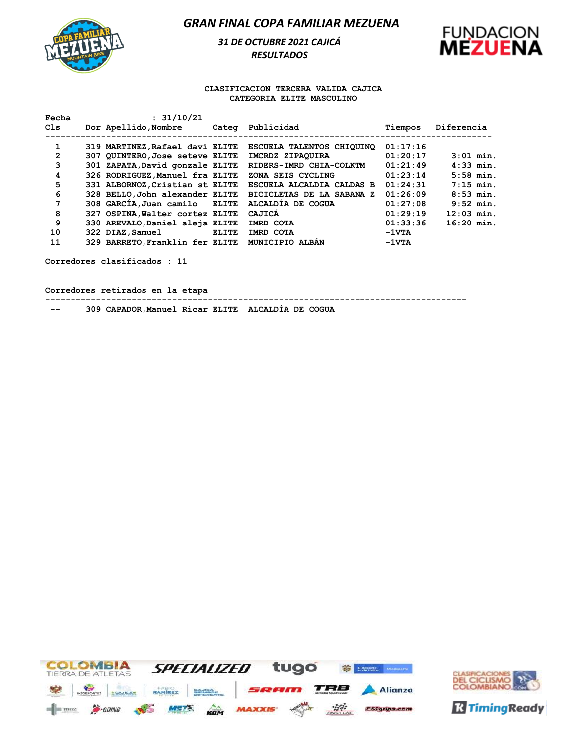# GRAN FINAL COPA FAMILIAR MEZUENA

## 31 DE OCTUBRE 2021 CAJICÁ

## RESULTADOS

CLASIFICACION TERCERA VALIDA CAJICA
CATEGORIA ELITE MASCULINO

Fecha : 31/10/21

| Cls | Dor | Apellido,Nombre | Categ | Publicidad | Tiempos | Diferencia |
|---|---|---|---|---|---|---|
| 1 | 319 | MARTINEZ,Rafael davi | ELITE | ESCUELA TALENTOS CHIQUINQ | 01:17:16 | |
| 2 | 307 | QUINTERO,Jose seteve | ELITE | IMCRDZ ZIPAQUIRA | 01:20:17 | 3:01 min. |
| 3 | 301 | ZAPATA,David gonzale | ELITE | RIDERS-IMRD CHIA-COLKTM | 01:21:49 | 4:33 min. |
| 4 | 326 | RODRIGUEZ,Manuel fra | ELITE | ZONA SEIS CYCLING | 01:23:14 | 5:58 min. |
| 5 | 331 | ALBORNOZ,Cristian st | ELITE | ESCUELA ALCALDIA CALDAS B | 01:24:31 | 7:15 min. |
| 6 | 328 | BELLO,John alexander | ELITE | BICICLETAS DE LA SABANA Z | 01:26:09 | 8:53 min. |
| 7 | 308 | GARCÍA,Juan camilo | ELITE | ALCALDÍA DE COGUA | 01:27:08 | 9:52 min. |
| 8 | 327 | OSPINA,Walter cortez | ELITE | CAJICÁ | 01:29:19 | 12:03 min. |
| 9 | 330 | AREVALO,Daniel aleja | ELITE | IMRD COTA | 01:33:36 | 16:20 min. |
| 10 | 322 | DIAZ,Samuel | ELITE | IMRD COTA | -1VTA | |
| 11 | 329 | BARRETO,Franklin fer | ELITE | MUNICIPIO ALBÁN | -1VTA | |

Corredores clasificados : 11

Corredores retirados en la etapa

| Cls | Dor | Apellido,Nombre | Categ | Publicidad |
|---|---|---|---|---|
| -- | 309 | CAPADOR,Manuel Ricar | ELITE | ALCALDÍA DE COGUA |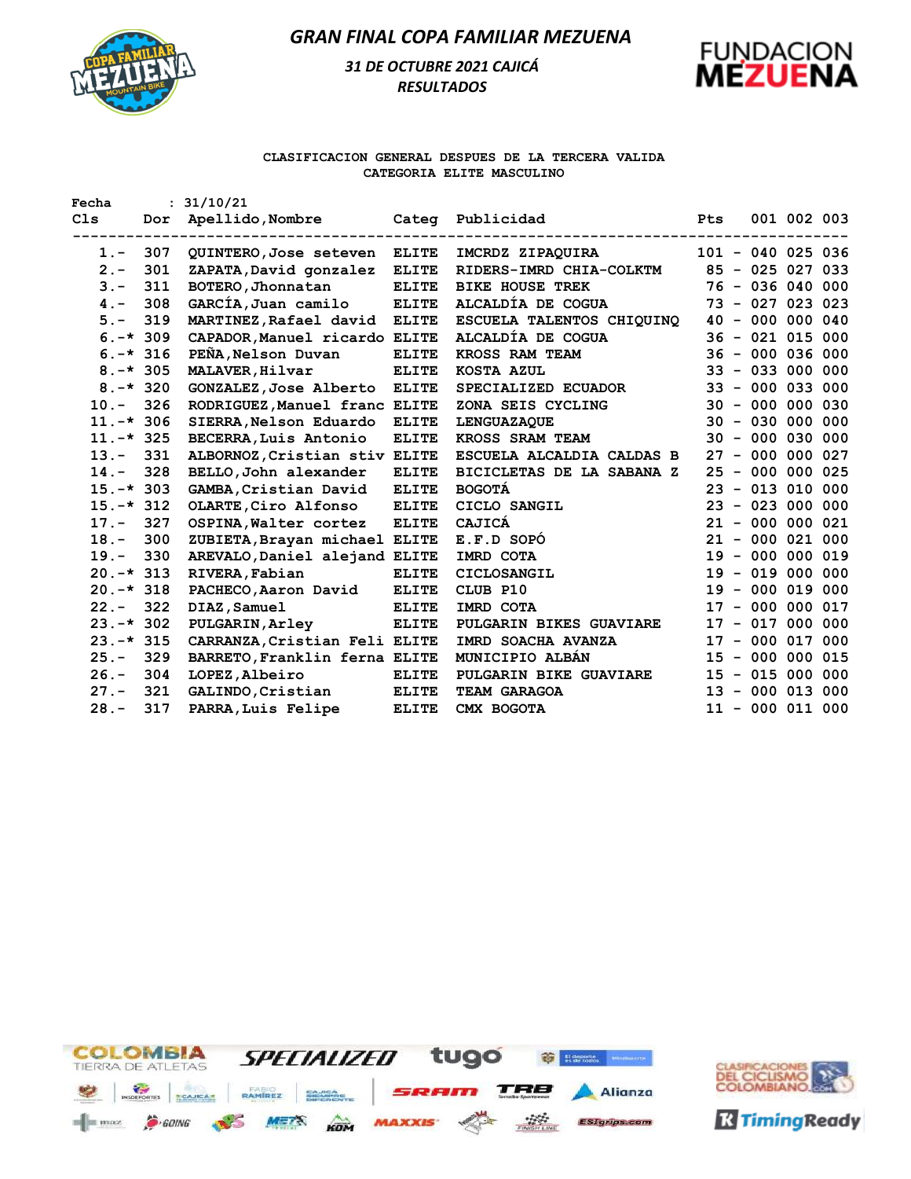# GRAN FINAL COPA FAMILIAR MEZUENA

*31 DE OCTUBRE 2021 CAJICÁ*

*RESULTADOS*

FUNDACION MEZUENA

**CLASIFICACION GENERAL DESPUES DE LA TERCERA VALIDA**
**CATEGORIA ELITE MASCULINO**

Fecha : 31/10/21

| Cls | Dor | Apellido,Nombre | Categ | Publicidad | Pts | | 001 | 002 | 003 |
|---|---|---|---|---|---|---|---|---|---|
| 1.- | 307 | QUINTERO,Jose seteven | ELITE | IMCRDZ ZIPAQUIRA | 101 | - | 040 | 025 | 036 |
| 2.- | 301 | ZAPATA,David gonzalez | ELITE | RIDERS-IMRD CHIA-COLKTM | 85 | - | 025 | 027 | 033 |
| 3.- | 311 | BOTERO,Jhonnatan | ELITE | BIKE HOUSE TREK | 76 | - | 036 | 040 | 000 |
| 4.- | 308 | GARCÍA,Juan camilo | ELITE | ALCALDÍA DE COGUA | 73 | - | 027 | 023 | 023 |
| 5.- | 319 | MARTINEZ,Rafael david | ELITE | ESCUELA TALENTOS CHIQUINQ | 40 | - | 000 | 000 | 040 |
| 6.-* | 309 | CAPADOR,Manuel ricardo | ELITE | ALCALDÍA DE COGUA | 36 | - | 021 | 015 | 000 |
| 6.-* | 316 | PEÑA,Nelson Duvan | ELITE | KROSS RAM TEAM | 36 | - | 000 | 036 | 000 |
| 8.-* | 305 | MALAVER,Hilvar | ELITE | KOSTA AZUL | 33 | - | 033 | 000 | 000 |
| 8.-* | 320 | GONZALEZ,Jose Alberto | ELITE | SPECIALIZED ECUADOR | 33 | - | 000 | 033 | 000 |
| 10.- | 326 | RODRIGUEZ,Manuel franc | ELITE | ZONA SEIS CYCLING | 30 | - | 000 | 000 | 030 |
| 11.-* | 306 | SIERRA,Nelson Eduardo | ELITE | LENGUAZAQUE | 30 | - | 030 | 000 | 000 |
| 11.-* | 325 | BECERRA,Luis Antonio | ELITE | KROSS SRAM TEAM | 30 | - | 000 | 030 | 000 |
| 13.- | 331 | ALBORNOZ,Cristian stiv | ELITE | ESCUELA ALCALDIA CALDAS B | 27 | - | 000 | 000 | 027 |
| 14.- | 328 | BELLO,John alexander | ELITE | BICICLETAS DE LA SABANA Z | 25 | - | 000 | 000 | 025 |
| 15.-* | 303 | GAMBA,Cristian David | ELITE | BOGOTÁ | 23 | - | 013 | 010 | 000 |
| 15.-* | 312 | OLARTE,Ciro Alfonso | ELITE | CICLO SANGIL | 23 | - | 023 | 000 | 000 |
| 17.- | 327 | OSPINA,Walter cortez | ELITE | CAJICÁ | 21 | - | 000 | 000 | 021 |
| 18.- | 300 | ZUBIETA,Brayan michael | ELITE | E.F.D SOPÓ | 21 | - | 000 | 021 | 000 |
| 19.- | 330 | AREVALO,Daniel alejand | ELITE | IMRD COTA | 19 | - | 000 | 000 | 019 |
| 20.-* | 313 | RIVERA,Fabian | ELITE | CICLOSANGIL | 19 | - | 019 | 000 | 000 |
| 20.-* | 318 | PACHECO,Aaron David | ELITE | CLUB P10 | 19 | - | 000 | 019 | 000 |
| 22.- | 322 | DIAZ,Samuel | ELITE | IMRD COTA | 17 | - | 000 | 000 | 017 |
| 23.-* | 302 | PULGARIN,Arley | ELITE | PULGARIN BIKES GUAVIARE | 17 | - | 017 | 000 | 000 |
| 23.-* | 315 | CARRANZA,Cristian Feli | ELITE | IMRD SOACHA AVANZA | 17 | - | 000 | 017 | 000 |
| 25.- | 329 | BARRETO,Franklin ferna | ELITE | MUNICIPIO ALBÁN | 15 | - | 000 | 000 | 015 |
| 26.- | 304 | LOPEZ,Albeiro | ELITE | PULGARIN BIKE GUAVIARE | 15 | - | 015 | 000 | 000 |
| 27.- | 321 | GALINDO,Cristian | ELITE | TEAM GARAGOA | 13 | - | 000 | 013 | 000 |
| 28.- | 317 | PARRA,Luis Felipe | ELITE | CMX BOGOTA | 11 | - | 000 | 011 | 000 |